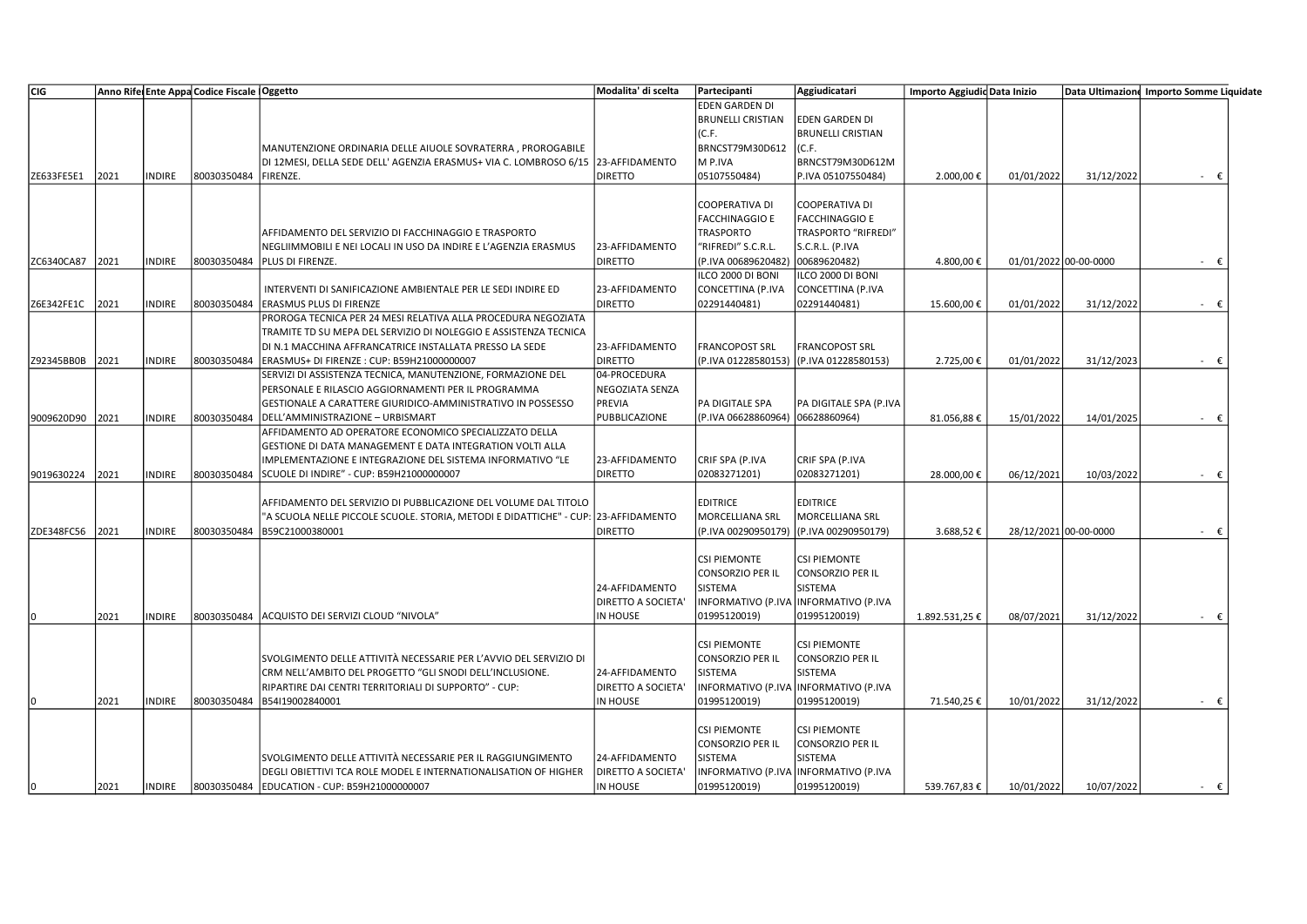| CIG | Anno Rife | Ente Appa | Codice Fiscale | Oggetto | Modalita' di scelta | Partecipanti | Aggiudicatari | Importo Aggiudic | Data Inizio | Data Ultimazione | Importo Somme Liquidate |
|---|---|---|---|---|---|---|---|---|---|---|---|
| ZE633FE5E1 | 2021 | INDIRE | 80030350484 | MANUTENZIONE ORDINARIA DELLE AIUOLE SOVRATERRA , PROROGABILE DI 12MESI, DELLA SEDE DELL' AGENZIA ERASMUS+ VIA C. LOMBROSO 6/15 FIRENZE. | 23-AFFIDAMENTO DIRETTO | EDEN GARDEN DI BRUNELLI CRISTIAN (C.F. BRNCST79M30D612 M P.IVA 05107550484) | EDEN GARDEN DI BRUNELLI CRISTIAN (C.F. BRNCST79M30D612M P.IVA 05107550484) | 2.000,00 € | 01/01/2022 | 31/12/2022 | - € |
| ZC6340CA87 | 2021 | INDIRE | 80030350484 | AFFIDAMENTO DEL SERVIZIO DI FACCHINAGGIO E TRASPORTO NEGLIIMMOBILI E NEI LOCALI IN USO DA INDIRE E L'AGENZIA ERASMUS PLUS DI FIRENZE. | 23-AFFIDAMENTO DIRETTO | COOPERATIVA DI FACCHINAGGIO E TRASPORTO "RIFREDI" S.C.R.L. (P.IVA 00689620482) | COOPERATIVA DI FACCHINAGGIO E TRASPORTO "RIFREDI" S.C.R.L. (P.IVA 00689620482) | 4.800,00 € | 01/01/2022 | 00-00-0000 | - € |
| Z6E342FE1C | 2021 | INDIRE | 80030350484 | INTERVENTI DI SANIFICAZIONE AMBIENTALE PER LE SEDI INDIRE ED ERASMUS PLUS DI FIRENZE | 23-AFFIDAMENTO DIRETTO | ILCO 2000 DI BONI CONCETTINA (P.IVA 02291440481) | ILCO 2000 DI BONI CONCETTINA (P.IVA 02291440481) | 15.600,00 € | 01/01/2022 | 31/12/2022 | - € |
| Z92345BB0B | 2021 | INDIRE | 80030350484 | PROROGA TECNICA PER 24 MESI RELATIVA ALLA PROCEDURA NEGOZIATA TRAMITE TD SU MEPA DEL SERVIZIO DI NOLEGGIO E ASSISTENZA TECNICA DI N.1 MACCHINA AFFRANCATRICE INSTALLATA PRESSO LA SEDE ERASMUS+ DI FIRENZE : CUP: B59H21000000007 | 23-AFFIDAMENTO DIRETTO | FRANCOPOST SRL (P.IVA 01228580153) | FRANCOPOST SRL (P.IVA 01228580153) | 2.725,00 € | 01/01/2022 | 31/12/2023 | - € |
| 9009620D90 | 2021 | INDIRE | 80030350484 | SERVIZI DI ASSISTENZA TECNICA, MANUTENZIONE, FORMAZIONE DEL PERSONALE E RILASCIO AGGIORNAMENTI PER IL PROGRAMMA GESTIONALE A CARATTERE GIURIDICO-AMMINISTRATIVO IN POSSESSO DELL'AMMINISTRAZIONE – URBISMART | 04-PROCEDURA NEGOZIATA SENZA PREVIA PUBBLICAZIONE | PA DIGITALE SPA (P.IVA 06628860964) | PA DIGITALE SPA (P.IVA 06628860964) | 81.056,88 € | 15/01/2022 | 14/01/2025 | - € |
| 9019630224 | 2021 | INDIRE | 80030350484 | AFFIDAMENTO AD OPERATORE ECONOMICO SPECIALIZZATO DELLA GESTIONE DI DATA MANAGEMENT E DATA INTEGRATION VOLTI ALLA IMPLEMENTAZIONE E INTEGRAZIONE DEL SISTEMA INFORMATIVO "LE SCUOLE DI INDIRE" - CUP: B59H21000000007 | 23-AFFIDAMENTO DIRETTO | CRIF SPA (P.IVA 02083271201) | CRIF SPA (P.IVA 02083271201) | 28.000,00 € | 06/12/2021 | 10/03/2022 | - € |
| ZDE348FC56 | 2021 | INDIRE | 80030350484 | AFFIDAMENTO DEL SERVIZIO DI PUBBLICAZIONE DEL VOLUME DAL TITOLO "A SCUOLA NELLE PICCOLE SCUOLE. STORIA, METODI E DIDATTICHE" - CUP: B59C21000380001 | 23-AFFIDAMENTO DIRETTO | EDITRICE MORCELLIANA SRL (P.IVA 00290950179) | EDITRICE MORCELLIANA SRL (P.IVA 00290950179) | 3.688,52 € | 28/12/2021 | 00-00-0000 | - € |
| 0 | 2021 | INDIRE | 80030350484 | ACQUISTO DEI SERVIZI CLOUD "NIVOLA" | 24-AFFIDAMENTO DIRETTO A SOCIETA' IN HOUSE | CSI PIEMONTE CONSORZIO PER IL SISTEMA INFORMATIVO (P.IVA 01995120019) | CSI PIEMONTE CONSORZIO PER IL SISTEMA INFORMATIVO (P.IVA 01995120019) | 1.892.531,25 € | 08/07/2021 | 31/12/2022 | - € |
| 0 | 2021 | INDIRE | 80030350484 | SVOLGIMENTO DELLE ATTIVITÀ NECESSARIE PER L'AVVIO DEL SERVIZIO DI CRM NELL'AMBITO DEL PROGETTO "GLI SNODI DELL'INCLUSIONE. RIPARTIRE DAI CENTRI TERRITORIALI DI SUPPORTO" - CUP: B54I19002840001 | 24-AFFIDAMENTO DIRETTO A SOCIETA' IN HOUSE | CSI PIEMONTE CONSORZIO PER IL SISTEMA INFORMATIVO (P.IVA 01995120019) | CSI PIEMONTE CONSORZIO PER IL SISTEMA INFORMATIVO (P.IVA 01995120019) | 71.540,25 € | 10/01/2022 | 31/12/2022 | - € |
| 0 | 2021 | INDIRE | 80030350484 | SVOLGIMENTO DELLE ATTIVITÀ NECESSARIE PER IL RAGGIUNGIMENTO DEGLI OBIETTIVI TCA ROLE MODEL E INTERNATIONALISATION OF HIGHER EDUCATION - CUP: B59H21000000007 | 24-AFFIDAMENTO DIRETTO A SOCIETA' IN HOUSE | CSI PIEMONTE CONSORZIO PER IL SISTEMA INFORMATIVO (P.IVA 01995120019) | CSI PIEMONTE CONSORZIO PER IL SISTEMA INFORMATIVO (P.IVA 01995120019) | 539.767,83 € | 10/01/2022 | 10/07/2022 | - € |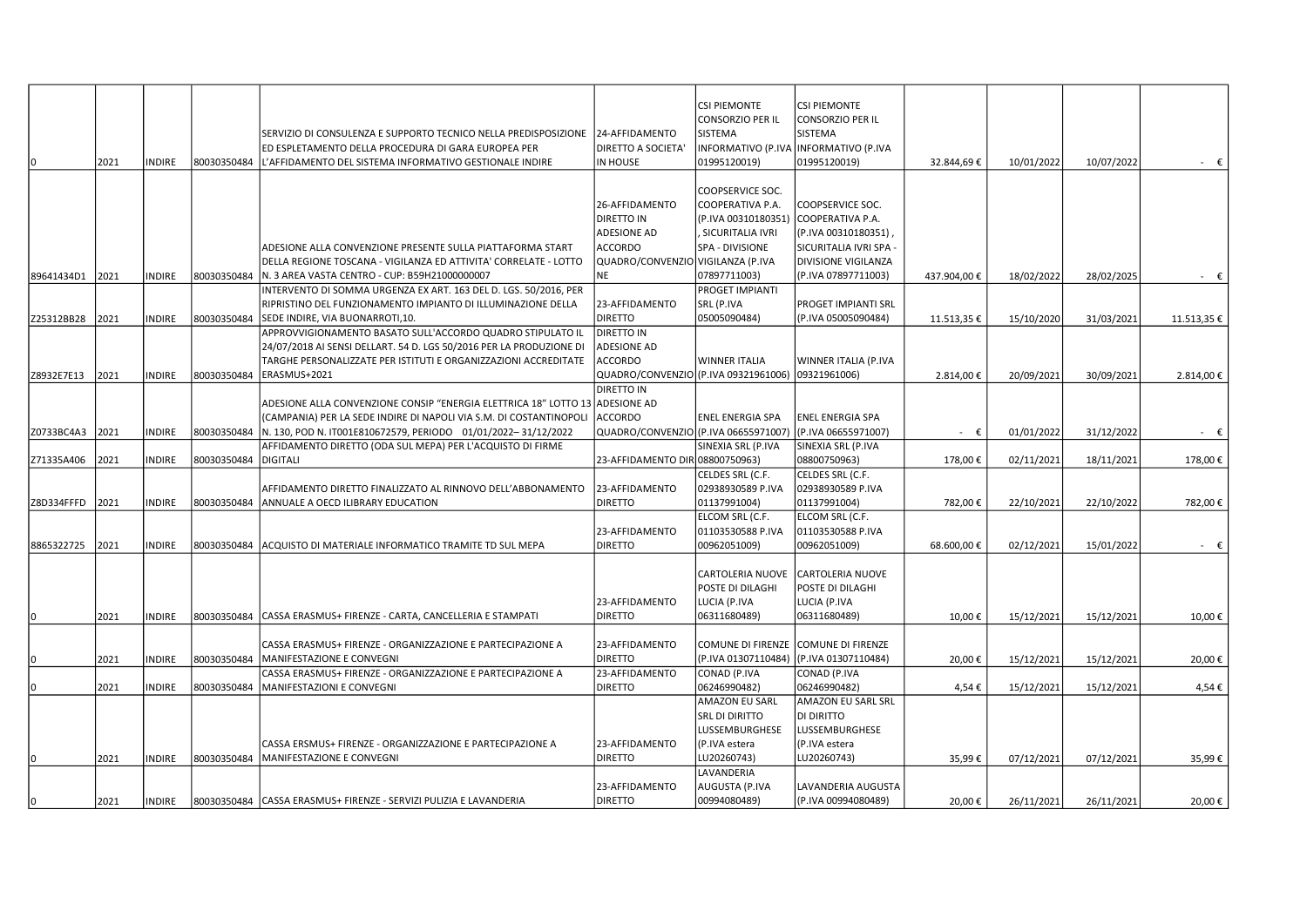| | | | | | | | | | | | |
|---|---|---|---|---|---|---|---|---|---|---|---|
| 0 | 2021 | INDIRE | 80030350484 | SERVIZIO DI CONSULENZA E SUPPORTO TECNICO NELLA PREDISPOSIZIONE ED ESPLETAMENTO DELLA PROCEDURA DI GARA EUROPEA PER L'AFFIDAMENTO DEL SISTEMA INFORMATIVO GESTIONALE INDIRE | 24-AFFIDAMENTO DIRETTO A SOCIETA' IN HOUSE | CSI PIEMONTE CONSORZIO PER IL SISTEMA INFORMATIVO (P.IVA 01995120019) | CSI PIEMONTE CONSORZIO PER IL SISTEMA INFORMATIVO (P.IVA 01995120019) | 32.844,69 € | 10/01/2022 | 10/07/2022 | - € |
| 89641434D1 | 2021 | INDIRE | 80030350484 | ADESIONE ALLA CONVENZIONE PRESENTE SULLA PIATTAFORMA START DELLA REGIONE TOSCANA - VIGILANZA ED ATTIVITA' CORRELATE - LOTTO N. 3 AREA VASTA CENTRO - CUP: B59H21000000007 | 26-AFFIDAMENTO DIRETTO IN ADESIONE AD ACCORDO QUADRO/CONVENZIONE | COOPSERVICE SOC. COOPERATIVA P.A. (P.IVA 00310180351), SICURITALIA IVRI SPA - DIVISIONE VIGILANZA (P.IVA 07897711003) | COOPSERVICE SOC. COOPERATIVA P.A. (P.IVA 00310180351), SICURITALIA IVRI SPA - DIVISIONE VIGILANZA (P.IVA 07897711003) | 437.904,00 € | 18/02/2022 | 28/02/2025 | - € |
| Z25312BB28 | 2021 | INDIRE | 80030350484 | INTERVENTO DI SOMMA URGENZA EX ART. 163 DEL D. LGS. 50/2016, PER RIPRISTINO DEL FUNZIONAMENTO IMPIANTO DI ILLUMINAZIONE DELLA SEDE INDIRE, VIA BUONARROTI,10. | 23-AFFIDAMENTO DIRETTO | PROGET IMPIANTI SRL (P.IVA 05005090484) | PROGET IMPIANTI SRL (P.IVA 05005090484) | 11.513,35 € | 15/10/2020 | 31/03/2021 | 11.513,35 € |
| Z8932E7E13 | 2021 | INDIRE | 80030350484 | APPROVVIGIONAMENTO BASATO SULL'ACCORDO QUADRO STIPULATO IL 24/07/2018 AI SENSI DELLART. 54 D. LGS 50/2016 PER LA PRODUZIONE DI TARGHE PERSONALIZZATE PER ISTITUTI E ORGANIZZAZIONI ACCREDITATE ERASMUS+2021 | DIRETTO IN ADESIONE AD ACCORDO QUADRO/CONVENZIO | WINNER ITALIA (P.IVA 09321961006) | WINNER ITALIA (P.IVA 09321961006) | 2.814,00 € | 20/09/2021 | 30/09/2021 | 2.814,00 € |
| Z0733BC4A3 | 2021 | INDIRE | 80030350484 | ADESIONE ALLA CONVENZIONE CONSIP "ENERGIA ELETTRICA 18" LOTTO 13 (CAMPANIA) PER LA SEDE INDIRE DI NAPOLI VIA S.M. DI COSTANTINOPOLI N. 130, POD N. IT001E810672579, PERIODO 01/01/2022– 31/12/2022 | DIRETTO IN ADESIONE AD ACCORDO QUADRO/CONVENZIO | ENEL ENERGIA SPA (P.IVA 06655971007) | ENEL ENERGIA SPA (P.IVA 06655971007) | - € | 01/01/2022 | 31/12/2022 | - € |
| Z71335A406 | 2021 | INDIRE | 80030350484 | AFFIDAMENTO DIRETTO (ODA SUL MEPA) PER L'ACQUISTO DI FIRME DIGITALI | 23-AFFIDAMENTO DIR | SINEXIA SRL (P.IVA 08800750963) | SINEXIA SRL (P.IVA 08800750963) | 178,00 € | 02/11/2021 | 18/11/2021 | 178,00 € |
| Z8D334FFFD | 2021 | INDIRE | 80030350484 | AFFIDAMENTO DIRETTO FINALIZZATO AL RINNOVO DELL'ABBONAMENTO ANNUALE A OECD ILIBRARY EDUCATION | 23-AFFIDAMENTO DIRETTO | CELDES SRL (C.F. 02938930589 P.IVA 01137991004) | CELDES SRL (C.F. 02938930589 P.IVA 01137991004) | 782,00 € | 22/10/2021 | 22/10/2022 | 782,00 € |
| 8865322725 | 2021 | INDIRE | 80030350484 | ACQUISTO DI MATERIALE INFORMATICO TRAMITE TD SUL MEPA | 23-AFFIDAMENTO DIRETTO | ELCOM SRL (C.F. 01103530588 P.IVA 00962051009) | ELCOM SRL (C.F. 01103530588 P.IVA 00962051009) | 68.600,00 € | 02/12/2021 | 15/01/2022 | - € |
| 0 | 2021 | INDIRE | 80030350484 | CASSA ERASMUS+ FIRENZE - CARTA, CANCELLERIA E STAMPATI | 23-AFFIDAMENTO DIRETTO | CARTOLERIA NUOVE POSTE DI DILAGHI LUCIA (P.IVA 06311680489) | CARTOLERIA NUOVE POSTE DI DILAGHI LUCIA (P.IVA 06311680489) | 10,00 € | 15/12/2021 | 15/12/2021 | 10,00 € |
| 0 | 2021 | INDIRE | 80030350484 | CASSA ERASMUS+ FIRENZE - ORGANIZZAZIONE E PARTECIPAZIONE A MANIFESTAZIONE E CONVEGNI | 23-AFFIDAMENTO DIRETTO | COMUNE DI FIRENZE (P.IVA 01307110484) | COMUNE DI FIRENZE (P.IVA 01307110484) | 20,00 € | 15/12/2021 | 15/12/2021 | 20,00 € |
| 0 | 2021 | INDIRE | 80030350484 | CASSA ERASMUS+ FIRENZE - ORGANIZZAZIONE E PARTECIPAZIONE A MANIFESTAZIONI E CONVEGNI | 23-AFFIDAMENTO DIRETTO | CONAD (P.IVA 06246990482) | CONAD (P.IVA 06246990482) | 4,54 € | 15/12/2021 | 15/12/2021 | 4,54 € |
| 0 | 2021 | INDIRE | 80030350484 | CASSA ERSMUS+ FIRENZE - ORGANIZZAZIONE E PARTECIPAZIONE A MANIFESTAZIONE E CONVEGNI | 23-AFFIDAMENTO DIRETTO | AMAZON EU SARL SRL DI DIRITTO LUSSEMBURGHESE (P.IVA estera LU20260743) | AMAZON EU SARL SRL DI DIRITTO LUSSEMBURGHESE (P.IVA estera LU20260743) | 35,99 € | 07/12/2021 | 07/12/2021 | 35,99 € |
| 0 | 2021 | INDIRE | 80030350484 | CASSA ERASMUS+ FIRENZE - SERVIZI PULIZIA E LAVANDERIA | 23-AFFIDAMENTO DIRETTO | LAVANDERIA AUGUSTA (P.IVA 00994080489) | LAVANDERIA AUGUSTA (P.IVA 00994080489) | 20,00 € | 26/11/2021 | 26/11/2021 | 20,00 € |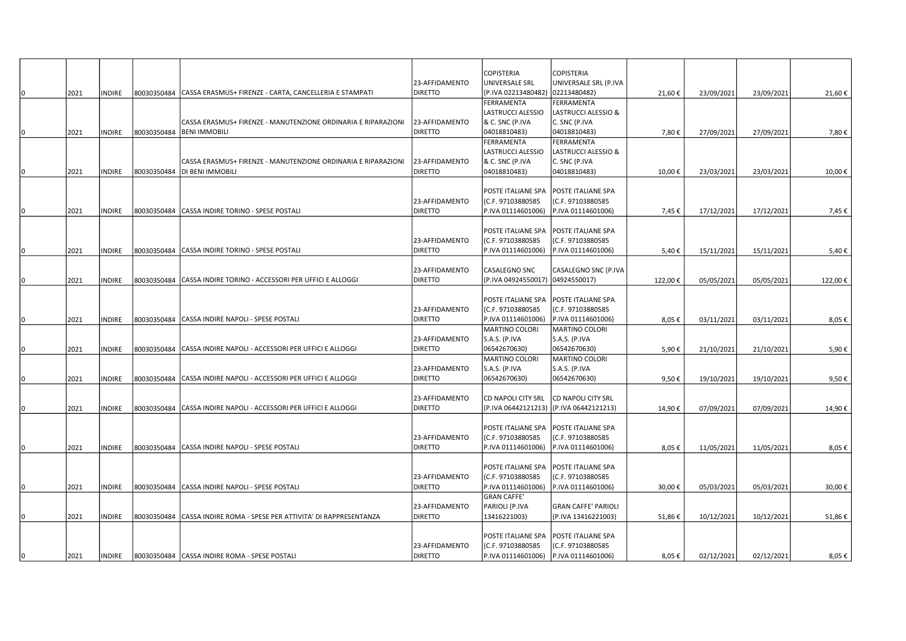| | | | | | | | | | | | |
|---|---|---|---|---|---|---|---|---|---|---|---|
| 0 | 2021 | INDIRE | 80030350484 | CASSA ERASMUS+ FIRENZE - CARTA, CANCELLERIA E STAMPATI | 23-AFFIDAMENTO DIRETTO | COPISTERIA UNIVERSALE SRL (P.IVA 02213480482) | COPISTERIA UNIVERSALE SRL (P.IVA 02213480482) | 21,60 € | 23/09/2021 | 23/09/2021 | 21,60 € |
| 0 | 2021 | INDIRE | 80030350484 | CASSA ERASMUS+ FIRENZE - MANUTENZIONE ORDINARIA E RIPARAZIONI BENI IMMOBILI | 23-AFFIDAMENTO DIRETTO | FERRAMENTA LASTRUCCI ALESSIO & C. SNC (P.IVA 04018810483) | FERRAMENTA LASTRUCCI ALESSIO & C. SNC (P.IVA 04018810483) | 7,80 € | 27/09/2021 | 27/09/2021 | 7,80 € |
| 0 | 2021 | INDIRE | 80030350484 | CASSA ERASMUS+ FIRENZE - MANUTENZIONE ORDINARIA E RIPARAZIONI DI BENI IMMOBILI | 23-AFFIDAMENTO DIRETTO | FERRAMENTA LASTRUCCI ALESSIO & C. SNC (P.IVA 04018810483) | FERRAMENTA LASTRUCCI ALESSIO & C. SNC (P.IVA 04018810483) | 10,00 € | 23/03/2021 | 23/03/2021 | 10,00 € |
| 0 | 2021 | INDIRE | 80030350484 | CASSA INDIRE TORINO - SPESE POSTALI | 23-AFFIDAMENTO DIRETTO | POSTE ITALIANE SPA (C.F. 97103880585 P.IVA 01114601006) | POSTE ITALIANE SPA (C.F. 97103880585 P.IVA 01114601006) | 7,45 € | 17/12/2021 | 17/12/2021 | 7,45 € |
| 0 | 2021 | INDIRE | 80030350484 | CASSA INDIRE TORINO - SPESE POSTALI | 23-AFFIDAMENTO DIRETTO | POSTE ITALIANE SPA (C.F. 97103880585 P.IVA 01114601006) | POSTE ITALIANE SPA (C.F. 97103880585 P.IVA 01114601006) | 5,40 € | 15/11/2021 | 15/11/2021 | 5,40 € |
| 0 | 2021 | INDIRE | 80030350484 | CASSA INDIRE TORINO - ACCESSORI PER UFFICI E ALLOGGI | 23-AFFIDAMENTO DIRETTO | CASALEGNO SNC (P.IVA 04924550017) | CASALEGNO SNC (P.IVA 04924550017) | 122,00 € | 05/05/2021 | 05/05/2021 | 122,00 € |
| 0 | 2021 | INDIRE | 80030350484 | CASSA INDIRE NAPOLI - SPESE POSTALI | 23-AFFIDAMENTO DIRETTO | POSTE ITALIANE SPA (C.F. 97103880585 P.IVA 01114601006) | POSTE ITALIANE SPA (C.F. 97103880585 P.IVA 01114601006) | 8,05 € | 03/11/2021 | 03/11/2021 | 8,05 € |
| 0 | 2021 | INDIRE | 80030350484 | CASSA INDIRE NAPOLI - ACCESSORI PER UFFICI E ALLOGGI | 23-AFFIDAMENTO DIRETTO | MARTINO COLORI S.A.S. (P.IVA 06542670630) | MARTINO COLORI S.A.S. (P.IVA 06542670630) | 5,90 € | 21/10/2021 | 21/10/2021 | 5,90 € |
| 0 | 2021 | INDIRE | 80030350484 | CASSA INDIRE NAPOLI - ACCESSORI PER UFFICI E ALLOGGI | 23-AFFIDAMENTO DIRETTO | MARTINO COLORI S.A.S. (P.IVA 06542670630) | MARTINO COLORI S.A.S. (P.IVA 06542670630) | 9,50 € | 19/10/2021 | 19/10/2021 | 9,50 € |
| 0 | 2021 | INDIRE | 80030350484 | CASSA INDIRE NAPOLI - ACCESSORI PER UFFICI E ALLOGGI | 23-AFFIDAMENTO DIRETTO | CD NAPOLI CITY SRL (P.IVA 06442121213) | CD NAPOLI CITY SRL (P.IVA 06442121213) | 14,90 € | 07/09/2021 | 07/09/2021 | 14,90 € |
| 0 | 2021 | INDIRE | 80030350484 | CASSA INDIRE NAPOLI - SPESE POSTALI | 23-AFFIDAMENTO DIRETTO | POSTE ITALIANE SPA (C.F. 97103880585 P.IVA 01114601006) | POSTE ITALIANE SPA (C.F. 97103880585 P.IVA 01114601006) | 8,05 € | 11/05/2021 | 11/05/2021 | 8,05 € |
| 0 | 2021 | INDIRE | 80030350484 | CASSA INDIRE NAPOLI - SPESE POSTALI | 23-AFFIDAMENTO DIRETTO | POSTE ITALIANE SPA (C.F. 97103880585 P.IVA 01114601006) | POSTE ITALIANE SPA (C.F. 97103880585 P.IVA 01114601006) | 30,00 € | 05/03/2021 | 05/03/2021 | 30,00 € |
| 0 | 2021 | INDIRE | 80030350484 | CASSA INDIRE ROMA - SPESE PER ATTIVITA' DI RAPPRESENTANZA | 23-AFFIDAMENTO DIRETTO | GRAN CAFFE' PARIOLI (P.IVA 13416221003) | GRAN CAFFE' PARIOLI (P.IVA 13416221003) | 51,86 € | 10/12/2021 | 10/12/2021 | 51,86 € |
| 0 | 2021 | INDIRE | 80030350484 | CASSA INDIRE ROMA - SPESE POSTALI | 23-AFFIDAMENTO DIRETTO | POSTE ITALIANE SPA (C.F. 97103880585 P.IVA 01114601006) | POSTE ITALIANE SPA (C.F. 97103880585 P.IVA 01114601006) | 8,05 € | 02/12/2021 | 02/12/2021 | 8,05 € |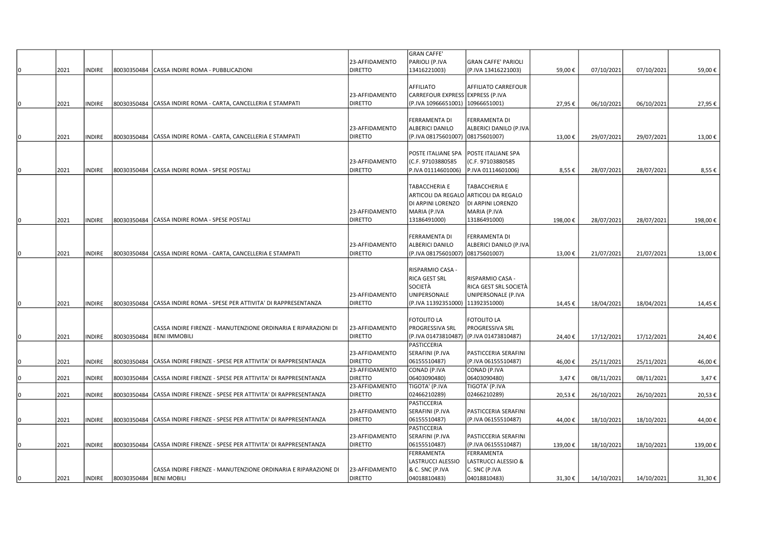| | | | | | | | | | | | |
|---|---|---|---|---|---|---|---|---|---|---|---|
| 0 | 2021 | INDIRE | 80030350484 | CASSA INDIRE ROMA - PUBBLICAZIONI | 23-AFFIDAMENTO DIRETTO | GRAN CAFFE' PARIOLI (P.IVA 13416221003) | GRAN CAFFE' PARIOLI (P.IVA 13416221003) | 59,00 € | 07/10/2021 | 07/10/2021 | 59,00 € |
| 0 | 2021 | INDIRE | 80030350484 | CASSA INDIRE ROMA - CARTA, CANCELLERIA E STAMPATI | 23-AFFIDAMENTO DIRETTO | AFFILIATO CARREFOUR EXPRESS (P.IVA 10966651001) | AFFILIATO CARREFOUR EXPRESS (P.IVA 10966651001) | 27,95 € | 06/10/2021 | 06/10/2021 | 27,95 € |
| 0 | 2021 | INDIRE | 80030350484 | CASSA INDIRE ROMA - CARTA, CANCELLERIA E STAMPATI | 23-AFFIDAMENTO DIRETTO | FERRAMENTA DI ALBERICI DANILO (P.IVA 08175601007) | FERRAMENTA DI ALBERICI DANILO (P.IVA 08175601007) | 13,00 € | 29/07/2021 | 29/07/2021 | 13,00 € |
| 0 | 2021 | INDIRE | 80030350484 | CASSA INDIRE ROMA - SPESE POSTALI | 23-AFFIDAMENTO DIRETTO | POSTE ITALIANE SPA (C.F. 97103880585 P.IVA 01114601006) | POSTE ITALIANE SPA (C.F. 97103880585 P.IVA 01114601006) | 8,55 € | 28/07/2021 | 28/07/2021 | 8,55 € |
| 0 | 2021 | INDIRE | 80030350484 | CASSA INDIRE ROMA - SPESE POSTALI | 23-AFFIDAMENTO DIRETTO | TABACCHERIA E ARTICOLI DA REGALO DI ARPINI LORENZO MARIA (P.IVA 13186491000) | TABACCHERIA E ARTICOLI DA REGALO DI ARPINI LORENZO MARIA (P.IVA 13186491000) | 198,00 € | 28/07/2021 | 28/07/2021 | 198,00 € |
| 0 | 2021 | INDIRE | 80030350484 | CASSA INDIRE ROMA - CARTA, CANCELLERIA E STAMPATI | 23-AFFIDAMENTO DIRETTO | FERRAMENTA DI ALBERICI DANILO (P.IVA 08175601007) | FERRAMENTA DI ALBERICI DANILO (P.IVA 08175601007) | 13,00 € | 21/07/2021 | 21/07/2021 | 13,00 € |
| 0 | 2021 | INDIRE | 80030350484 | CASSA INDIRE ROMA - SPESE PER ATTIVITA' DI RAPPRESENTANZA | 23-AFFIDAMENTO DIRETTO | RISPARMIO CASA - RICA GEST SRL SOCIETÀ UNIPERSONALE (P.IVA 11392351000) | RISPARMIO CASA - RICA GEST SRL SOCIETÀ UNIPERSONALE (P.IVA 11392351000) | 14,45 € | 18/04/2021 | 18/04/2021 | 14,45 € |
| 0 | 2021 | INDIRE | 80030350484 | CASSA INDIRE FIRENZE - MANUTENZIONE ORDINARIA E RIPARAZIONI DI BENI IMMOBILI | 23-AFFIDAMENTO DIRETTO | FOTOLITO LA PROGRESSIVA SRL (P.IVA 01473810487) | FOTOLITO LA PROGRESSIVA SRL (P.IVA 01473810487) | 24,40 € | 17/12/2021 | 17/12/2021 | 24,40 € |
| 0 | 2021 | INDIRE | 80030350484 | CASSA INDIRE FIRENZE - SPESE PER ATTIVITA' DI RAPPRESENTANZA | 23-AFFIDAMENTO DIRETTO | PASTICCERIA SERAFINI (P.IVA 06155510487) | PASTICCERIA SERAFINI (P.IVA 06155510487) | 46,00 € | 25/11/2021 | 25/11/2021 | 46,00 € |
| 0 | 2021 | INDIRE | 80030350484 | CASSA INDIRE FIRENZE - SPESE PER ATTIVITA' DI RAPPRESENTANZA | 23-AFFIDAMENTO DIRETTO | CONAD (P.IVA 06403090480) | CONAD (P.IVA 06403090480) | 3,47 € | 08/11/2021 | 08/11/2021 | 3,47 € |
| 0 | 2021 | INDIRE | 80030350484 | CASSA INDIRE FIRENZE - SPESE PER ATTIVITA' DI RAPPRESENTANZA | 23-AFFIDAMENTO DIRETTO | TIGOTA' (P.IVA 02466210289) | TIGOTA' (P.IVA 02466210289) | 20,53 € | 26/10/2021 | 26/10/2021 | 20,53 € |
| 0 | 2021 | INDIRE | 80030350484 | CASSA INDIRE FIRENZE - SPESE PER ATTIVITA' DI RAPPRESENTANZA | 23-AFFIDAMENTO DIRETTO | PASTICCERIA SERAFINI (P.IVA 06155510487) | PASTICCERIA SERAFINI (P.IVA 06155510487) | 44,00 € | 18/10/2021 | 18/10/2021 | 44,00 € |
| 0 | 2021 | INDIRE | 80030350484 | CASSA INDIRE FIRENZE - SPESE PER ATTIVITA' DI RAPPRESENTANZA | 23-AFFIDAMENTO DIRETTO | PASTICCERIA SERAFINI (P.IVA 06155510487) | PASTICCERIA SERAFINI (P.IVA 06155510487) | 139,00 € | 18/10/2021 | 18/10/2021 | 139,00 € |
| 0 | 2021 | INDIRE | 80030350484 | CASSA INDIRE FIRENZE - MANUTENZIONE ORDINARIA E RIPARAZIONE DI BENI MOBILI | 23-AFFIDAMENTO DIRETTO | FERRAMENTA LASTRUCCI ALESSIO & C. SNC (P.IVA 04018810483) | FERRAMENTA LASTRUCCI ALESSIO & C. SNC (P.IVA 04018810483) | 31,30 € | 14/10/2021 | 14/10/2021 | 31,30 € |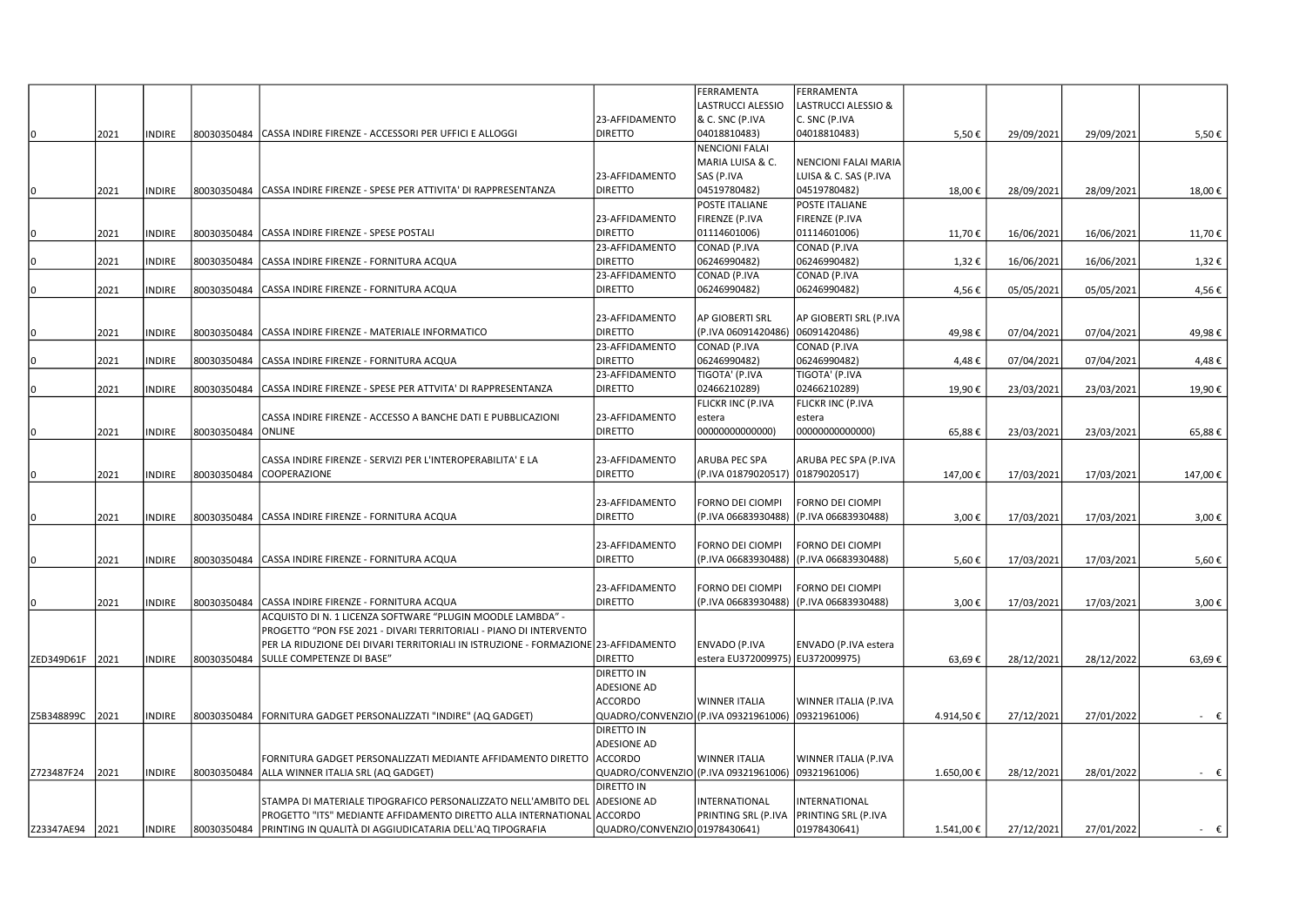| | | | | | | | | | | | |
|---|---|---|---|---|---|---|---|---|---|---|---|
| 0 | 2021 | INDIRE | 80030350484 | CASSA INDIRE FIRENZE - ACCESSORI PER UFFICI E ALLOGGI | 23-AFFIDAMENTO DIRETTO | FERRAMENTA LASTRUCCI ALESSIO & C. SNC (P.IVA 04018810483) | FERRAMENTA LASTRUCCI ALESSIO & C. SNC (P.IVA 04018810483) | 5,50 € | 29/09/2021 | 29/09/2021 | 5,50 € |
| 0 | 2021 | INDIRE | 80030350484 | CASSA INDIRE FIRENZE - SPESE PER ATTIVITA' DI RAPPRESENTANZA | 23-AFFIDAMENTO DIRETTO | NENCIONI FALAI MARIA LUISA & C. SAS (P.IVA 04519780482) | NENCIONI FALAI MARIA LUISA & C. SAS (P.IVA 04519780482) | 18,00 € | 28/09/2021 | 28/09/2021 | 18,00 € |
| 0 | 2021 | INDIRE | 80030350484 | CASSA INDIRE FIRENZE - SPESE POSTALI | 23-AFFIDAMENTO DIRETTO | POSTE ITALIANE FIRENZE (P.IVA 01114601006) | POSTE ITALIANE FIRENZE (P.IVA 01114601006) | 11,70 € | 16/06/2021 | 16/06/2021 | 11,70 € |
| 0 | 2021 | INDIRE | 80030350484 | CASSA INDIRE FIRENZE - FORNITURA ACQUA | 23-AFFIDAMENTO DIRETTO | CONAD (P.IVA 06246990482) | CONAD (P.IVA 06246990482) | 1,32 € | 16/06/2021 | 16/06/2021 | 1,32 € |
| 0 | 2021 | INDIRE | 80030350484 | CASSA INDIRE FIRENZE - FORNITURA ACQUA | 23-AFFIDAMENTO DIRETTO | CONAD (P.IVA 06246990482) | CONAD (P.IVA 06246990482) | 4,56 € | 05/05/2021 | 05/05/2021 | 4,56 € |
| 0 | 2021 | INDIRE | 80030350484 | CASSA INDIRE FIRENZE - MATERIALE INFORMATICO | 23-AFFIDAMENTO DIRETTO | AP GIOBERTI SRL (P.IVA 06091420486) | AP GIOBERTI SRL (P.IVA 06091420486) | 49,98 € | 07/04/2021 | 07/04/2021 | 49,98 € |
| 0 | 2021 | INDIRE | 80030350484 | CASSA INDIRE FIRENZE - FORNITURA ACQUA | 23-AFFIDAMENTO DIRETTO | CONAD (P.IVA 06246990482) | CONAD (P.IVA 06246990482) | 4,48 € | 07/04/2021 | 07/04/2021 | 4,48 € |
| 0 | 2021 | INDIRE | 80030350484 | CASSA INDIRE FIRENZE - SPESE PER ATTVITA' DI RAPPRESENTANZA | 23-AFFIDAMENTO DIRETTO | TIGOTA' (P.IVA 02466210289) | TIGOTA' (P.IVA 02466210289) | 19,90 € | 23/03/2021 | 23/03/2021 | 19,90 € |
| 0 | 2021 | INDIRE | 80030350484 | CASSA INDIRE FIRENZE - ACCESSO A BANCHE DATI E PUBBLICAZIONI ONLINE | 23-AFFIDAMENTO DIRETTO | FLICKR INC (P.IVA estera 00000000000000) | FLICKR INC (P.IVA estera 00000000000000) | 65,88 € | 23/03/2021 | 23/03/2021 | 65,88 € |
| 0 | 2021 | INDIRE | 80030350484 | CASSA INDIRE FIRENZE - SERVIZI PER L'INTEROPERABILITA' E LA COOPERAZIONE | 23-AFFIDAMENTO DIRETTO | ARUBA PEC SPA (P.IVA 01879020517) | ARUBA PEC SPA (P.IVA 01879020517) | 147,00 € | 17/03/2021 | 17/03/2021 | 147,00 € |
| 0 | 2021 | INDIRE | 80030350484 | CASSA INDIRE FIRENZE - FORNITURA ACQUA | 23-AFFIDAMENTO DIRETTO | FORNO DEI CIOMPI (P.IVA 06683930488) | FORNO DEI CIOMPI (P.IVA 06683930488) | 3,00 € | 17/03/2021 | 17/03/2021 | 3,00 € |
| 0 | 2021 | INDIRE | 80030350484 | CASSA INDIRE FIRENZE - FORNITURA ACQUA | 23-AFFIDAMENTO DIRETTO | FORNO DEI CIOMPI (P.IVA 06683930488) | FORNO DEI CIOMPI (P.IVA 06683930488) | 5,60 € | 17/03/2021 | 17/03/2021 | 5,60 € |
| 0 | 2021 | INDIRE | 80030350484 | CASSA INDIRE FIRENZE - FORNITURA ACQUA | 23-AFFIDAMENTO DIRETTO | FORNO DEI CIOMPI (P.IVA 06683930488) | FORNO DEI CIOMPI (P.IVA 06683930488) | 3,00 € | 17/03/2021 | 17/03/2021 | 3,00 € |
| ZED349D61F | 2021 | INDIRE | 80030350484 | ACQUISTO DI N. 1 LICENZA SOFTWARE "PLUGIN MOODLE LAMBDA" - PROGETTO "PON FSE 2021 - DIVARI TERRITORIALI - PIANO DI INTERVENTO PER LA RIDUZIONE DEI DIVARI TERRITORIALI IN ISTRUZIONE - FORMAZIONE SULLE COMPETENZE DI BASE" | 23-AFFIDAMENTO DIRETTO | ENVADO (P.IVA estera EU372009975) | ENVADO (P.IVA estera EU372009975) | 63,69 € | 28/12/2021 | 28/12/2022 | 63,69 € |
| Z5B348899C | 2021 | INDIRE | 80030350484 | FORNITURA GADGET PERSONALIZZATI "INDIRE" (AQ GADGET) | DIRETTO IN ADESIONE AD ACCORDO QUADRO/CONVENZIO | WINNER ITALIA (P.IVA 09321961006) | WINNER ITALIA (P.IVA 09321961006) | 4.914,50 € | 27/12/2021 | 27/01/2022 | - € |
| Z723487F24 | 2021 | INDIRE | 80030350484 | FORNITURA GADGET PERSONALIZZATI MEDIANTE AFFIDAMENTO DIRETTO ALLA WINNER ITALIA SRL (AQ GADGET) | DIRETTO IN ADESIONE AD ACCORDO QUADRO/CONVENZIO | WINNER ITALIA (P.IVA 09321961006) | WINNER ITALIA (P.IVA 09321961006) | 1.650,00 € | 28/12/2021 | 28/01/2022 | - € |
| Z23347AE94 | 2021 | INDIRE | 80030350484 | STAMPA DI MATERIALE TIPOGRAFICO PERSONALIZZATO NELL'AMBITO DEL PROGETTO "ITS" MEDIANTE AFFIDAMENTO DIRETTO ALLA INTERNATIONAL PRINTING IN QUALITÀ DI AGGIUDICATARIA DELL'AQ TIPOGRAFIA | DIRETTO IN ADESIONE AD ACCORDO QUADRO/CONVENZIO | INTERNATIONAL PRINTING SRL (P.IVA 01978430641) | INTERNATIONAL PRINTING SRL (P.IVA 01978430641) | 1.541,00 € | 27/12/2021 | 27/01/2022 | - € |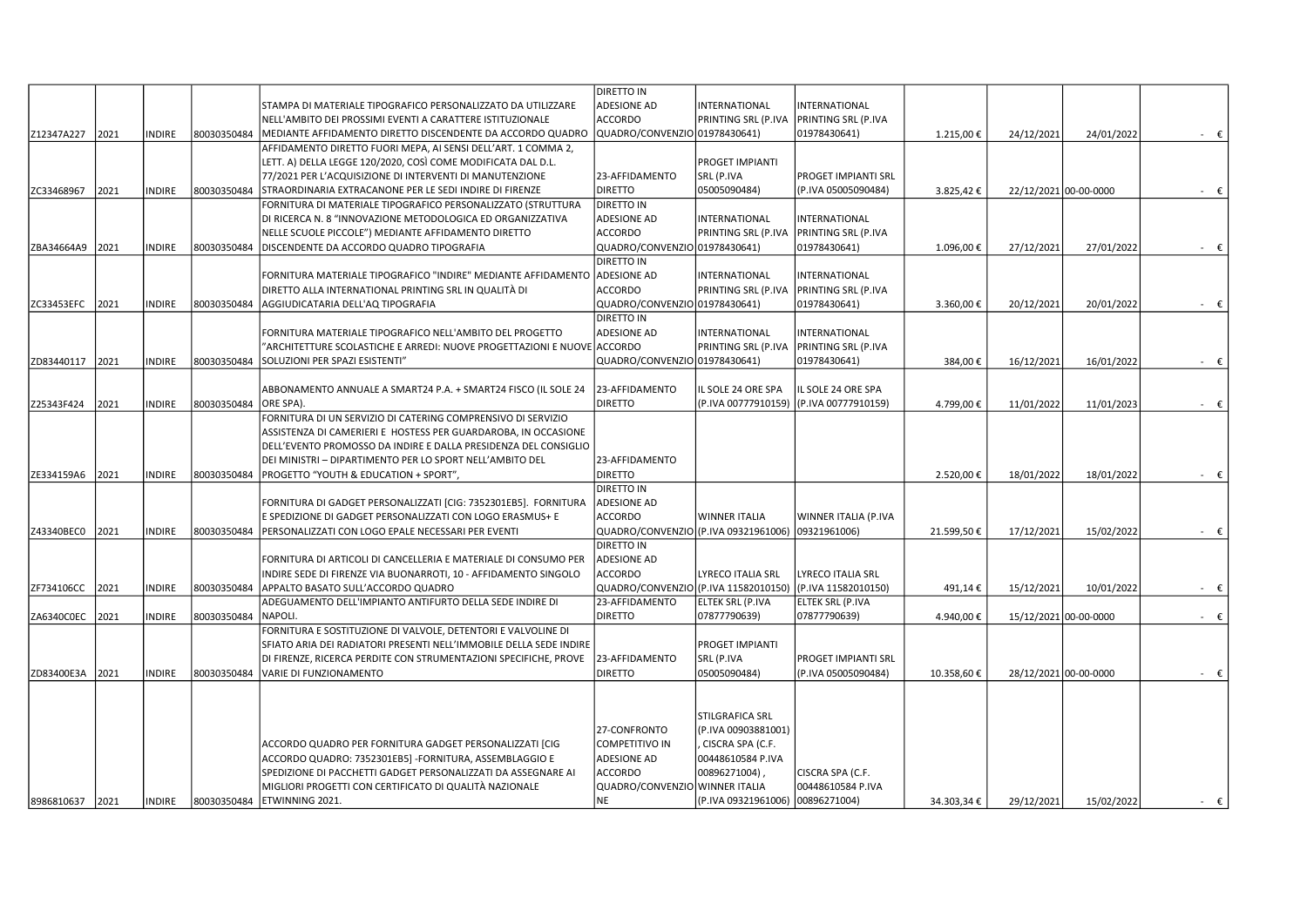| | | | | | | | | | | | |
|---|---|---|---|---|---|---|---|---|---|---|---|
| Z12347A227 | 2021 | INDIRE | 80030350484 | STAMPA DI MATERIALE TIPOGRAFICO PERSONALIZZATO DA UTILIZZARE NELL'AMBITO DEI PROSSIMI EVENTI A CARATTERE ISTITUZIONALE MEDIANTE AFFIDAMENTO DIRETTO DISCENDENTE DA ACCORDO QUADRO | DIRETTO IN ADESIONE AD ACCORDO QUADRO/CONVENZIO | INTERNATIONAL PRINTING SRL (P.IVA 01978430641) | INTERNATIONAL PRINTING SRL (P.IVA 01978430641) | 1.215,00 € | 24/12/2021 | 24/01/2022 | - € |
| ZC33468967 | 2021 | INDIRE | 80030350484 | AFFIDAMENTO DIRETTO FUORI MEPA, AI SENSI DELL'ART. 1 COMMA 2, LETT. A) DELLA LEGGE 120/2020, COSÌ COME MODIFICATA DAL D.L. 77/2021 PER L'ACQUISIZIONE DI INTERVENTI DI MANUTENZIONE STRAORDINARIA EXTRACANONE PER LE SEDI INDIRE DI FIRENZE | 23-AFFIDAMENTO DIRETTO | PROGET IMPIANTI SRL (P.IVA 05005090484) | PROGET IMPIANTI SRL (P.IVA 05005090484) | 3.825,42 € | 22/12/2021 | 00-00-0000 | - € |
| ZBA34664A9 | 2021 | INDIRE | 80030350484 | FORNITURA DI MATERIALE TIPOGRAFICO PERSONALIZZATO (STRUTTURA DI RICERCA N. 8 "INNOVAZIONE METODOLOGICA ED ORGANIZZATIVA NELLE SCUOLE PICCOLE") MEDIANTE AFFIDAMENTO DIRETTO DISCENDENTE DA ACCORDO QUADRO TIPOGRAFIA | DIRETTO IN ADESIONE AD ACCORDO QUADRO/CONVENZIO | INTERNATIONAL PRINTING SRL (P.IVA 01978430641) | INTERNATIONAL PRINTING SRL (P.IVA 01978430641) | 1.096,00 € | 27/12/2021 | 27/01/2022 | - € |
| ZC33453EFC | 2021 | INDIRE | 80030350484 | FORNITURA MATERIALE TIPOGRAFICO "INDIRE" MEDIANTE AFFIDAMENTO DIRETTO ALLA INTERNATIONAL PRINTING SRL IN QUALITÀ DI AGGIUDICATARIA DELL'AQ TIPOGRAFIA | DIRETTO IN ADESIONE AD ACCORDO QUADRO/CONVENZIO | INTERNATIONAL PRINTING SRL (P.IVA 01978430641) | INTERNATIONAL PRINTING SRL (P.IVA 01978430641) | 3.360,00 € | 20/12/2021 | 20/01/2022 | - € |
| ZD83440117 | 2021 | INDIRE | 80030350484 | FORNITURA MATERIALE TIPOGRAFICO NELL'AMBITO DEL PROGETTO "ARCHITETTURE SCOLASTICHE E ARREDI: NUOVE PROGETTAZIONI E NUOVE SOLUZIONI PER SPAZI ESISTENTI" | DIRETTO IN ADESIONE AD ACCORDO QUADRO/CONVENZIO | INTERNATIONAL PRINTING SRL (P.IVA 01978430641) | INTERNATIONAL PRINTING SRL (P.IVA 01978430641) | 384,00 € | 16/12/2021 | 16/01/2022 | - € |
| Z25343F424 | 2021 | INDIRE | 80030350484 | ABBONAMENTO ANNUALE A SMART24 P.A. + SMART24 FISCO (IL SOLE 24 ORE SPA). | 23-AFFIDAMENTO DIRETTO | IL SOLE 24 ORE SPA (P.IVA 00777910159) | IL SOLE 24 ORE SPA (P.IVA 00777910159) | 4.799,00 € | 11/01/2022 | 11/01/2023 | - € |
| ZE334159A6 | 2021 | INDIRE | 80030350484 | FORNITURA DI UN SERVIZIO DI CATERING COMPRENSIVO DI SERVIZIO ASSISTENZA DI CAMERIERI E HOSTESS PER GUARDAROBA, IN OCCASIONE DELL'EVENTO PROMOSSO DA INDIRE E DALLA PRESIDENZA DEL CONSIGLIO DEI MINISTRI – DIPARTIMENTO PER LO SPORT NELL'AMBITO DEL PROGETTO "YOUTH & EDUCATION + SPORT", | 23-AFFIDAMENTO DIRETTO | | | 2.520,00 € | 18/01/2022 | 18/01/2022 | - € |
| Z43340BEC0 | 2021 | INDIRE | 80030350484 | FORNITURA DI GADGET PERSONALIZZATI [CIG: 7352301EB5]. FORNITURA E SPEDIZIONE DI GADGET PERSONALIZZATI CON LOGO ERASMUS+ E PERSONALIZZATI CON LOGO EPALE NECESSARI PER EVENTI | DIRETTO IN ADESIONE AD ACCORDO QUADRO/CONVENZIO | WINNER ITALIA (P.IVA 09321961006) | WINNER ITALIA (P.IVA 09321961006) | 21.599,50 € | 17/12/2021 | 15/02/2022 | - € |
| ZF734106CC | 2021 | INDIRE | 80030350484 | FORNITURA DI ARTICOLI DI CANCELLERIA E MATERIALE DI CONSUMO PER INDIRE SEDE DI FIRENZE VIA BUONARROTI, 10 - AFFIDAMENTO SINGOLO APPALTO BASATO SULL'ACCORDO QUADRO | DIRETTO IN ADESIONE AD ACCORDO QUADRO/CONVENZIO | LYRECO ITALIA SRL (P.IVA 11582010150) | LYRECO ITALIA SRL (P.IVA 11582010150) | 491,14 € | 15/12/2021 | 10/01/2022 | - € |
| ZA6340C0EC | 2021 | INDIRE | 80030350484 | ADEGUAMENTO DELL'IMPIANTO ANTIFURTO DELLA SEDE INDIRE DI NAPOLI. | 23-AFFIDAMENTO DIRETTO | ELTEK SRL (P.IVA 07877790639) | ELTEK SRL (P.IVA 07877790639) | 4.940,00 € | 15/12/2021 | 00-00-0000 | - € |
| ZD83400E3A | 2021 | INDIRE | 80030350484 | FORNITURA E SOSTITUZIONE DI VALVOLE, DETENTORI E VALVOLINE DI SFIATO ARIA DEI RADIATORI PRESENTI NELL'IMMOBILE DELLA SEDE INDIRE DI FIRENZE, RICERCA PERDITE CON STRUMENTAZIONI SPECIFICHE, PROVE VARIE DI FUNZIONAMENTO | 23-AFFIDAMENTO DIRETTO | PROGET IMPIANTI SRL (P.IVA 05005090484) | PROGET IMPIANTI SRL (P.IVA 05005090484) | 10.358,60 € | 28/12/2021 | 00-00-0000 | - € |
| 8986810637 | 2021 | INDIRE | 80030350484 | ACCORDO QUADRO PER FORNITURA GADGET PERSONALIZZATI [CIG ACCORDO QUADRO: 7352301EB5] -FORNITURA, ASSEMBLAGGIO E SPEDIZIONE DI PACCHETTI GADGET PERSONALIZZATI DA ASSEGNARE AI MIGLIORI PROGETTI CON CERTIFICATO DI QUALITÀ NAZIONALE ETWINNING 2021. | 27-CONFRONTO COMPETITIVO IN ADESIONE AD ACCORDO QUADRO/CONVENZIONE | STILGRAFICA SRL (P.IVA 00903881001) , CISCRA SPA (C.F. 00448610584 P.IVA 00896271004) , WINNER ITALIA (P.IVA 09321961006) | CISCRA SPA (C.F. 00448610584 P.IVA 00896271004) | 34.303,34 € | 29/12/2021 | 15/02/2022 | - € |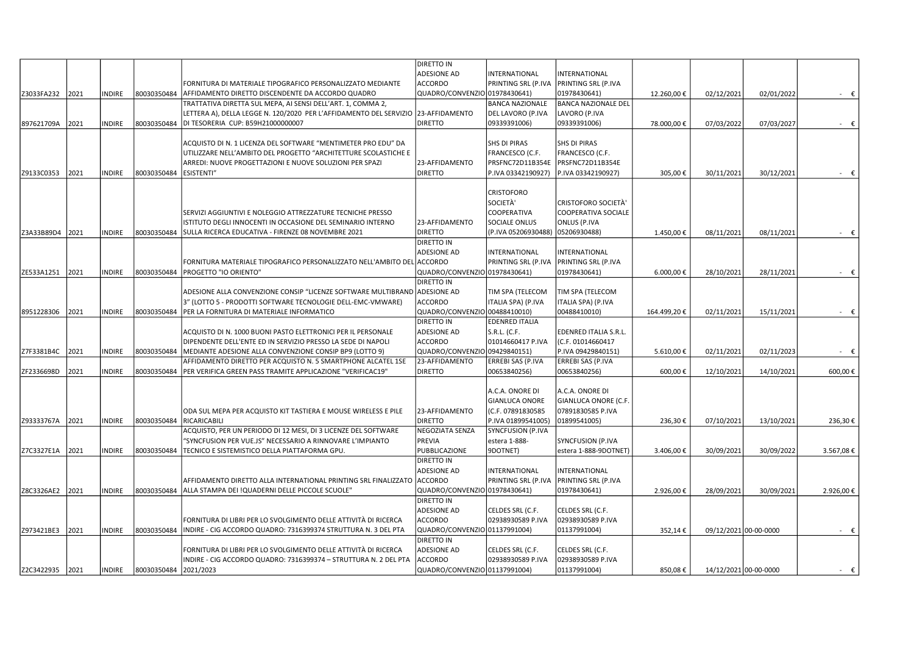| | | | | | | | | | | | |
|---|---|---|---|---|---|---|---|---|---|---|---|
| Z3033FA232 | 2021 | INDIRE | 80030350484 | FORNITURA DI MATERIALE TIPOGRAFICO PERSONALIZZATO MEDIANTE AFFIDAMENTO DIRETTO DISCENDENTE DA ACCORDO QUADRO | DIRETTO IN ADESIONE AD ACCORDO QUADRO/CONVENZIO | INTERNATIONAL PRINTING SRL (P.IVA 01978430641) | INTERNATIONAL PRINTING SRL (P.IVA 01978430641) | 12.260,00 € | 02/12/2021 | 02/01/2022 | - € |
| 897621709A | 2021 | INDIRE | 80030350484 | TRATTATIVA DIRETTA SUL MEPA, AI SENSI DELL'ART. 1, COMMA 2, LETTERA A), DELLA LEGGE N. 120/2020 PER L'AFFIDAMENTO DEL SERVIZIO DI TESORERIA CUP: B59H21000000007 | 23-AFFIDAMENTO DIRETTO | BANCA NAZIONALE DEL LAVORO (P.IVA 09339391006) | BANCA NAZIONALE DEL LAVORO (P.IVA 09339391006) | 78.000,00 € | 07/03/2022 | 07/03/2027 | - € |
| Z9133C0353 | 2021 | INDIRE | 80030350484 | ACQUISTO DI N. 1 LICENZA DEL SOFTWARE "MENTIMETER PRO EDU" DA UTILIZZARE NELL'AMBITO DEL PROGETTO "ARCHITETTURE SCOLASTICHE E ARREDI: NUOVE PROGETTAZIONI E NUOVE SOLUZIONI PER SPAZI ESISTENTI" | 23-AFFIDAMENTO DIRETTO | SHS DI PIRAS FRANCESCO (C.F. PRSFNC72D11B354E P.IVA 03342190927) | SHS DI PIRAS FRANCESCO (C.F. PRSFNC72D11B354E P.IVA 03342190927) | 305,00 € | 30/11/2021 | 30/12/2021 | - € |
| Z3A33B89D4 | 2021 | INDIRE | 80030350484 | SERVIZI AGGIUNTIVI E NOLEGGIO ATTREZZATURE TECNICHE PRESSO ISTITUTO DEGLI INNOCENTI IN OCCASIONE DEL SEMINARIO INTERNO SULLA RICERCA EDUCATIVA - FIRENZE 08 NOVEMBRE 2021 | 23-AFFIDAMENTO DIRETTO | CRISTOFORO SOCIETÀ' COOPERATIVA SOCIALE ONLUS (P.IVA 05206930488) | CRISTOFORO SOCIETÀ' COOPERATIVA SOCIALE ONLUS (P.IVA 05206930488) | 1.450,00 € | 08/11/2021 | 08/11/2021 | - € |
| ZE533A1251 | 2021 | INDIRE | 80030350484 | FORNITURA MATERIALE TIPOGRAFICO PERSONALIZZATO NELL'AMBITO DEL PROGETTO "IO ORIENTO" | DIRETTO IN ADESIONE AD ACCORDO QUADRO/CONVENZIO | INTERNATIONAL PRINTING SRL (P.IVA 01978430641) | INTERNATIONAL PRINTING SRL (P.IVA 01978430641) | 6.000,00 € | 28/10/2021 | 28/11/2021 | - € |
| 8951228306 | 2021 | INDIRE | 80030350484 | ADESIONE ALLA CONVENZIONE CONSIP "LICENZE SOFTWARE MULTIBRAND 3" (LOTTO 5 - PRODOTTI SOFTWARE TECNOLOGIE DELL-EMC-VMWARE) PER LA FORNITURA DI MATERIALE INFORMATICO | DIRETTO IN ADESIONE AD ACCORDO QUADRO/CONVENZIO | TIM SPA (TELECOM ITALIA SPA) (P.IVA 00488410010) | TIM SPA (TELECOM ITALIA SPA) (P.IVA 00488410010) | 164.499,20 € | 02/11/2021 | 15/11/2021 | - € |
| Z7F3381B4C | 2021 | INDIRE | 80030350484 | ACQUISTO DI N. 1000 BUONI PASTO ELETTRONICI PER IL PERSONALE DIPENDENTE DELL'ENTE ED IN SERVIZIO PRESSO LA SEDE DI NAPOLI MEDIANTE ADESIONE ALLA CONVENZIONE CONSIP BP9 (LOTTO 9) | DIRETTO IN ADESIONE AD ACCORDO QUADRO/CONVENZIO | EDENRED ITALIA S.R.L. (C.F. 01014660417 P.IVA 09429840151) | EDENRED ITALIA S.R.L. (C.F. 01014660417 P.IVA 09429840151) | 5.610,00 € | 02/11/2021 | 02/11/2023 | - € |
| ZF2336698D | 2021 | INDIRE | 80030350484 | AFFIDAMENTO DIRETTO PER ACQUISTO N. 5 SMARTPHONE ALCATEL 1SE PER VERIFICA GREEN PASS TRAMITE APPLICAZIONE "VERIFICAC19" | 23-AFFIDAMENTO DIRETTO | ERREBI SAS (P.IVA 00653840256) | ERREBI SAS (P.IVA 00653840256) | 600,00 € | 12/10/2021 | 14/10/2021 | 600,00 € |
| Z93333767A | 2021 | INDIRE | 80030350484 | ODA SUL MEPA PER ACQUISTO KIT TASTIERA E MOUSE WIRELESS E PILE RICARICABILI | 23-AFFIDAMENTO DIRETTO | A.C.A. ONORE DI GIANLUCA ONORE (C.F. 07891830585 P.IVA 01899541005) | A.C.A. ONORE DI GIANLUCA ONORE (C.F. 07891830585 P.IVA 01899541005) | 236,30 € | 07/10/2021 | 13/10/2021 | 236,30 € |
| Z7C3327E1A | 2021 | INDIRE | 80030350484 | ACQUISTO, PER UN PERIODO DI 12 MESI, DI 3 LICENZE DEL SOFTWARE "SYNCFUSION PER VUE.JS" NECESSARIO A RINNOVARE L'IMPIANTO TECNICO E SISTEMISTICO DELLA PIATTAFORMA GPU. | NEGOZIATA SENZA PREVIA PUBBLICAZIONE | SYNCFUSION (P.IVA estera 1-888-9DOTNET) | SYNCFUSION (P.IVA estera 1-888-9DOTNET) | 3.406,00 € | 30/09/2021 | 30/09/2022 | 3.567,08 € |
| Z8C3326AE2 | 2021 | INDIRE | 80030350484 | AFFIDAMENTO DIRETTO ALLA INTERNATIONAL PRINTING SRL FINALIZZATO ALLA STAMPA DEI !QUADERNI DELLE PICCOLE SCUOLE" | DIRETTO IN ADESIONE AD ACCORDO QUADRO/CONVENZIO | INTERNATIONAL PRINTING SRL (P.IVA 01978430641) | INTERNATIONAL PRINTING SRL (P.IVA 01978430641) | 2.926,00 € | 28/09/2021 | 30/09/2021 | 2.926,00 € |
| Z973421BE3 | 2021 | INDIRE | 80030350484 | FORNITURA DI LIBRI PER LO SVOLGIMENTO DELLE ATTIVITÀ DI RICERCA INDIRE - CIG ACCORDO QUADRO: 7316399374 STRUTTURA N. 3 DEL PTA | DIRETTO IN ADESIONE AD ACCORDO QUADRO/CONVENZIO | CELDES SRL (C.F. 02938930589 P.IVA 01137991004) | CELDES SRL (C.F. 02938930589 P.IVA 01137991004) | 352,14 € | 09/12/2021 | 00-00-0000 | - € |
| Z2C3422935 | 2021 | INDIRE | 80030350484 | FORNITURA DI LIBRI PER LO SVOLGIMENTO DELLE ATTIVITÀ DI RICERCA INDIRE - CIG ACCORDO QUADRO: 7316399374 – STRUTTURA N. 2 DEL PTA 2021/2023 | DIRETTO IN ADESIONE AD ACCORDO QUADRO/CONVENZIO | CELDES SRL (C.F. 02938930589 P.IVA 01137991004) | CELDES SRL (C.F. 02938930589 P.IVA 01137991004) | 850,08 € | 14/12/2021 | 00-00-0000 | - € |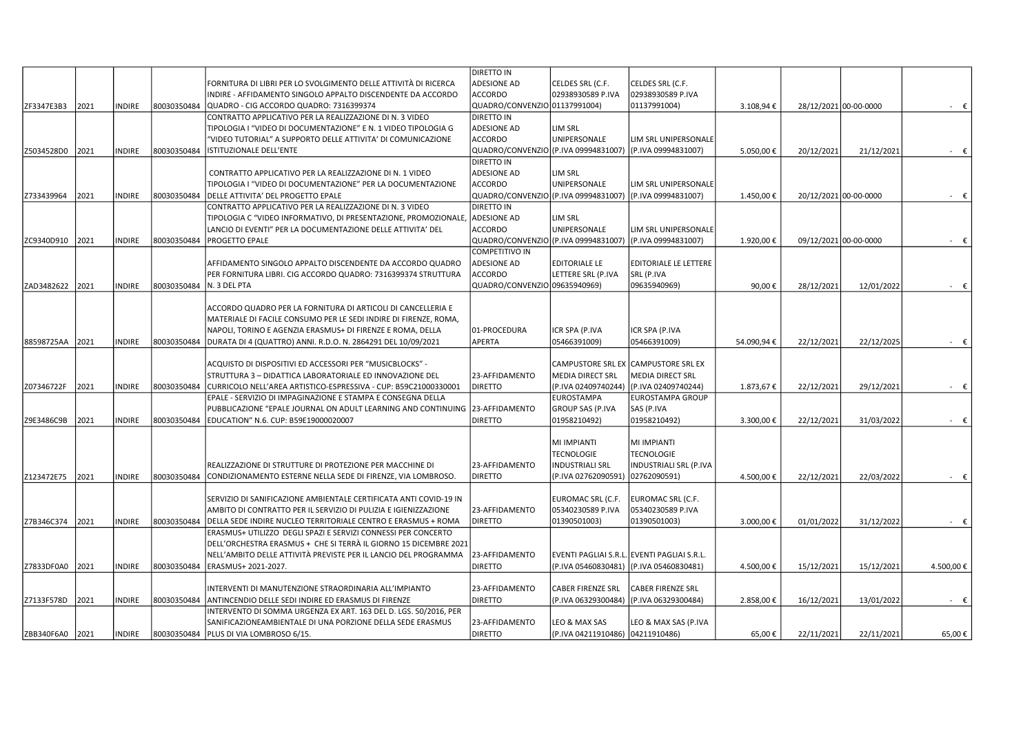| | | | | | | | | | | | |
|---|---|---|---|---|---|---|---|---|---|---|---|
| ZF3347E3B3 | 2021 | INDIRE | 80030350484 | FORNITURA DI LIBRI PER LO SVOLGIMENTO DELLE ATTIVITÀ DI RICERCA INDIRE - AFFIDAMENTO SINGOLO APPALTO DISCENDENTE DA ACCORDO QUADRO - CIG ACCORDO QUADRO: 7316399374 | DIRETTO IN ADESIONE AD ACCORDO QUADRO/CONVENZIO | CELDES SRL (C.F. 02938930589 P.IVA 01137991004) | CELDES SRL (C.F. 02938930589 P.IVA 01137991004) | 3.108,94 € | 28/12/2021 | 00-00-0000 | - € |
| Z5034528D0 | 2021 | INDIRE | 80030350484 | CONTRATTO APPLICATIVO PER LA REALIZZAZIONE DI N. 3 VIDEO TIPOLOGIA I "VIDEO DI DOCUMENTAZIONE" E N. 1 VIDEO TIPOLOGIA G "VIDEO TUTORIAL" A SUPPORTO DELLE ATTIVITA' DI COMUNICAZIONE ISTITUZIONALE DELL'ENTE | DIRETTO IN ADESIONE AD ACCORDO QUADRO/CONVENZIO | LIM SRL UNIPERSONALE (P.IVA 09994831007) | LIM SRL UNIPERSONALE (P.IVA 09994831007) | 5.050,00 € | 20/12/2021 | 21/12/2021 | - € |
| Z733439964 | 2021 | INDIRE | 80030350484 | CONTRATTO APPLICATIVO PER LA REALIZZAZIONE DI N. 1 VIDEO TIPOLOGIA I "VIDEO DI DOCUMENTAZIONE" PER LA DOCUMENTAZIONE DELLE ATTIVITA' DEL PROGETTO EPALE | DIRETTO IN ADESIONE AD ACCORDO QUADRO/CONVENZIO | LIM SRL UNIPERSONALE (P.IVA 09994831007) | LIM SRL UNIPERSONALE (P.IVA 09994831007) | 1.450,00 € | 20/12/2021 | 00-00-0000 | - € |
| ZC9340D910 | 2021 | INDIRE | 80030350484 | CONTRATTO APPLICATIVO PER LA REALIZZAZIONE DI N. 3 VIDEO TIPOLOGIA C "VIDEO INFORMATIVO, DI PRESENTAZIONE, PROMOZIONALE, LANCIO DI EVENTI" PER LA DOCUMENTAZIONE DELLE ATTIVITA' DEL PROGETTO EPALE | DIRETTO IN ADESIONE AD ACCORDO QUADRO/CONVENZIO | LIM SRL UNIPERSONALE (P.IVA 09994831007) | LIM SRL UNIPERSONALE (P.IVA 09994831007) | 1.920,00 € | 09/12/2021 | 00-00-0000 | - € |
| ZAD3482622 | 2021 | INDIRE | 80030350484 | AFFIDAMENTO SINGOLO APPALTO DISCENDENTE DA ACCORDO QUADRO PER FORNITURA LIBRI. CIG ACCORDO QUADRO: 7316399374 STRUTTURA N. 3 DEL PTA | COMPETITIVO IN ADESIONE AD ACCORDO QUADRO/CONVENZIO | EDITORIALE LE LETTERE SRL (P.IVA 09635940969) | EDITORIALE LE LETTERE SRL (P.IVA 09635940969) | 90,00 € | 28/12/2021 | 12/01/2022 | - € |
| 88598725AA | 2021 | INDIRE | 80030350484 | ACCORDO QUADRO PER LA FORNITURA DI ARTICOLI DI CANCELLERIA E MATERIALE DI FACILE CONSUMO PER LE SEDI INDIRE DI FIRENZE, ROMA, NAPOLI, TORINO E AGENZIA ERASMUS+ DI FIRENZE E ROMA, DELLA DURATA DI 4 (QUATTRO) ANNI. R.D.O. N. 2864291 DEL 10/09/2021 | 01-PROCEDURA APERTA | ICR SPA (P.IVA 05466391009) | ICR SPA (P.IVA 05466391009) | 54.090,94 € | 22/12/2021 | 22/12/2025 | - € |
| Z07346722F | 2021 | INDIRE | 80030350484 | ACQUISTO DI DISPOSITIVI ED ACCESSORI PER "MUSICBLOCKS" - STRUTTURA 3 – DIDATTICA LABORATORIALE ED INNOVAZIONE DEL CURRICOLO NELL'AREA ARTISTICO-ESPRESSIVA - CUP: B59C21000330001 | 23-AFFIDAMENTO DIRETTO | CAMPUSTORE SRL EX MEDIA DIRECT SRL (P.IVA 02409740244) | CAMPUSTORE SRL EX MEDIA DIRECT SRL (P.IVA 02409740244) | 1.873,67 € | 22/12/2021 | 29/12/2021 | - € |
| Z9E3486C9B | 2021 | INDIRE | 80030350484 | EPALE - SERVIZIO DI IMPAGINAZIONE E STAMPA E CONSEGNA DELLA PUBBLICAZIONE "EPALE JOURNAL ON ADULT LEARNING AND CONTINUING EDUCATION" N.6. CUP: B59E19000020007 | 23-AFFIDAMENTO DIRETTO | EUROSTAMPA GROUP SAS (P.IVA 01958210492) | EUROSTAMPA GROUP SAS (P.IVA 01958210492) | 3.300,00 € | 22/12/2021 | 31/03/2022 | - € |
| Z123472E75 | 2021 | INDIRE | 80030350484 | REALIZZAZIONE DI STRUTTURE DI PROTEZIONE PER MACCHINE DI CONDIZIONAMENTO ESTERNE NELLA SEDE DI FIRENZE, VIA LOMBROSO. | 23-AFFIDAMENTO DIRETTO | MI IMPIANTI TECNOLOGIE INDUSTRIALI SRL (P.IVA 02762090591) | MI IMPIANTI TECNOLOGIE INDUSTRIALI SRL (P.IVA 02762090591) | 4.500,00 € | 22/12/2021 | 22/03/2022 | - € |
| Z7B346C374 | 2021 | INDIRE | 80030350484 | SERVIZIO DI SANIFICAZIONE AMBIENTALE CERTIFICATA ANTI COVID-19 IN AMBITO DI CONTRATTO PER IL SERVIZIO DI PULIZIA E IGIENIZZAZIONE DELLA SEDE INDIRE NUCLEO TERRITORIALE CENTRO E ERASMUS + ROMA | 23-AFFIDAMENTO DIRETTO | EUROMAC SRL (C.F. 05340230589 P.IVA 01390501003) | EUROMAC SRL (C.F. 05340230589 P.IVA 01390501003) | 3.000,00 € | 01/01/2022 | 31/12/2022 | - € |
| Z7833DF0A0 | 2021 | INDIRE | 80030350484 | ERASMUS+ UTILIZZO DEGLI SPAZI E SERVIZI CONNESSI PER CONCERTO DELL'ORCHESTRA ERASMUS + CHE SI TERRÀ IL GIORNO 15 DICEMBRE 2021 NELL'AMBITO DELLE ATTIVITÀ PREVISTE PER IL LANCIO DEL PROGRAMMA ERASMUS+ 2021-2027. | 23-AFFIDAMENTO DIRETTO | EVENTI PAGLIAI S.R.L. (P.IVA 05460830481) | EVENTI PAGLIAI S.R.L. (P.IVA 05460830481) | 4.500,00 € | 15/12/2021 | 15/12/2021 | 4.500,00 € |
| Z7133F578D | 2021 | INDIRE | 80030350484 | INTERVENTI DI MANUTENZIONE STRAORDINARIA ALL'IMPIANTO ANTINCENDIO DELLE SEDI INDIRE ED ERASMUS DI FIRENZE | 23-AFFIDAMENTO DIRETTO | CABER FIRENZE SRL (P.IVA 06329300484) | CABER FIRENZE SRL (P.IVA 06329300484) | 2.858,00 € | 16/12/2021 | 13/01/2022 | - € |
| ZBB340F6A0 | 2021 | INDIRE | 80030350484 | INTERVENTO DI SOMMA URGENZA EX ART. 163 DEL D. LGS. 50/2016, PER SANIFICAZIONEAMBIENTALE DI UNA PORZIONE DELLA SEDE ERASMUS PLUS DI VIA LOMBROSO 6/15. | 23-AFFIDAMENTO DIRETTO | LEO & MAX SAS (P.IVA 04211910486) | LEO & MAX SAS (P.IVA 04211910486) | 65,00 € | 22/11/2021 | 22/11/2021 | 65,00 € |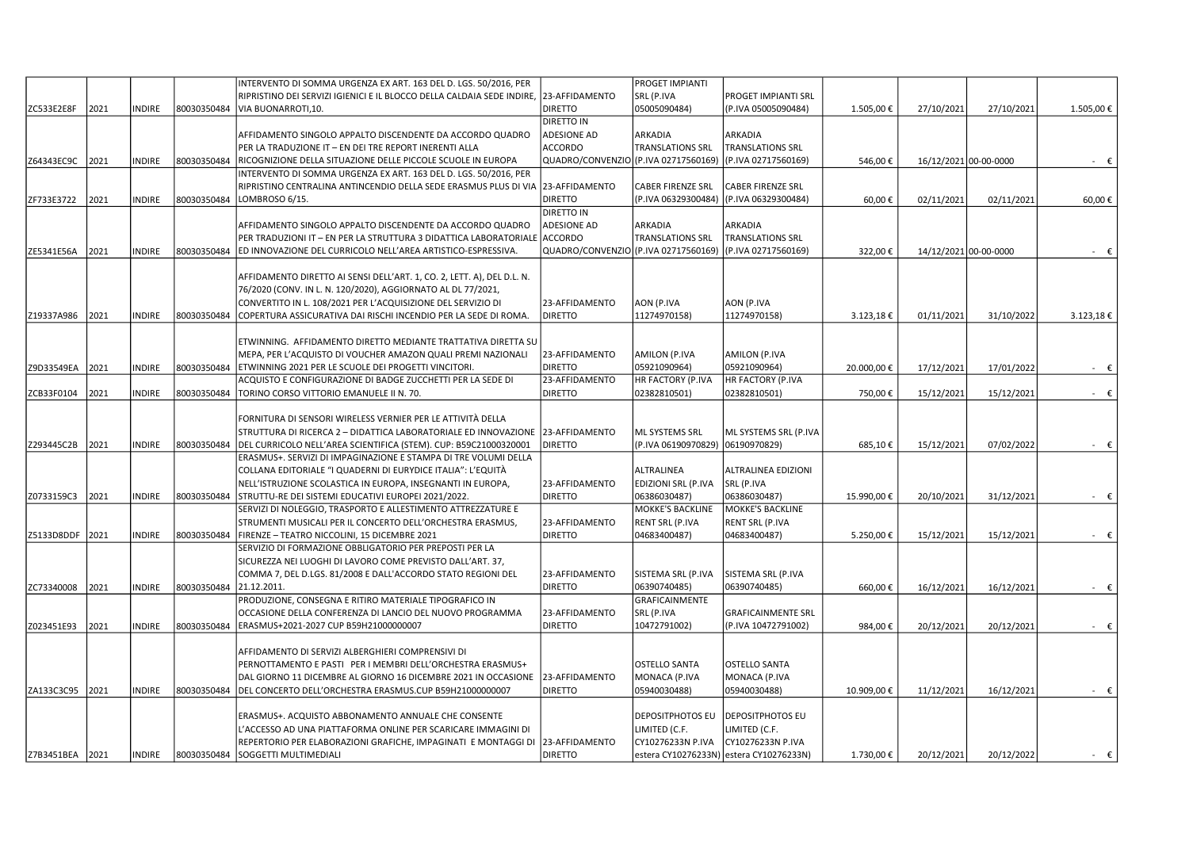| | | | | | | | | | | | |
|---|---|---|---|---|---|---|---|---|---|---|---|
| ZC533E2E8F | 2021 | INDIRE | 80030350484 | INTERVENTO DI SOMMA URGENZA EX ART. 163 DEL D. LGS. 50/2016, PER RIPRISTINO DEI SERVIZI IGIENICI E IL BLOCCO DELLA CALDAIA SEDE INDIRE, VIA BUONARROTI,10. | 23-AFFIDAMENTO DIRETTO | PROGET IMPIANTI SRL (P.IVA 05005090484) | PROGET IMPIANTI SRL (P.IVA 05005090484) | 1.505,00 € | 27/10/2021 | 27/10/2021 | 1.505,00 € |
| Z64343EC9C | 2021 | INDIRE | 80030350484 | AFFIDAMENTO SINGOLO APPALTO DISCENDENTE DA ACCORDO QUADRO PER LA TRADUZIONE IT – EN DEI TRE REPORT INERENTI ALLA RICOGNIZIONE DELLA SITUAZIONE DELLE PICCOLE SCUOLE IN EUROPA | DIRETTO IN ADESIONE AD ACCORDO QUADRO/CONVENZIO | ARKADIA TRANSLATIONS SRL (P.IVA 02717560169) | ARKADIA TRANSLATIONS SRL (P.IVA 02717560169) | 546,00 € | 16/12/2021 | 00-00-0000 | - € |
| ZF733E3722 | 2021 | INDIRE | 80030350484 | INTERVENTO DI SOMMA URGENZA EX ART. 163 DEL D. LGS. 50/2016, PER RIPRISTINO CENTRALINA ANTINCENDIO DELLA SEDE ERASMUS PLUS DI VIA LOMBROSO 6/15. | 23-AFFIDAMENTO DIRETTO | CABER FIRENZE SRL (P.IVA 06329300484) | CABER FIRENZE SRL (P.IVA 06329300484) | 60,00 € | 02/11/2021 | 02/11/2021 | 60,00 € |
| ZE5341E56A | 2021 | INDIRE | 80030350484 | AFFIDAMENTO SINGOLO APPALTO DISCENDENTE DA ACCORDO QUADRO PER TRADUZIONI IT – EN PER LA STRUTTURA 3 DIDATTICA LABORATORIALE ED INNOVAZIONE DEL CURRICOLO NELL'AREA ARTISTICO-ESPRESSIVA. | DIRETTO IN ADESIONE AD ACCORDO QUADRO/CONVENZIO | ARKADIA TRANSLATIONS SRL (P.IVA 02717560169) | ARKADIA TRANSLATIONS SRL (P.IVA 02717560169) | 322,00 € | 14/12/2021 | 00-00-0000 | - € |
| Z19337A986 | 2021 | INDIRE | 80030350484 | AFFIDAMENTO DIRETTO AI SENSI DELL'ART. 1, CO. 2, LETT. A), DEL D.L. N. 76/2020 (CONV. IN L. N. 120/2020), AGGIORNATO AL DL 77/2021, CONVERTITO IN L. 108/2021 PER L'ACQUISIZIONE DEL SERVIZIO DI COPERTURA ASSICURATIVA DAI RISCHI INCENDIO PER LA SEDE DI ROMA. | 23-AFFIDAMENTO DIRETTO | AON (P.IVA 11274970158) | AON (P.IVA 11274970158) | 3.123,18 € | 01/11/2021 | 31/10/2022 | 3.123,18 € |
| Z9D33549EA | 2021 | INDIRE | 80030350484 | ETWINNING. AFFIDAMENTO DIRETTO MEDIANTE TRATTATIVA DIRETTA SU MEPA, PER L'ACQUISTO DI VOUCHER AMAZON QUALI PREMI NAZIONALI ETWINNING 2021 PER LE SCUOLE DEI PROGETTI VINCITORI. | 23-AFFIDAMENTO DIRETTO | AMILON (P.IVA 05921090964) | AMILON (P.IVA 05921090964) | 20.000,00 € | 17/12/2021 | 17/01/2022 | - € |
| ZCB33F0104 | 2021 | INDIRE | 80030350484 | ACQUISTO E CONFIGURAZIONE DI BADGE ZUCCHETTI PER LA SEDE DI TORINO CORSO VITTORIO EMANUELE II N. 70. | 23-AFFIDAMENTO DIRETTO | HR FACTORY (P.IVA 02382810501) | HR FACTORY (P.IVA 02382810501) | 750,00 € | 15/12/2021 | 15/12/2021 | - € |
| Z293445C2B | 2021 | INDIRE | 80030350484 | FORNITURA DI SENSORI WIRELESS VERNIER PER LE ATTIVITÀ DELLA STRUTTURA DI RICERCA 2 – DIDATTICA LABORATORIALE ED INNOVAZIONE DEL CURRICOLO NELL'AREA SCIENTIFICA (STEM). CUP: B59C21000320001 | 23-AFFIDAMENTO DIRETTO | ML SYSTEMS SRL (P.IVA 06190970829) | ML SYSTEMS SRL (P.IVA 06190970829) | 685,10 € | 15/12/2021 | 07/02/2022 | - € |
| Z0733159C3 | 2021 | INDIRE | 80030350484 | ERASMUS+. SERVIZI DI IMPAGINAZIONE E STAMPA DI TRE VOLUMI DELLA COLLANA EDITORIALE "I QUADERNI DI EURYDICE ITALIA": L'EQUITÀ NELL'ISTRUZIONE SCOLASTICA IN EUROPA, INSEGNANTI IN EUROPA, STRUTTU-RE DEI SISTEMI EDUCATIVI EUROPEI 2021/2022. | 23-AFFIDAMENTO DIRETTO | ALTRALINEA EDIZIONI SRL (P.IVA 06386030487) | ALTRALINEA EDIZIONI SRL (P.IVA 06386030487) | 15.990,00 € | 20/10/2021 | 31/12/2021 | - € |
| Z5133D8DDF | 2021 | INDIRE | 80030350484 | SERVIZI DI NOLEGGIO, TRASPORTO E ALLESTIMENTO ATTREZZATURE E STRUMENTI MUSICALI PER IL CONCERTO DELL'ORCHESTRA ERASMUS, FIRENZE – TEATRO NICCOLINI, 15 DICEMBRE 2021 | 23-AFFIDAMENTO DIRETTO | MOKKE'S BACKLINE RENT SRL (P.IVA 04683400487) | MOKKE'S BACKLINE RENT SRL (P.IVA 04683400487) | 5.250,00 € | 15/12/2021 | 15/12/2021 | - € |
| ZC73340008 | 2021 | INDIRE | 80030350484 | SERVIZIO DI FORMAZIONE OBBLIGATORIO PER PREPOSTI PER LA SICUREZZA NEI LUOGHI DI LAVORO COME PREVISTO DALL'ART. 37, COMMA 7, DEL D.LGS. 81/2008 E DALL'ACCORDO STATO REGIONI DEL 21.12.2011. | 23-AFFIDAMENTO DIRETTO | SISTEMA SRL (P.IVA 06390740485) | SISTEMA SRL (P.IVA 06390740485) | 660,00 € | 16/12/2021 | 16/12/2021 | - € |
| Z023451E93 | 2021 | INDIRE | 80030350484 | PRODUZIONE, CONSEGNA E RITIRO MATERIALE TIPOGRAFICO IN OCCASIONE DELLA CONFERENZA DI LANCIO DEL NUOVO PROGRAMMA ERASMUS+2021-2027 CUP B59H21000000007 | 23-AFFIDAMENTO DIRETTO | GRAFICAINMENTE SRL (P.IVA 10472791002) | GRAFICAINMENTE SRL (P.IVA 10472791002) | 984,00 € | 20/12/2021 | 20/12/2021 | - € |
| ZA133C3C95 | 2021 | INDIRE | 80030350484 | AFFIDAMENTO DI SERVIZI ALBERGHIERI COMPRENSIVI DI PERNOTTAMENTO E PASTI PER I MEMBRI DELL'ORCHESTRA ERASMUS+ DAL GIORNO 11 DICEMBRE AL GIORNO 16 DICEMBRE 2021 IN OCCASIONE DEL CONCERTO DELL'ORCHESTRA ERASMUS.CUP B59H21000000007 | 23-AFFIDAMENTO DIRETTO | OSTELLO SANTA MONACA (P.IVA 05940030488) | OSTELLO SANTA MONACA (P.IVA 05940030488) | 10.909,00 € | 11/12/2021 | 16/12/2021 | - € |
| Z7B3451BEA | 2021 | INDIRE | 80030350484 | ERASMUS+. ACQUISTO ABBONAMENTO ANNUALE CHE CONSENTE L'ACCESSO AD UNA PIATTAFORMA ONLINE PER SCARICARE IMMAGINI DI REPERTORIO PER ELABORAZIONI GRAFICHE, IMPAGINATI E MONTAGGI DI SOGGETTI MULTIMEDIALI | 23-AFFIDAMENTO DIRETTO | DEPOSITPHOTOS EU LIMITED (C.F. CY10276233N P.IVA estera CY10276233N) | DEPOSITPHOTOS EU LIMITED (C.F. CY10276233N P.IVA estera CY10276233N) | 1.730,00 € | 20/12/2021 | 20/12/2022 | - € |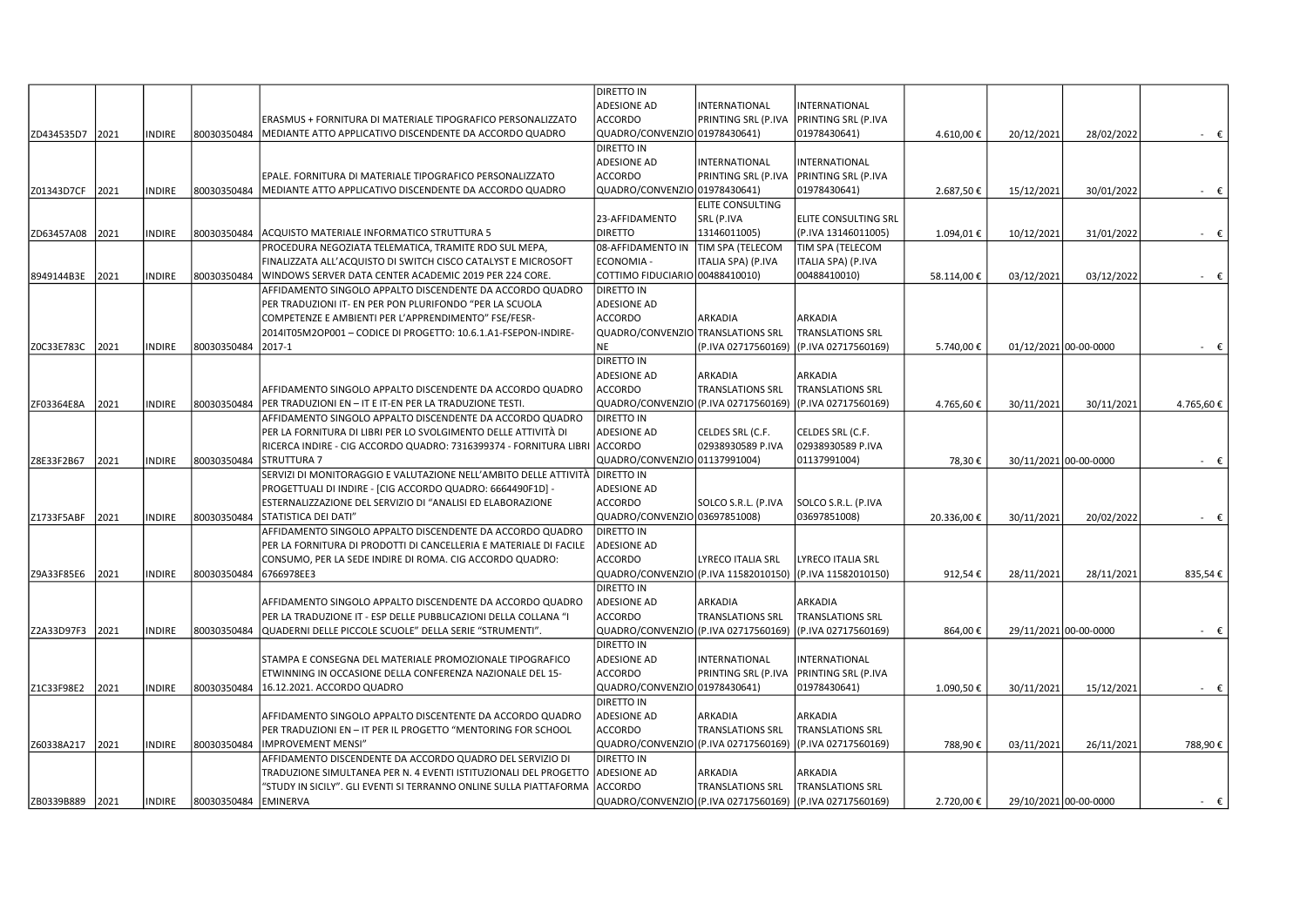| | | | | | | | | | | | |
|---|---|---|---|---|---|---|---|---|---|---|---|
| ZD434535D7 | 2021 | INDIRE | 80030350484 | ERASMUS + FORNITURA DI MATERIALE TIPOGRAFICO PERSONALIZZATO MEDIANTE ATTO APPLICATIVO DISCENDENTE DA ACCORDO QUADRO | DIRETTO IN ADESIONE AD ACCORDO QUADRO/CONVENZIO | INTERNATIONAL PRINTING SRL (P.IVA 01978430641) | INTERNATIONAL PRINTING SRL (P.IVA 01978430641) | 4.610,00 € | 20/12/2021 | 28/02/2022 | - € |
| Z01343D7CF | 2021 | INDIRE | 80030350484 | EPALE. FORNITURA DI MATERIALE TIPOGRAFICO PERSONALIZZATO MEDIANTE ATTO APPLICATIVO DISCENDENTE DA ACCORDO QUADRO | DIRETTO IN ADESIONE AD ACCORDO QUADRO/CONVENZIO | INTERNATIONAL PRINTING SRL (P.IVA 01978430641) | INTERNATIONAL PRINTING SRL (P.IVA 01978430641) | 2.687,50 € | 15/12/2021 | 30/01/2022 | - € |
| ZD63457A08 | 2021 | INDIRE | 80030350484 | ACQUISTO MATERIALE INFORMATICO STRUTTURA 5 | 23-AFFIDAMENTO DIRETTO | ELITE CONSULTING SRL (P.IVA 13146011005) | ELITE CONSULTING SRL (P.IVA 13146011005) | 1.094,01 € | 10/12/2021 | 31/01/2022 | - € |
| 8949144B3E | 2021 | INDIRE | 80030350484 | PROCEDURA NEGOZIATA TELEMATICA, TRAMITE RDO SUL MEPA, FINALIZZATA ALL'ACQUISTO DI SWITCH CISCO CATALYST E MICROSOFT WINDOWS SERVER DATA CENTER ACADEMIC 2019 PER 224 CORE. | 08-AFFIDAMENTO IN ECONOMIA - COTTIMO FIDUCIARIO | TIM SPA (TELECOM ITALIA SPA) (P.IVA 00488410010) | TIM SPA (TELECOM ITALIA SPA) (P.IVA 00488410010) | 58.114,00 € | 03/12/2021 | 03/12/2022 | - € |
| Z0C33E783C | 2021 | INDIRE | 80030350484 | AFFIDAMENTO SINGOLO APPALTO DISCENDENTE DA ACCORDO QUADRO PER TRADUZIONI IT- EN PER PON PLURIFONDO "PER LA SCUOLA COMPETENZE E AMBIENTI PER L'APPRENDIMENTO" FSE/FESR-2014IT05M2OP001 – CODICE DI PROGETTO: 10.6.1.A1-FSEPON-INDIRE-2017-1 | DIRETTO IN ADESIONE AD ACCORDO QUADRO/CONVENZIONE | ARKADIA TRANSLATIONS SRL (P.IVA 02717560169) | ARKADIA TRANSLATIONS SRL (P.IVA 02717560169) | 5.740,00 € | 01/12/2021 | 00-00-0000 | - € |
| ZF03364E8A | 2021 | INDIRE | 80030350484 | AFFIDAMENTO SINGOLO APPALTO DISCENDENTE DA ACCORDO QUADRO PER TRADUZIONI EN – IT E IT-EN PER LA TRADUZIONE TESTI. | DIRETTO IN ADESIONE AD ACCORDO QUADRO/CONVENZIO | ARKADIA TRANSLATIONS SRL (P.IVA 02717560169) | ARKADIA TRANSLATIONS SRL (P.IVA 02717560169) | 4.765,60 € | 30/11/2021 | 30/11/2021 | 4.765,60 € |
| Z8E33F2B67 | 2021 | INDIRE | 80030350484 | AFFIDAMENTO SINGOLO APPALTO DISCENDENTE DA ACCORDO QUADRO PER LA FORNITURA DI LIBRI PER LO SVOLGIMENTO DELLE ATTIVITÀ DI RICERCA INDIRE - CIG ACCORDO QUADRO: 7316399374 - FORNITURA LIBRI STRUTTURA 7 | DIRETTO IN ADESIONE AD ACCORDO QUADRO/CONVENZIO | CELDES SRL (C.F. 02938930589 P.IVA 01137991004) | CELDES SRL (C.F. 02938930589 P.IVA 01137991004) | 78,30 € | 30/11/2021 | 00-00-0000 | - € |
| Z1733F5ABF | 2021 | INDIRE | 80030350484 | SERVIZI DI MONITORAGGIO E VALUTAZIONE NELL'AMBITO DELLE ATTIVITÀ PROGETTUALI DI INDIRE - [CIG ACCORDO QUADRO: 6664490F1D] - ESTERNALIZZAZIONE DEL SERVIZIO DI "ANALISI ED ELABORAZIONE STATISTICA DEI DATI" | DIRETTO IN ADESIONE AD ACCORDO QUADRO/CONVENZIO | SOLCO S.R.L. (P.IVA 03697851008) | SOLCO S.R.L. (P.IVA 03697851008) | 20.336,00 € | 30/11/2021 | 20/02/2022 | - € |
| Z9A33F85E6 | 2021 | INDIRE | 80030350484 | AFFIDAMENTO SINGOLO APPALTO DISCENDENTE DA ACCORDO QUADRO PER LA FORNITURA DI PRODOTTI DI CANCELLERIA E MATERIALE DI FACILE CONSUMO, PER LA SEDE INDIRE DI ROMA. CIG ACCORDO QUADRO: 6766978EE3 | DIRETTO IN ADESIONE AD ACCORDO QUADRO/CONVENZIO | LYRECO ITALIA SRL (P.IVA 11582010150) | LYRECO ITALIA SRL (P.IVA 11582010150) | 912,54 € | 28/11/2021 | 28/11/2021 | 835,54 € |
| Z2A33D97F3 | 2021 | INDIRE | 80030350484 | AFFIDAMENTO SINGOLO APPALTO DISCENDENTE DA ACCORDO QUADRO PER LA TRADUZIONE IT - ESP DELLE PUBBLICAZIONI DELLA COLLANA "I QUADERNI DELLE PICCOLE SCUOLE" DELLA SERIE "STRUMENTI". | DIRETTO IN ADESIONE AD ACCORDO QUADRO/CONVENZIO | ARKADIA TRANSLATIONS SRL (P.IVA 02717560169) | ARKADIA TRANSLATIONS SRL (P.IVA 02717560169) | 864,00 € | 29/11/2021 | 00-00-0000 | - € |
| Z1C33F98E2 | 2021 | INDIRE | 80030350484 | STAMPA E CONSEGNA DEL MATERIALE PROMOZIONALE TIPOGRAFICO ETWINNING IN OCCASIONE DELLA CONFERENZA NAZIONALE DEL 15-16.12.2021. ACCORDO QUADRO | DIRETTO IN ADESIONE AD ACCORDO QUADRO/CONVENZIO | INTERNATIONAL PRINTING SRL (P.IVA 01978430641) | INTERNATIONAL PRINTING SRL (P.IVA 01978430641) | 1.090,50 € | 30/11/2021 | 15/12/2021 | - € |
| Z60338A217 | 2021 | INDIRE | 80030350484 | AFFIDAMENTO SINGOLO APPALTO DISCENTENTE DA ACCORDO QUADRO PER TRADUZIONI EN – IT PER IL PROGETTO "MENTORING FOR SCHOOL IMPROVEMENT MENSI" | DIRETTO IN ADESIONE AD ACCORDO QUADRO/CONVENZIO | ARKADIA TRANSLATIONS SRL (P.IVA 02717560169) | ARKADIA TRANSLATIONS SRL (P.IVA 02717560169) | 788,90 € | 03/11/2021 | 26/11/2021 | 788,90 € |
| ZB0339B889 | 2021 | INDIRE | 80030350484 | AFFIDAMENTO DISCENDENTE DA ACCORDO QUADRO DEL SERVIZIO DI TRADUZIONE SIMULTANEA PER N. 4 EVENTI ISTITUZIONALI DEL PROGETTO "STUDY IN SICILY". GLI EVENTI SI TERRANNO ONLINE SULLA PIATTAFORMA EMINERVA | DIRETTO IN ADESIONE AD ACCORDO QUADRO/CONVENZIO | ARKADIA TRANSLATIONS SRL (P.IVA 02717560169) | ARKADIA TRANSLATIONS SRL (P.IVA 02717560169) | 2.720,00 € | 29/10/2021 | 00-00-0000 | - € |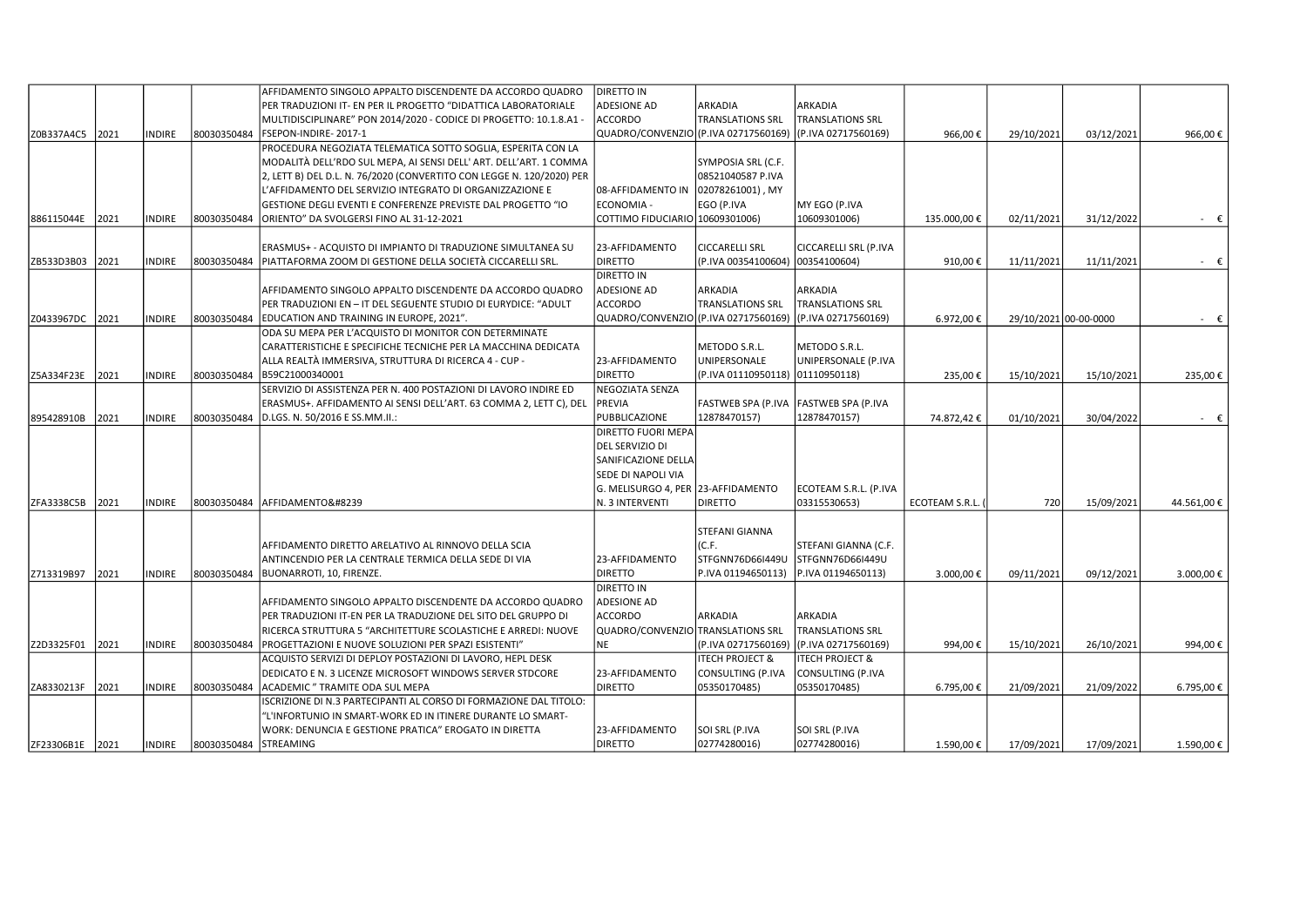| | | | | | | | | | | | |
|---|---|---|---|---|---|---|---|---|---|---|---|
| Z0B337A4C5 | 2021 | INDIRE | 80030350484 | AFFIDAMENTO SINGOLO APPALTO DISCENDENTE DA ACCORDO QUADRO PER TRADUZIONI IT- EN PER IL PROGETTO "DIDATTICA LABORATORIALE MULTIDISCIPLINARE" PON 2014/2020 - CODICE DI PROGETTO: 10.1.8.A1 - FSEPON-INDIRE- 2017-1 | DIRETTO IN ADESIONE AD ACCORDO QUADRO/CONVENZIO | ARKADIA TRANSLATIONS SRL (P.IVA 02717560169) | ARKADIA TRANSLATIONS SRL (P.IVA 02717560169) | 966,00 € | 29/10/2021 | 03/12/2021 | 966,00 € |
| 886115044E | 2021 | INDIRE | 80030350484 | PROCEDURA NEGOZIATA TELEMATICA SOTTO SOGLIA, ESPERITA CON LA MODALITÀ DELL'RDO SUL MEPA, AI SENSI DELL' ART. DELL'ART. 1 COMMA 2, LETT B) DEL D.L. N. 76/2020 (CONVERTITO CON LEGGE N. 120/2020) PER L'AFFIDAMENTO DEL SERVIZIO INTEGRATO DI ORGANIZZAZIONE E GESTIONE DEGLI EVENTI E CONFERENZE PREVISTE DAL PROGETTO "IO ORIENTO" DA SVOLGERSI FINO AL 31-12-2021 | 08-AFFIDAMENTO IN ECONOMIA - COTTIMO FIDUCIARIO | SYMPOSIA SRL (C.F. 08521040587 P.IVA 02078261001) , MY EGO (P.IVA 10609301006) | MY EGO (P.IVA 10609301006) | 135.000,00 € | 02/11/2021 | 31/12/2022 | - € |
| ZB533D3B03 | 2021 | INDIRE | 80030350484 | ERASMUS+ - ACQUISTO DI IMPIANTO DI TRADUZIONE SIMULTANEA SU PIATTAFORMA ZOOM DI GESTIONE DELLA SOCIETÀ CICCARELLI SRL. | 23-AFFIDAMENTO DIRETTO | CICCARELLI SRL (P.IVA 00354100604) | CICCARELLI SRL (P.IVA 00354100604) | 910,00 € | 11/11/2021 | 11/11/2021 | - € |
| Z0433967DC | 2021 | INDIRE | 80030350484 | AFFIDAMENTO SINGOLO APPALTO DISCENDENTE DA ACCORDO QUADRO PER TRADUZIONI EN – IT DEL SEGUENTE STUDIO DI EURYDICE: "ADULT EDUCATION AND TRAINING IN EUROPE, 2021". | DIRETTO IN ADESIONE AD ACCORDO QUADRO/CONVENZIO | ARKADIA TRANSLATIONS SRL (P.IVA 02717560169) | ARKADIA TRANSLATIONS SRL (P.IVA 02717560169) | 6.972,00 € | 29/10/2021 | 00-00-0000 | - € |
| Z5A334F23E | 2021 | INDIRE | 80030350484 | ODA SU MEPA PER L'ACQUISTO DI MONITOR CON DETERMINATE CARATTERISTICHE E SPECIFICHE TECNICHE PER LA MACCHINA DEDICATA ALLA REALTÀ IMMERSIVA, STRUTTURA DI RICERCA 4 - CUP - B59C21000340001 | 23-AFFIDAMENTO DIRETTO | METODO S.R.L. UNIPERSONALE (P.IVA 01110950118) | METODO S.R.L. UNIPERSONALE (P.IVA 01110950118) | 235,00 € | 15/10/2021 | 15/10/2021 | 235,00 € |
| 895428910B | 2021 | INDIRE | 80030350484 | SERVIZIO DI ASSISTENZA PER N. 400 POSTAZIONI DI LAVORO INDIRE ED ERASMUS+. AFFIDAMENTO AI SENSI DELL'ART. 63 COMMA 2, LETT C), DEL D.LGS. N. 50/2016 E SS.MM.II.: | NEGOZIATA SENZA PREVIA PUBBLICAZIONE | FASTWEB SPA (P.IVA 12878470157) | FASTWEB SPA (P.IVA 12878470157) | 74.872,42 € | 01/10/2021 | 30/04/2022 | - € |
| ZFA3338C5B | 2021 | INDIRE | 80030350484 | AFFIDAMENTO&#8239 | DIRETTO FUORI MEPA DEL SERVIZIO DI SANIFICAZIONE DELLA SEDE DI NAPOLI VIA G. MELISURGO 4, PER N. 3 INTERVENTI | 23-AFFIDAMENTO DIRETTO | ECOTEAM S.R.L. (P.IVA 03315530653) | ECOTEAM S.R.L. ( | 720 | 15/09/2021 | 44.561,00 € |
| Z713319B97 | 2021 | INDIRE | 80030350484 | AFFIDAMENTO DIRETTO ARELATIVO AL RINNOVO DELLA SCIA ANTINCENDIO PER LA CENTRALE TERMICA DELLA SEDE DI VIA BUONARROTI, 10, FIRENZE. | 23-AFFIDAMENTO DIRETTO | STEFANI GIANNA (C.F. STFGNN76D66I449U P.IVA 01194650113) | STEFANI GIANNA (C.F. STFGNN76D66I449U P.IVA 01194650113) | 3.000,00 € | 09/11/2021 | 09/12/2021 | 3.000,00 € |
| Z2D3325F01 | 2021 | INDIRE | 80030350484 | AFFIDAMENTO SINGOLO APPALTO DISCENDENTE DA ACCORDO QUADRO PER TRADUZIONI IT-EN PER LA TRADUZIONE DEL SITO DEL GRUPPO DI RICERCA STRUTTURA 5 "ARCHITETTURE SCOLASTICHE E ARREDI: NUOVE PROGETTAZIONI E NUOVE SOLUZIONI PER SPAZI ESISTENTI" | DIRETTO IN ADESIONE AD ACCORDO QUADRO/CONVENZIONE | ARKADIA TRANSLATIONS SRL (P.IVA 02717560169) | ARKADIA TRANSLATIONS SRL (P.IVA 02717560169) | 994,00 € | 15/10/2021 | 26/10/2021 | 994,00 € |
| ZA8330213F | 2021 | INDIRE | 80030350484 | ACQUISTO SERVIZI DI DEPLOY POSTAZIONI DI LAVORO, HEPL DESK DEDICATO E N. 3 LICENZE MICROSOFT WINDOWS SERVER STDCORE ACADEMIC " TRAMITE ODA SUL MEPA | 23-AFFIDAMENTO DIRETTO | ITECH PROJECT & CONSULTING (P.IVA 05350170485) | ITECH PROJECT & CONSULTING (P.IVA 05350170485) | 6.795,00 € | 21/09/2021 | 21/09/2022 | 6.795,00 € |
| ZF23306B1E | 2021 | INDIRE | 80030350484 | ISCRIZIONE DI N.3 PARTECIPANTI AL CORSO DI FORMAZIONE DAL TITOLO: "L'INFORTUNIO IN SMART-WORK ED IN ITINERE DURANTE LO SMART-WORK: DENUNCIA E GESTIONE PRATICA" EROGATO IN DIRETTA STREAMING | 23-AFFIDAMENTO DIRETTO | SOI SRL (P.IVA 02774280016) | SOI SRL (P.IVA 02774280016) | 1.590,00 € | 17/09/2021 | 17/09/2021 | 1.590,00 € |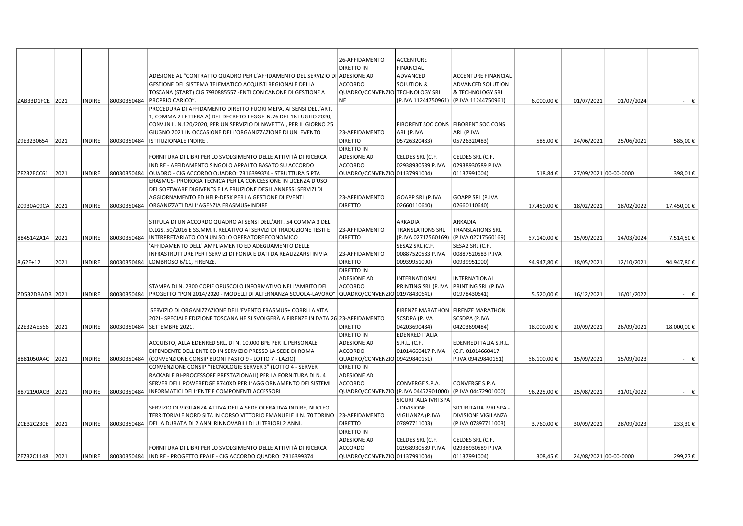| | | | | | | | | | | | |
|---|---|---|---|---|---|---|---|---|---|---|---|
| ZAB33D1FCE | 2021 | INDIRE | 80030350484 | ADESIONE AL "CONTRATTO QUADRO PER L'AFFIDAMENTO DEL SERVIZIO DI GESTIONE DEL SISTEMA TELEMATICO ACQUISTI REGIONALE DELLA TOSCANA (START) CIG 7930885557 -ENTI CON CANONE DI GESTIONE A PROPRIO CARICO". | 26-AFFIDAMENTO DIRETTO IN ADESIONE AD ACCORDO QUADRO/CONVENZIONE | ACCENTURE FINANCIAL ADVANCED SOLUTION & TECHNOLOGY SRL (P.IVA 11244750961) | ACCENTURE FINANCIAL ADVANCED SOLUTION & TECHNOLOGY SRL (P.IVA 11244750961) | 6.000,00 € | 01/07/2021 | 01/07/2024 | - € |
| Z9E3230654 | 2021 | INDIRE | 80030350484 | PROCEDURA DI AFFIDAMENTO DIRETTO FUORI MEPA, AI SENSI DELL'ART. 1, COMMA 2 LETTERA A) DEL DECRETO-LEGGE N.76 DEL 16 LUGLIO 2020, CONV.IN L. N.120/2020, PER UN SERVIZIO DI NAVETTA , PER IL GIORNO 25 GIUGNO 2021 IN OCCASIONE DELL'ORGANIZZAZIONE DI UN EVENTO ISTITUZIONALE INDIRE . | 23-AFFIDAMENTO DIRETTO | FIBORENT SOC CONS ARL (P.IVA 05726320483) | FIBORENT SOC CONS ARL (P.IVA 05726320483) | 585,00 € | 24/06/2021 | 25/06/2021 | 585,00 € |
| ZF232ECC61 | 2021 | INDIRE | 80030350484 | FORNITURA DI LIBRI PER LO SVOLGIMENTO DELLE ATTIVITÀ DI RICERCA INDIRE - AFFIDAMENTO SINGOLO APPALTO BASATO SU ACCORDO QUADRO - CIG ACCORDO QUADRO: 7316399374 - STRUTTURA 5 PTA | DIRETTO IN ADESIONE AD ACCORDO QUADRO/CONVENZIO | CELDES SRL (C.F. 02938930589 P.IVA 01137991004) | CELDES SRL (C.F. 02938930589 P.IVA 01137991004) | 518,84 € | 27/09/2021 | 00-00-0000 | 398,01 € |
| Z0930A09CA | 2021 | INDIRE | 80030350484 | ERASMUS- PROROGA TECNICA PER LA CONCESSIONE IN LICENZA D'USO DEL SOFTWARE DIGIVENTS E LA FRUIZIONE DEGLI ANNESSI SERVIZI DI AGGIORNAMENTO ED HELP-DESK PER LA GESTIONE DI EVENTI ORGANIZZATI DALL'AGENZIA ERASMUS+INDIRE | 23-AFFIDAMENTO DIRETTO | GOAPP SRL (P.IVA 02660110640) | GOAPP SRL (P.IVA 02660110640) | 17.450,00 € | 18/02/2021 | 18/02/2022 | 17.450,00 € |
| 8845142A14 | 2021 | INDIRE | 80030350484 | STIPULA DI UN ACCORDO QUADRO AI SENSI DELL'ART. 54 COMMA 3 DEL D.LGS. 50/2016 E SS.MM.II. RELATIVO AI SERVIZI DI TRADUZIONE TESTI E INTERPRETARIATO CON UN SOLO OPERATORE ECONOMICO | 23-AFFIDAMENTO DIRETTO | ARKADIA TRANSLATIONS SRL (P.IVA 02717560169) | ARKADIA TRANSLATIONS SRL (P.IVA 02717560169) | 57.140,00 € | 15/09/2021 | 14/03/2024 | 7.514,50 € |
| 8,62E+12 | 2021 | INDIRE | 80030350484 | 'AFFIDAMENTO DELL' AMPLIAMENTO ED ADEGUAMENTO DELLE INFRASTRUTTURE PER I SERVIZI DI FONIA E DATI DA REALIZZARSI IN VIA LOMBROSO 6/11, FIRENZE. | 23-AFFIDAMENTO DIRETTO | SESA2 SRL (C.F. 00887520583 P.IVA 00939951000) | SESA2 SRL (C.F. 00887520583 P.IVA 00939951000) | 94.947,80 € | 18/05/2021 | 12/10/2021 | 94.947,80 € |
| ZD532DBADB | 2021 | INDIRE | 80030350484 | STAMPA DI N. 2300 COPIE OPUSCOLO INFORMATIVO NELL'AMBITO DEL PROGETTO "PON 2014/2020 - MODELLI DI ALTERNANZA SCUOLA-LAVORO" | DIRETTO IN ADESIONE AD ACCORDO QUADRO/CONVENZIO | INTERNATIONAL PRINTING SRL (P.IVA 01978430641) | INTERNATIONAL PRINTING SRL (P.IVA 01978430641) | 5.520,00 € | 16/12/2021 | 16/01/2022 | - € |
| Z2E32AE566 | 2021 | INDIRE | 80030350484 | SERVIZIO DI ORGANIZZAZIONE DELL'EVENTO ERASMUS+ CORRI LA VITA 2021- SPECIALE EDIZIONE TOSCANA HE SI SVOLGERÀ A FIRENZE IN DATA 26 SETTEMBRE 2021. | 23-AFFIDAMENTO DIRETTO | FIRENZE MARATHON SCSDPA (P.IVA 04203690484) | FIRENZE MARATHON SCSDPA (P.IVA 04203690484) | 18.000,00 € | 20/09/2021 | 26/09/2021 | 18.000,00 € |
| 8881050A4C | 2021 | INDIRE | 80030350484 | ACQUISTO, ALLA EDENRED SRL, DI N. 10.000 BPE PER IL PERSONALE DIPENDENTE DELL'ENTE ED IN SERVIZIO PRESSO LA SEDE DI ROMA (CONVENZIONE CONSIP BUONI PASTO 9 - LOTTO 7 - LAZIO) | DIRETTO IN ADESIONE AD ACCORDO QUADRO/CONVENZIO | EDENRED ITALIA S.R.L. (C.F. 01014660417 P.IVA 09429840151) | EDENRED ITALIA S.R.L. (C.F. 01014660417 P.IVA 09429840151) | 56.100,00 € | 15/09/2021 | 15/09/2023 | - € |
| 8872190ACB | 2021 | INDIRE | 80030350484 | CONVENZIONE CONSIP "TECNOLOGIE SERVER 3" (LOTTO 4 - SERVER RACKABLE BI-PROCESSORE PRESTAZIONALI) PER LA FORNITURA DI N. 4 SERVER DELL POWEREDGE R740XD PER L'AGGIORNAMENTO DEI SISTEMI INFORMATICI DELL'ENTE E COMPONENTI ACCESSORI | DIRETTO IN ADESIONE AD ACCORDO QUADRO/CONVENZIO | CONVERGE S.P.A. (P.IVA 04472901000) | CONVERGE S.P.A. (P.IVA 04472901000) | 96.225,00 € | 25/08/2021 | 31/01/2022 | - € |
| ZCE32C230E | 2021 | INDIRE | 80030350484 | SERVIZIO DI VIGILANZA ATTIVA DELLA SEDE OPERATIVA INDIRE, NUCLEO TERRITORIALE NORD SITA IN CORSO VITTORIO EMANUELE II N. 70 TORINO DELLA DURATA DI 2 ANNI RINNOVABILI DI ULTERIORI 2 ANNI. | 23-AFFIDAMENTO DIRETTO | SICURITALIA IVRI SPA - DIVISIONE VIGILANZA (P.IVA 07897711003) | SICURITALIA IVRI SPA - DIVISIONE VIGILANZA (P.IVA 07897711003) | 3.760,00 € | 30/09/2021 | 28/09/2023 | 233,30 € |
| ZE732C1148 | 2021 | INDIRE | 80030350484 | FORNITURA DI LIBRI PER LO SVOLGIMENTO DELLE ATTIVITÀ DI RICERCA INDIRE - PROGETTO EPALE - CIG ACCORDO QUADRO: 7316399374 | DIRETTO IN ADESIONE AD ACCORDO QUADRO/CONVENZIO | CELDES SRL (C.F. 02938930589 P.IVA 01137991004) | CELDES SRL (C.F. 02938930589 P.IVA 01137991004) | 308,45 € | 24/08/2021 | 00-00-0000 | 299,27 € |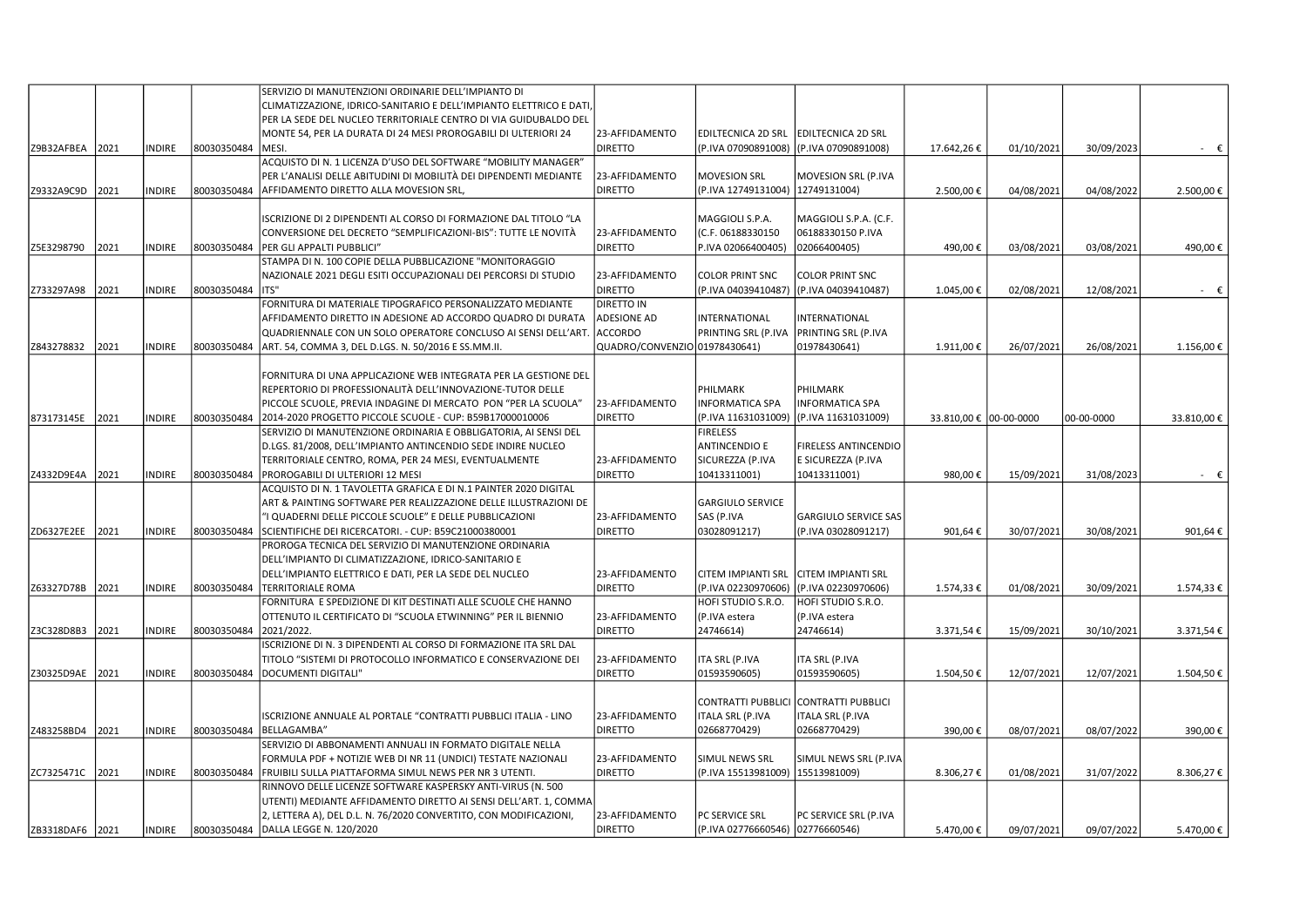| | | | | | | | | | | | |
|---|---|---|---|---|---|---|---|---|---|---|---|
| Z9B32AFBEA | 2021 | INDIRE | 80030350484 | SERVIZIO DI MANUTENZIONI ORDINARIE DELL'IMPIANTO DI CLIMATIZZAZIONE, IDRICO-SANITARIO E DELL'IMPIANTO ELETTRICO E DATI, PER LA SEDE DEL NUCLEO TERRITORIALE CENTRO DI VIA GUIDUBALDO DEL MONTE 54, PER LA DURATA DI 24 MESI PROROGABILI DI ULTERIORI 24 MESI. | 23-AFFIDAMENTO DIRETTO | EDILTECNICA 2D SRL (P.IVA 07090891008) | EDILTECNICA 2D SRL (P.IVA 07090891008) | 17.642,26 € | 01/10/2021 | 30/09/2023 | - € |
| Z9332A9C9D | 2021 | INDIRE | 80030350484 | ACQUISTO DI N. 1 LICENZA D'USO DEL SOFTWARE "MOBILITY MANAGER" PER L'ANALISI DELLE ABITUDINI DI MOBILITÀ DEI DIPENDENTI MEDIANTE AFFIDAMENTO DIRETTO ALLA MOVESION SRL, | 23-AFFIDAMENTO DIRETTO | MOVESION SRL (P.IVA 12749131004) | MOVESION SRL (P.IVA 12749131004) | 2.500,00 € | 04/08/2021 | 04/08/2022 | 2.500,00 € |
| Z5E3298790 | 2021 | INDIRE | 80030350484 | ISCRIZIONE DI 2 DIPENDENTI AL CORSO DI FORMAZIONE DAL TITOLO "LA CONVERSIONE DEL DECRETO "SEMPLIFICAZIONI-BIS": TUTTE LE NOVITÀ PER GLI APPALTI PUBBLICI" | 23-AFFIDAMENTO DIRETTO | MAGGIOLI S.P.A. (C.F. 06188330150 P.IVA 02066400405) | MAGGIOLI S.P.A. (C.F. 06188330150 P.IVA 02066400405) | 490,00 € | 03/08/2021 | 03/08/2021 | 490,00 € |
| Z733297A98 | 2021 | INDIRE | 80030350484 | STAMPA DI N. 100 COPIE DELLA PUBBLICAZIONE "MONITORAGGIO NAZIONALE 2021 DEGLI ESITI OCCUPAZIONALI DEI PERCORSI DI STUDIO ITS" | 23-AFFIDAMENTO DIRETTO | COLOR PRINT SNC (P.IVA 04039410487) | COLOR PRINT SNC (P.IVA 04039410487) | 1.045,00 € | 02/08/2021 | 12/08/2021 | - € |
| Z843278832 | 2021 | INDIRE | 80030350484 | FORNITURA DI MATERIALE TIPOGRAFICO PERSONALIZZATO MEDIANTE AFFIDAMENTO DIRETTO IN ADESIONE AD ACCORDO QUADRO DI DURATA QUADRIENNALE CON UN SOLO OPERATORE CONCLUSO AI SENSI DELL'ART. ART. 54, COMMA 3, DEL D.LGS. N. 50/2016 E SS.MM.II. | DIRETTO IN ADESIONE AD ACCORDO QUADRO/CONVENZIO | INTERNATIONAL PRINTING SRL (P.IVA 01978430641) | INTERNATIONAL PRINTING SRL (P.IVA 01978430641) | 1.911,00 € | 26/07/2021 | 26/08/2021 | 1.156,00 € |
| 873173145E | 2021 | INDIRE | 80030350484 | FORNITURA DI UNA APPLICAZIONE WEB INTEGRATA PER LA GESTIONE DEL REPERTORIO DI PROFESSIONALITÀ DELL'INNOVAZIONE-TUTOR DELLE PICCOLE SCUOLE, PREVIA INDAGINE DI MERCATO PON "PER LA SCUOLA" 2014-2020 PROGETTO PICCOLE SCUOLE - CUP: B59B17000010006 | 23-AFFIDAMENTO DIRETTO | PHILMARK INFORMATICA SPA (P.IVA 11631031009) | PHILMARK INFORMATICA SPA (P.IVA 11631031009) | 33.810,00 € | 00-00-0000 | 00-00-0000 | 33.810,00 € |
| Z4332D9E4A | 2021 | INDIRE | 80030350484 | SERVIZIO DI MANUTENZIONE ORDINARIA E OBBLIGATORIA, AI SENSI DEL D.LGS. 81/2008, DELL'IMPIANTO ANTINCENDIO SEDE INDIRE NUCLEO TERRITORIALE CENTRO, ROMA, PER 24 MESI, EVENTUALMENTE PROROGABILI DI ULTERIORI 12 MESI | 23-AFFIDAMENTO DIRETTO | FIRELESS ANTINCENDIO E SICUREZZA (P.IVA 10413311001) | FIRELESS ANTINCENDIO E SICUREZZA (P.IVA 10413311001) | 980,00 € | 15/09/2021 | 31/08/2023 | - € |
| ZD6327E2EE | 2021 | INDIRE | 80030350484 | ACQUISTO DI N. 1 TAVOLETTA GRAFICA E DI N.1 PAINTER 2020 DIGITAL ART & PAINTING SOFTWARE PER REALIZZAZIONE DELLE ILLUSTRAZIONI DE "I QUADERNI DELLE PICCOLE SCUOLE" E DELLE PUBBLICAZIONI SCIENTIFICHE DEI RICERCATORI. - CUP: B59C21000380001 | 23-AFFIDAMENTO DIRETTO | GARGIULO SERVICE SAS (P.IVA 03028091217) | GARGIULO SERVICE SAS (P.IVA 03028091217) | 901,64 € | 30/07/2021 | 30/08/2021 | 901,64 € |
| Z63327D78B | 2021 | INDIRE | 80030350484 | PROROGA TECNICA DEL SERVIZIO DI MANUTENZIONE ORDINARIA DELL'IMPIANTO DI CLIMATIZZAZIONE, IDRICO-SANITARIO E DELL'IMPIANTO ELETTRICO E DATI, PER LA SEDE DEL NUCLEO TERRITORIALE ROMA | 23-AFFIDAMENTO DIRETTO | CITEM IMPIANTI SRL (P.IVA 02230970606) | CITEM IMPIANTI SRL (P.IVA 02230970606) | 1.574,33 € | 01/08/2021 | 30/09/2021 | 1.574,33 € |
| Z3C328D8B3 | 2021 | INDIRE | 80030350484 | FORNITURA E SPEDIZIONE DI KIT DESTINATI ALLE SCUOLE CHE HANNO OTTENUTO IL CERTIFICATO DI "SCUOLA ETWINNING" PER IL BIENNIO 2021/2022. | 23-AFFIDAMENTO DIRETTO | HOFI STUDIO S.R.O. (P.IVA estera 24746614) | HOFI STUDIO S.R.O. (P.IVA estera 24746614) | 3.371,54 € | 15/09/2021 | 30/10/2021 | 3.371,54 € |
| Z30325D9AE | 2021 | INDIRE | 80030350484 | ISCRIZIONE DI N. 3 DIPENDENTI AL CORSO DI FORMAZIONE ITA SRL DAL TITOLO "SISTEMI DI PROTOCOLLO INFORMATICO E CONSERVAZIONE DEI DOCUMENTI DIGITALI" | 23-AFFIDAMENTO DIRETTO | ITA SRL (P.IVA 01593590605) | ITA SRL (P.IVA 01593590605) | 1.504,50 € | 12/07/2021 | 12/07/2021 | 1.504,50 € |
| Z483258BD4 | 2021 | INDIRE | 80030350484 | ISCRIZIONE ANNUALE AL PORTALE "CONTRATTI PUBBLICI ITALIA - LINO BELLAGAMBA" | 23-AFFIDAMENTO DIRETTO | CONTRATTI PUBBLICI ITALIA SRL (P.IVA 02668770429) | CONTRATTI PUBBLICI ITALIA SRL (P.IVA 02668770429) | 390,00 € | 08/07/2021 | 08/07/2022 | 390,00 € |
| ZC7325471C | 2021 | INDIRE | 80030350484 | SERVIZIO DI ABBONAMENTI ANNUALI IN FORMATO DIGITALE NELLA FORMULA PDF + NOTIZIE WEB DI NR 11 (UNDICI) TESTATE NAZIONALI FRUIBILI SULLA PIATTAFORMA SIMUL NEWS PER NR 3 UTENTI. | 23-AFFIDAMENTO DIRETTO | SIMUL NEWS SRL (P.IVA 15513981009) | SIMUL NEWS SRL (P.IVA 15513981009) | 8.306,27 € | 01/08/2021 | 31/07/2022 | 8.306,27 € |
| ZB3318DAF6 | 2021 | INDIRE | 80030350484 | RINNOVO DELLE LICENZE SOFTWARE KASPERSKY ANTI-VIRUS (N. 500 UTENTI) MEDIANTE AFFIDAMENTO DIRETTO AI SENSI DELL'ART. 1, COMMA 2, LETTERA A), DEL D.L. N. 76/2020 CONVERTITO, CON MODIFICAZIONI, DALLA LEGGE N. 120/2020 | 23-AFFIDAMENTO DIRETTO | PC SERVICE SRL (P.IVA 02776660546) | PC SERVICE SRL (P.IVA 02776660546) | 5.470,00 € | 09/07/2021 | 09/07/2022 | 5.470,00 € |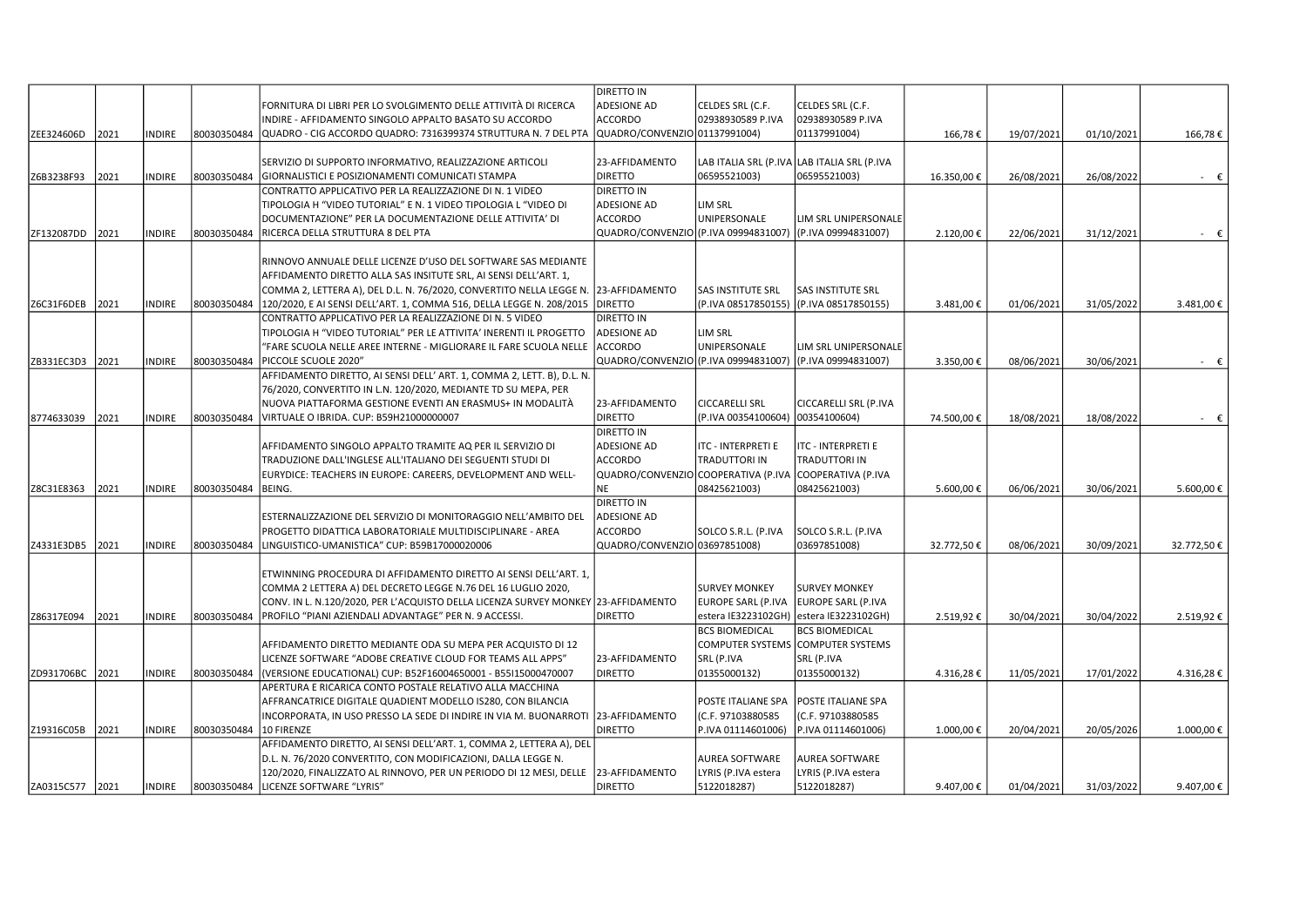| | | | | | | | | | | | |
|---|---|---|---|---|---|---|---|---|---|---|---|
| ZEE324606D | 2021 | INDIRE | 80030350484 | FORNITURA DI LIBRI PER LO SVOLGIMENTO DELLE ATTIVITÀ DI RICERCA INDIRE - AFFIDAMENTO SINGOLO APPALTO BASATO SU ACCORDO QUADRO - CIG ACCORDO QUADRO: 7316399374 STRUTTURA N. 7 DEL PTA | DIRETTO IN ADESIONE AD ACCORDO QUADRO/CONVENZIO | CELDES SRL (C.F. 02938930589 P.IVA 01137991004) | CELDES SRL (C.F. 02938930589 P.IVA 01137991004) | 166,78 € | 19/07/2021 | 01/10/2021 | 166,78 € |
| Z6B3238F93 | 2021 | INDIRE | 80030350484 | SERVIZIO DI SUPPORTO INFORMATIVO, REALIZZAZIONE ARTICOLI GIORNALISTICI E POSIZIONAMENTI COMUNICATI STAMPA | 23-AFFIDAMENTO DIRETTO | LAB ITALIA SRL (P.IVA 06595521003) | LAB ITALIA SRL (P.IVA 06595521003) | 16.350,00 € | 26/08/2021 | 26/08/2022 | - € |
| ZF132087DD | 2021 | INDIRE | 80030350484 | CONTRATTO APPLICATIVO PER LA REALIZZAZIONE DI N. 1 VIDEO TIPOLOGIA H "VIDEO TUTORIAL" E N. 1 VIDEO TIPOLOGIA L "VIDEO DI DOCUMENTAZIONE" PER LA DOCUMENTAZIONE DELLE ATTIVITA' DI RICERCA DELLA STRUTTURA 8 DEL PTA | DIRETTO IN ADESIONE AD ACCORDO QUADRO/CONVENZIO | LIM SRL UNIPERSONALE (P.IVA 09994831007) | LIM SRL UNIPERSONALE (P.IVA 09994831007) | 2.120,00 € | 22/06/2021 | 31/12/2021 | - € |
| Z6C31F6DEB | 2021 | INDIRE | 80030350484 | RINNOVO ANNUALE DELLE LICENZE D'USO DEL SOFTWARE SAS MEDIANTE AFFIDAMENTO DIRETTO ALLA SAS INSITUTE SRL, AI SENSI DELL'ART. 1, COMMA 2, LETTERA A), DEL D.L. N. 76/2020, CONVERTITO NELLA LEGGE N. 120/2020, E AI SENSI DELL'ART. 1, COMMA 516, DELLA LEGGE N. 208/2015 | 23-AFFIDAMENTO DIRETTO | SAS INSTITUTE SRL (P.IVA 08517850155) | SAS INSTITUTE SRL (P.IVA 08517850155) | 3.481,00 € | 01/06/2021 | 31/05/2022 | 3.481,00 € |
| ZB331EC3D3 | 2021 | INDIRE | 80030350484 | CONTRATTO APPLICATIVO PER LA REALIZZAZIONE DI N. 5 VIDEO TIPOLOGIA H "VIDEO TUTORIAL" PER LE ATTIVITA' INERENTI IL PROGETTO "FARE SCUOLA NELLE AREE INTERNE - MIGLIORARE IL FARE SCUOLA NELLE PICCOLE SCUOLE 2020" | DIRETTO IN ADESIONE AD ACCORDO QUADRO/CONVENZIO | LIM SRL UNIPERSONALE (P.IVA 09994831007) | LIM SRL UNIPERSONALE (P.IVA 09994831007) | 3.350,00 € | 08/06/2021 | 30/06/2021 | - € |
| 8774633039 | 2021 | INDIRE | 80030350484 | AFFIDAMENTO DIRETTO, AI SENSI DELL' ART. 1, COMMA 2, LETT. B), D.L. N. 76/2020, CONVERTITO IN L.N. 120/2020, MEDIANTE TD SU MEPA, PER NUOVA PIATTAFORMA GESTIONE EVENTI AN ERASMUS+ IN MODALITÀ VIRTUALE O IBRIDA. CUP: B59H21000000007 | 23-AFFIDAMENTO DIRETTO | CICCARELLI SRL (P.IVA 00354100604) | CICCARELLI SRL (P.IVA 00354100604) | 74.500,00 € | 18/08/2021 | 18/08/2022 | - € |
| Z8C31E8363 | 2021 | INDIRE | 80030350484 | AFFIDAMENTO SINGOLO APPALTO TRAMITE AQ PER IL SERVIZIO DI TRADUZIONE DALL'INGLESE ALL'ITALIANO DEI SEGUENTI STUDI DI EURYDICE: TEACHERS IN EUROPE: CAREERS, DEVELOPMENT AND WELL-BEING. | DIRETTO IN ADESIONE AD ACCORDO QUADRO/CONVENZIONE | ITC - INTERPRETI E TRADUTTORI IN COOPERATIVA (P.IVA 08425621003) | ITC - INTERPRETI E TRADUTTORI IN COOPERATIVA (P.IVA 08425621003) | 5.600,00 € | 06/06/2021 | 30/06/2021 | 5.600,00 € |
| Z4331E3DB5 | 2021 | INDIRE | 80030350484 | ESTERNALIZZAZIONE DEL SERVIZIO DI MONITORAGGIO NELL'AMBITO DEL PROGETTO DIDATTICA LABORATORIALE MULTIDISCIPLINARE - AREA LINGUISTICO-UMANISTICA" CUP: B59B17000020006 | DIRETTO IN ADESIONE AD ACCORDO QUADRO/CONVENZIO | SOLCO S.R.L. (P.IVA 03697851008) | SOLCO S.R.L. (P.IVA 03697851008) | 32.772,50 € | 08/06/2021 | 30/09/2021 | 32.772,50 € |
| Z86317E094 | 2021 | INDIRE | 80030350484 | ETWINNING PROCEDURA DI AFFIDAMENTO DIRETTO AI SENSI DELL'ART. 1, COMMA 2 LETTERA A) DEL DECRETO LEGGE N.76 DEL 16 LUGLIO 2020, CONV. IN L. N.120/2020, PER L'ACQUISTO DELLA LICENZA SURVEY MONKEY PROFILO "PIANI AZIENDALI ADVANTAGE" PER N. 9 ACCESSI. | 23-AFFIDAMENTO DIRETTO | SURVEY MONKEY EUROPE SARL (P.IVA estera IE3223102GH) | SURVEY MONKEY EUROPE SARL (P.IVA estera IE3223102GH) | 2.519,92 € | 30/04/2021 | 30/04/2022 | 2.519,92 € |
| ZD931706BC | 2021 | INDIRE | 80030350484 | AFFIDAMENTO DIRETTO MEDIANTE ODA SU MEPA PER ACQUISTO DI 12 LICENZE SOFTWARE "ADOBE CREATIVE CLOUD FOR TEAMS ALL APPS" (VERSIONE EDUCATIONAL) CUP: B52F16004650001 - B55I15000470007 | 23-AFFIDAMENTO DIRETTO | BCS BIOMEDICAL COMPUTER SYSTEMS SRL (P.IVA 01355000132) | BCS BIOMEDICAL COMPUTER SYSTEMS SRL (P.IVA 01355000132) | 4.316,28 € | 11/05/2021 | 17/01/2022 | 4.316,28 € |
| Z19316C05B | 2021 | INDIRE | 80030350484 | APERTURA E RICARICA CONTO POSTALE RELATIVO ALLA MACCHINA AFFRANCATRICE DIGITALE QUADIENT MODELLO IS280, CON BILANCIA INCORPORATA, IN USO PRESSO LA SEDE DI INDIRE IN VIA M. BUONARROTI 10 FIRENZE | 23-AFFIDAMENTO DIRETTO | POSTE ITALIANE SPA (C.F. 97103880585 P.IVA 01114601006) | POSTE ITALIANE SPA (C.F. 97103880585 P.IVA 01114601006) | 1.000,00 € | 20/04/2021 | 20/05/2026 | 1.000,00 € |
| ZA0315C577 | 2021 | INDIRE | 80030350484 | AFFIDAMENTO DIRETTO, AI SENSI DELL'ART. 1, COMMA 2, LETTERA A), DEL D.L. N. 76/2020 CONVERTITO, CON MODIFICAZIONI, DALLA LEGGE N. 120/2020, FINALIZZATO AL RINNOVO, PER UN PERIODO DI 12 MESI, DELLE LICENZE SOFTWARE "LYRIS" | 23-AFFIDAMENTO DIRETTO | AUREA SOFTWARE LYRIS (P.IVA estera 5122018287) | AUREA SOFTWARE LYRIS (P.IVA estera 5122018287) | 9.407,00 € | 01/04/2021 | 31/03/2022 | 9.407,00 € |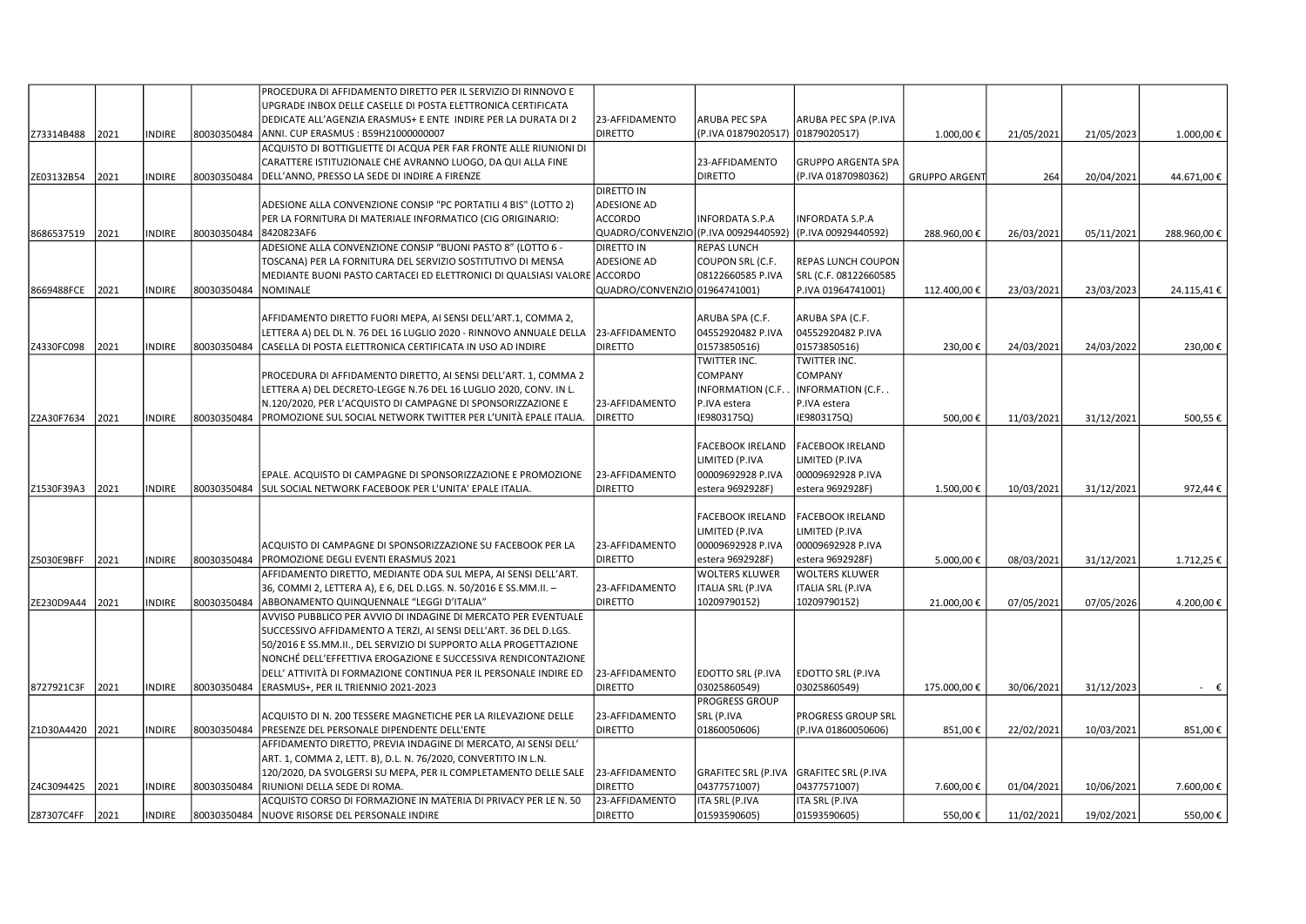| | | | | | | | | | | | |
|---|---|---|---|---|---|---|---|---|---|---|---|
| Z73314B488 | 2021 | INDIRE | 80030350484 | PROCEDURA DI AFFIDAMENTO DIRETTO PER IL SERVIZIO DI RINNOVO E UPGRADE INBOX DELLE CASELLE DI POSTA ELETTRONICA CERTIFICATA DEDICATE ALL'AGENZIA ERASMUS+ E ENTE INDIRE PER LA DURATA DI 2 ANNI. CUP ERASMUS : B59H21000000007 | 23-AFFIDAMENTO DIRETTO | ARUBA PEC SPA (P.IVA 01879020517) | ARUBA PEC SPA (P.IVA 01879020517) | 1.000,00 € | 21/05/2021 | 21/05/2023 | 1.000,00 € |
| ZE03132B54 | 2021 | INDIRE | 80030350484 | ACQUISTO DI BOTTIGLIETTE DI ACQUA PER FAR FRONTE ALLE RIUNIONI DI CARATTERE ISTITUZIONALE CHE AVRANNO LUOGO, DA QUI ALLA FINE DELL'ANNO, PRESSO LA SEDE DI INDIRE A FIRENZE | | 23-AFFIDAMENTO DIRETTO | GRUPPO ARGENTA SPA (P.IVA 01870980362) | GRUPPO ARGENT | 264 | 20/04/2021 | 44.671,00 € |
| 8686537519 | 2021 | INDIRE | 80030350484 | ADESIONE ALLA CONVENZIONE CONSIP "PC PORTATILI 4 BIS" (LOTTO 2) PER LA FORNITURA DI MATERIALE INFORMATICO (CIG ORIGINARIO: 8420823AF6 | DIRETTO IN ADESIONE AD ACCORDO QUADRO/CONVENZIO | INFORDATA S.P.A (P.IVA 00929440592) | INFORDATA S.P.A (P.IVA 00929440592) | 288.960,00 € | 26/03/2021 | 05/11/2021 | 288.960,00 € |
| 8669488FCE | 2021 | INDIRE | 80030350484 | ADESIONE ALLA CONVENZIONE CONSIP "BUONI PASTO 8" (LOTTO 6 - TOSCANA) PER LA FORNITURA DEL SERVIZIO SOSTITUTIVO DI MENSA MEDIANTE BUONI PASTO CARTACEI ED ELETTRONICI DI QUALSIASI VALORE NOMINALE | DIRETTO IN ADESIONE AD ACCORDO QUADRO/CONVENZIO | REPAS LUNCH COUPON SRL (C.F. 08122660585 P.IVA 01964741001) | REPAS LUNCH COUPON SRL (C.F. 08122660585 P.IVA 01964741001) | 112.400,00 € | 23/03/2021 | 23/03/2023 | 24.115,41 € |
| Z4330FC098 | 2021 | INDIRE | 80030350484 | AFFIDAMENTO DIRETTO FUORI MEPA, AI SENSI DELL'ART.1, COMMA 2, LETTERA A) DEL DL N. 76 DEL 16 LUGLIO 2020 - RINNOVO ANNUALE DELLA CASELLA DI POSTA ELETTRONICA CERTIFICATA IN USO AD INDIRE | 23-AFFIDAMENTO DIRETTO | ARUBA SPA (C.F. 04552920482 P.IVA 01573850516) | ARUBA SPA (C.F. 04552920482 P.IVA 01573850516) | 230,00 € | 24/03/2021 | 24/03/2022 | 230,00 € |
| Z2A30F7634 | 2021 | INDIRE | 80030350484 | PROCEDURA DI AFFIDAMENTO DIRETTO, AI SENSI DELL'ART. 1, COMMA 2 LETTERA A) DEL DECRETO-LEGGE N.76 DEL 16 LUGLIO 2020, CONV. IN L. N.120/2020, PER L'ACQUISTO DI CAMPAGNE DI SPONSORIZZAZIONE E PROMOZIONE SUL SOCIAL NETWORK TWITTER PER L'UNITÀ EPALE ITALIA. | 23-AFFIDAMENTO DIRETTO | TWITTER INC. COMPANY INFORMATION (C.F. . P.IVA estera IE9803175Q) | TWITTER INC. COMPANY INFORMATION (C.F. . P.IVA estera IE9803175Q) | 500,00 € | 11/03/2021 | 31/12/2021 | 500,55 € |
| Z1530F39A3 | 2021 | INDIRE | 80030350484 | EPALE. ACQUISTO DI CAMPAGNE DI SPONSORIZZAZIONE E PROMOZIONE SUL SOCIAL NETWORK FACEBOOK PER L'UNITA' EPALE ITALIA. | 23-AFFIDAMENTO DIRETTO | FACEBOOK IRELAND LIMITED (P.IVA 00009692928 P.IVA estera 9692928F) | FACEBOOK IRELAND LIMITED (P.IVA 00009692928 P.IVA estera 9692928F) | 1.500,00 € | 10/03/2021 | 31/12/2021 | 972,44 € |
| Z5030E9BFF | 2021 | INDIRE | 80030350484 | ACQUISTO DI CAMPAGNE DI SPONSORIZZAZIONE SU FACEBOOK PER LA PROMOZIONE DEGLI EVENTI ERASMUS 2021 | 23-AFFIDAMENTO DIRETTO | FACEBOOK IRELAND LIMITED (P.IVA 00009692928 P.IVA estera 9692928F) | FACEBOOK IRELAND LIMITED (P.IVA 00009692928 P.IVA estera 9692928F) | 5.000,00 € | 08/03/2021 | 31/12/2021 | 1.712,25 € |
| ZE230D9A44 | 2021 | INDIRE | 80030350484 | AFFIDAMENTO DIRETTO, MEDIANTE ODA SUL MEPA, AI SENSI DELL'ART. 36, COMMI 2, LETTERA A), E 6, DEL D.LGS. N. 50/2016 E SS.MM.II. – ABBONAMENTO QUINQUENNALE "LEGGI D'ITALIA" | 23-AFFIDAMENTO DIRETTO | WOLTERS KLUWER ITALIA SRL (P.IVA 10209790152) | WOLTERS KLUWER ITALIA SRL (P.IVA 10209790152) | 21.000,00 € | 07/05/2021 | 07/05/2026 | 4.200,00 € |
| 8727921C3F | 2021 | INDIRE | 80030350484 | AVVISO PUBBLICO PER AVVIO DI INDAGINE DI MERCATO PER EVENTUALE SUCCESSIVO AFFIDAMENTO A TERZI, AI SENSI DELL'ART. 36 DEL D.LGS. 50/2016 E SS.MM.II., DEL SERVIZIO DI SUPPORTO ALLA PROGETTAZIONE NONCHÉ DELL'EFFETTIVA EROGAZIONE E SUCCESSIVA RENDICONTAZIONE DELL' ATTIVITÀ DI FORMAZIONE CONTINUA PER IL PERSONALE INDIRE ED ERASMUS+, PER IL TRIENNIO 2021-2023 | 23-AFFIDAMENTO DIRETTO | EDOTTO SRL (P.IVA 03025860549) | EDOTTO SRL (P.IVA 03025860549) | 175.000,00 € | 30/06/2021 | 31/12/2023 | - € |
| Z1D30A4420 | 2021 | INDIRE | 80030350484 | ACQUISTO DI N. 200 TESSERE MAGNETICHE PER LA RILEVAZIONE DELLE PRESENZE DEL PERSONALE DIPENDENTE DELL'ENTE | 23-AFFIDAMENTO DIRETTO | PROGRESS GROUP SRL (P.IVA 01860050606) | PROGRESS GROUP SRL (P.IVA 01860050606) | 851,00 € | 22/02/2021 | 10/03/2021 | 851,00 € |
| Z4C3094425 | 2021 | INDIRE | 80030350484 | AFFIDAMENTO DIRETTO, PREVIA INDAGINE DI MERCATO, AI SENSI DELL' ART. 1, COMMA 2, LETT. B), D.L. N. 76/2020, CONVERTITO IN L.N. 120/2020, DA SVOLGERSI SU MEPA, PER IL COMPLETAMENTO DELLE SALE RIUNIONI DELLA SEDE DI ROMA. | 23-AFFIDAMENTO DIRETTO | GRAFITEC SRL (P.IVA 04377571007) | GRAFITEC SRL (P.IVA 04377571007) | 7.600,00 € | 01/04/2021 | 10/06/2021 | 7.600,00 € |
| Z87307C4FF | 2021 | INDIRE | 80030350484 | ACQUISTO CORSO DI FORMAZIONE IN MATERIA DI PRIVACY PER LE N. 50 NUOVE RISORSE DEL PERSONALE INDIRE | 23-AFFIDAMENTO DIRETTO | ITA SRL (P.IVA 01593590605) | ITA SRL (P.IVA 01593590605) | 550,00 € | 11/02/2021 | 19/02/2021 | 550,00 € |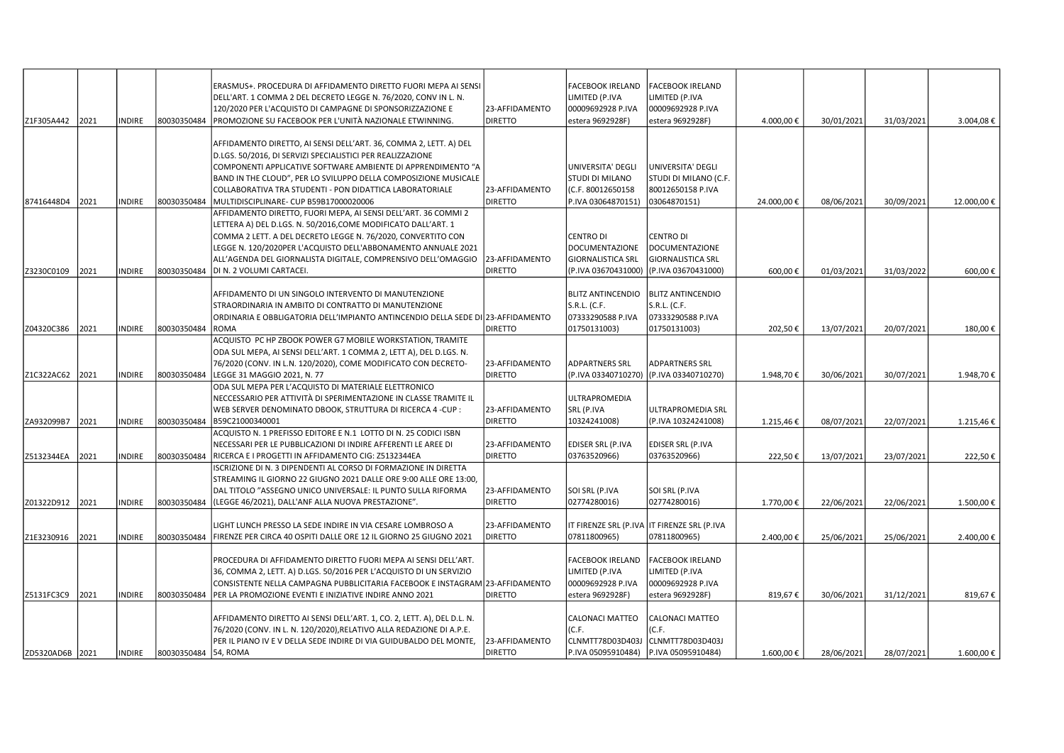| | | | | | | | | | | | |
|---|---|---|---|---|---|---|---|---|---|---|---|
| Z1F305A442 | 2021 | INDIRE | 80030350484 | ERASMUS+. PROCEDURA DI AFFIDAMENTO DIRETTO FUORI MEPA AI SENSI DELL'ART. 1 COMMA 2 DEL DECRETO LEGGE N. 76/2020, CONV IN L. N. 120/2020 PER L'ACQUISTO DI CAMPAGNE DI SPONSORIZZAZIONE E PROMOZIONE SU FACEBOOK PER L'UNITÀ NAZIONALE ETWINNING. | 23-AFFIDAMENTO DIRETTO | FACEBOOK IRELAND LIMITED (P.IVA 00009692928 P.IVA estera 9692928F) | FACEBOOK IRELAND LIMITED (P.IVA 00009692928 P.IVA estera 9692928F) | 4.000,00 € | 30/01/2021 | 31/03/2021 | 3.004,08 € |
| 87416448D4 | 2021 | INDIRE | 80030350484 | AFFIDAMENTO DIRETTO, AI SENSI DELL'ART. 36, COMMA 2, LETT. A) DEL D.LGS. 50/2016, DI SERVIZI SPECIALISTICI PER REALIZZAZIONE COMPONENTI APPLICATIVE SOFTWARE AMBIENTE DI APPRENDIMENTO "A BAND IN THE CLOUD", PER LO SVILUPPO DELLA COMPOSIZIONE MUSICALE COLLABORATIVA TRA STUDENTI - PON DIDATTICA LABORATORIALE MULTIDISCIPLINARE- CUP B59B17000020006 | 23-AFFIDAMENTO DIRETTO | UNIVERSITA' DEGLI STUDI DI MILANO (C.F. 80012650158 P.IVA 03064870151) | UNIVERSITA' DEGLI STUDI DI MILANO (C.F. 80012650158 P.IVA 03064870151) | 24.000,00 € | 08/06/2021 | 30/09/2021 | 12.000,00 € |
| Z3230C0109 | 2021 | INDIRE | 80030350484 | AFFIDAMENTO DIRETTO, FUORI MEPA, AI SENSI DELL'ART. 36 COMMI 2 LETTERA A) DEL D.LGS. N. 50/2016,COME MODIFICATO DALL'ART. 1 COMMA 2 LETT. A DEL DECRETO LEGGE N. 76/2020, CONVERTITO CON LEGGE N. 120/2020PER L'ACQUISTO DELL'ABBONAMENTO ANNUALE 2021 ALL'AGENDA DEL GIORNALISTA DIGITALE, COMPRENSIVO DELL'OMAGGIO DI N. 2 VOLUMI CARTACEI. | 23-AFFIDAMENTO DIRETTO | CENTRO DI DOCUMENTAZIONE GIORNALISTICA SRL (P.IVA 03670431000) | CENTRO DI DOCUMENTAZIONE GIORNALISTICA SRL (P.IVA 03670431000) | 600,00 € | 01/03/2021 | 31/03/2022 | 600,00 € |
| Z04320C386 | 2021 | INDIRE | 80030350484 | AFFIDAMENTO DI UN SINGOLO INTERVENTO DI MANUTENZIONE STRAORDINARIA IN AMBITO DI CONTRATTO DI MANUTENZIONE ORDINARIA E OBBLIGATORIA DELL'IMPIANTO ANTINCENDIO DELLA SEDE DI ROMA | 23-AFFIDAMENTO DIRETTO | BLITZ ANTINCENDIO S.R.L. (C.F. 07333290588 P.IVA 01750131003) | BLITZ ANTINCENDIO S.R.L. (C.F. 07333290588 P.IVA 01750131003) | 202,50 € | 13/07/2021 | 20/07/2021 | 180,00 € |
| Z1C322AC62 | 2021 | INDIRE | 80030350484 | ACQUISTO PC HP ZBOOK POWER G7 MOBILE WORKSTATION, TRAMITE ODA SUL MEPA, AI SENSI DELL'ART. 1 COMMA 2, LETT A), DEL D.LGS. N. 76/2020 (CONV. IN L.N. 120/2020), COME MODIFICATO CON DECRETO-LEGGE 31 MAGGIO 2021, N. 77 | 23-AFFIDAMENTO DIRETTO | ADPARTNERS SRL (P.IVA 03340710270) | ADPARTNERS SRL (P.IVA 03340710270) | 1.948,70 € | 30/06/2021 | 30/07/2021 | 1.948,70 € |
| ZA932099B7 | 2021 | INDIRE | 80030350484 | ODA SUL MEPA PER L'ACQUISTO DI MATERIALE ELETTRONICO NECCESSARIO PER ATTIVITÀ DI SPERIMENTAZIONE IN CLASSE TRAMITE IL WEB SERVER DENOMINATO DBOOK, STRUTTURA DI RICERCA 4 -CUP : B59C21000340001 | 23-AFFIDAMENTO DIRETTO | ULTRAPROMEDIA SRL (P.IVA 10324241008) | ULTRAPROMEDIA SRL (P.IVA 10324241008) | 1.215,46 € | 08/07/2021 | 22/07/2021 | 1.215,46 € |
| Z5132344EA | 2021 | INDIRE | 80030350484 | ACQUISTO N. 1 PREFISSO EDITORE E N.1 LOTTO DI N. 25 CODICI ISBN NECESSARI PER LE PUBBLICAZIONI DI INDIRE AFFERENTI LE AREE DI RICERCA E I PROGETTI IN AFFIDAMENTO CIG: Z5132344EA | 23-AFFIDAMENTO DIRETTO | EDISER SRL (P.IVA 03763520966) | EDISER SRL (P.IVA 03763520966) | 222,50 € | 13/07/2021 | 23/07/2021 | 222,50 € |
| Z01322D912 | 2021 | INDIRE | 80030350484 | ISCRIZIONE DI N. 3 DIPENDENTI AL CORSO DI FORMAZIONE IN DIRETTA STREAMING IL GIORNO 22 GIUGNO 2021 DALLE ORE 9:00 ALLE ORE 13:00, DAL TITOLO "ASSEGNO UNICO UNIVERSALE: IL PUNTO SULLA RIFORMA (LEGGE 46/2021), DALL'ANF ALLA NUOVA PRESTAZIONE". | 23-AFFIDAMENTO DIRETTO | SOI SRL (P.IVA 02774280016) | SOI SRL (P.IVA 02774280016) | 1.770,00 € | 22/06/2021 | 22/06/2021 | 1.500,00 € |
| Z1E3230916 | 2021 | INDIRE | 80030350484 | LIGHT LUNCH PRESSO LA SEDE INDIRE IN VIA CESARE LOMBROSO A FIRENZE PER CIRCA 40 OSPITI DALLE ORE 12 IL GIORNO 25 GIUGNO 2021 | 23-AFFIDAMENTO DIRETTO | IT FIRENZE SRL (P.IVA 07811800965) | IT FIRENZE SRL (P.IVA 07811800965) | 2.400,00 € | 25/06/2021 | 25/06/2021 | 2.400,00 € |
| Z5131FC3C9 | 2021 | INDIRE | 80030350484 | PROCEDURA DI AFFIDAMENTO DIRETTO FUORI MEPA AI SENSI DELL'ART. 36, COMMA 2, LETT. A) D.LGS. 50/2016 PER L'ACQUISTO DI UN SERVIZIO CONSISTENTE NELLA CAMPAGNA PUBBLICITARIA FACEBOOK E INSTAGRAM PER LA PROMOZIONE EVENTI E INIZIATIVE INDIRE ANNO 2021 | 23-AFFIDAMENTO DIRETTO | FACEBOOK IRELAND LIMITED (P.IVA 00009692928 P.IVA estera 9692928F) | FACEBOOK IRELAND LIMITED (P.IVA 00009692928 P.IVA estera 9692928F) | 819,67 € | 30/06/2021 | 31/12/2021 | 819,67 € |
| ZD5320AD6B | 2021 | INDIRE | 80030350484 | AFFIDAMENTO DIRETTO AI SENSI DELL'ART. 1, CO. 2, LETT. A), DEL D.L. N. 76/2020 (CONV. IN L. N. 120/2020),RELATIVO ALLA REDAZIONE DI A.P.E. PER IL PIANO IV E V DELLA SEDE INDIRE DI VIA GUIDUBALDO DEL MONTE, 54, ROMA | 23-AFFIDAMENTO DIRETTO | CALONACI MATTEO (C.F. CLNMTT78D03D403J P.IVA 05095910484) | CALONACI MATTEO (C.F. CLNMTT78D03D403J P.IVA 05095910484) | 1.600,00 € | 28/06/2021 | 28/07/2021 | 1.600,00 € |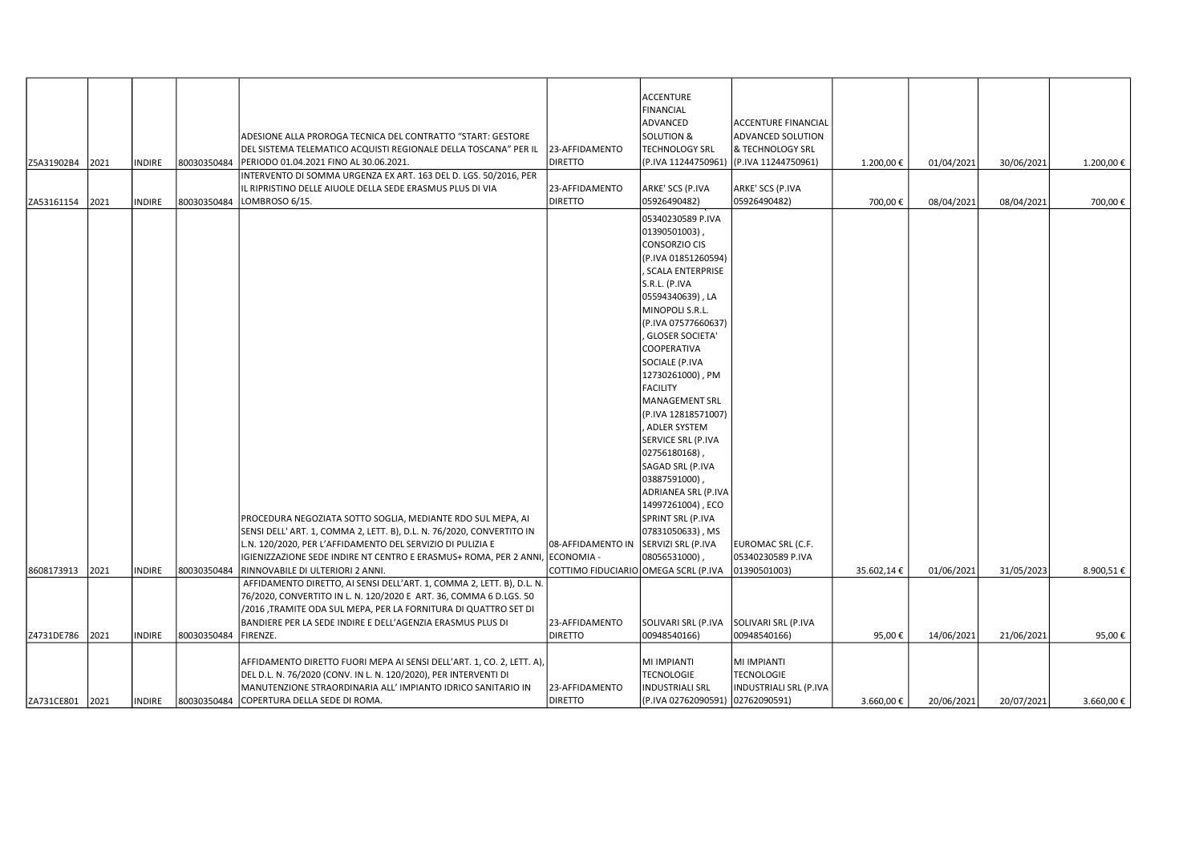| | | | | | | | | | | | |
|---|---|---|---|---|---|---|---|---|---|---|---|
| Z5A31902B4 | 2021 | INDIRE | 80030350484 | ADESIONE ALLA PROROGA TECNICA DEL CONTRATTO "START: GESTORE DEL SISTEMA TELEMATICO ACQUISTI REGIONALE DELLA TOSCANA" PER IL PERIODO 01.04.2021 FINO AL 30.06.2021. | 23-AFFIDAMENTO DIRETTO | ACCENTURE FINANCIAL ADVANCED SOLUTION & TECHNOLOGY SRL (P.IVA 11244750961) | ACCENTURE FINANCIAL ADVANCED SOLUTION & TECHNOLOGY SRL (P.IVA 11244750961) | 1.200,00 € | 01/04/2021 | 30/06/2021 | 1.200,00 € |
| ZA53161154 | 2021 | INDIRE | 80030350484 | INTERVENTO DI SOMMA URGENZA EX ART. 163 DEL D. LGS. 50/2016, PER IL RIPRISTINO DELLE AIUOLE DELLA SEDE ERASMUS PLUS DI VIA LOMBROSO 6/15. | 23-AFFIDAMENTO DIRETTO | ARKE' SCS (P.IVA 05926490482) | ARKE' SCS (P.IVA 05926490482) | 700,00 € | 08/04/2021 | 08/04/2021 | 700,00 € |
| 8608173913 | 2021 | INDIRE | 80030350484 | PROCEDURA NEGOZIATA SOTTO SOGLIA, MEDIANTE RDO SUL MEPA, AI SENSI DELL' ART. 1, COMMA 2, LETT. B), D.L. N. 76/2020, CONVERTITO IN L.N. 120/2020, PER L'AFFIDAMENTO DEL SERVIZIO DI PULIZIA E IGIENIZZAZIONE SEDE INDIRE NT CENTRO E ERASMUS+ ROMA, PER 2 ANNI, RINNOVABILE DI ULTERIORI 2 ANNI. | 08-AFFIDAMENTO IN ECONOMIA - COTTIMO FIDUCIARIO | OMEGA SCRL (P.IVA 08056531000), MS SERVIZI SRL (P.IVA 07831050633), ECO SPRINT SRL (P.IVA 14997261004), ADRIANEA SRL (P.IVA 03887591000), SAGAD SRL (P.IVA 02756180168), ADLER SYSTEM SERVICE SRL (P.IVA 12818571007), PM FACILITY MANAGEMENT SRL (P.IVA 12730261000), GLOSER SOCIETA' COOPERATIVA SOCIALE (P.IVA 07577660637), LA MINOPOLI S.R.L. (P.IVA 05594340639), SCALA ENTERPRISE S.R.L. (P.IVA 01851260594), CONSORZIO CIS (P.IVA 01390501003), 05340230589 P.IVA | EUROMAC SRL (C.F. 05340230589 P.IVA 01390501003) | 35.602,14 € | 01/06/2021 | 31/05/2023 | 8.900,51 € |
| Z4731DE786 | 2021 | INDIRE | 80030350484 | AFFIDAMENTO DIRETTO, AI SENSI DELL'ART. 1, COMMA 2, LETT. B), D.L. N. 76/2020, CONVERTITO IN L. N. 120/2020 E ART. 36, COMMA 6 D.LGS. 50 /2016 ,TRAMITE ODA SUL MEPA, PER LA FORNITURA DI QUATTRO SET DI BANDIERE PER LA SEDE INDIRE E DELL'AGENZIA ERASMUS PLUS DI FIRENZE. | 23-AFFIDAMENTO DIRETTO | SOLIVARI SRL (P.IVA 00948540166) | SOLIVARI SRL (P.IVA 00948540166) | 95,00 € | 14/06/2021 | 21/06/2021 | 95,00 € |
| ZA731CE801 | 2021 | INDIRE | 80030350484 | AFFIDAMENTO DIRETTO FUORI MEPA AI SENSI DELL'ART. 1, CO. 2, LETT. A), DEL D.L. N. 76/2020 (CONV. IN L. N. 120/2020), PER INTERVENTI DI MANUTENZIONE STRAORDINARIA ALL' IMPIANTO IDRICO SANITARIO IN COPERTURA DELLA SEDE DI ROMA. | 23-AFFIDAMENTO DIRETTO | MI IMPIANTI TECNOLOGIE INDUSTRIALI SRL (P.IVA 02762090591) | MI IMPIANTI TECNOLOGIE INDUSTRIALI SRL (P.IVA 02762090591) | 3.660,00 € | 20/06/2021 | 20/07/2021 | 3.660,00 € |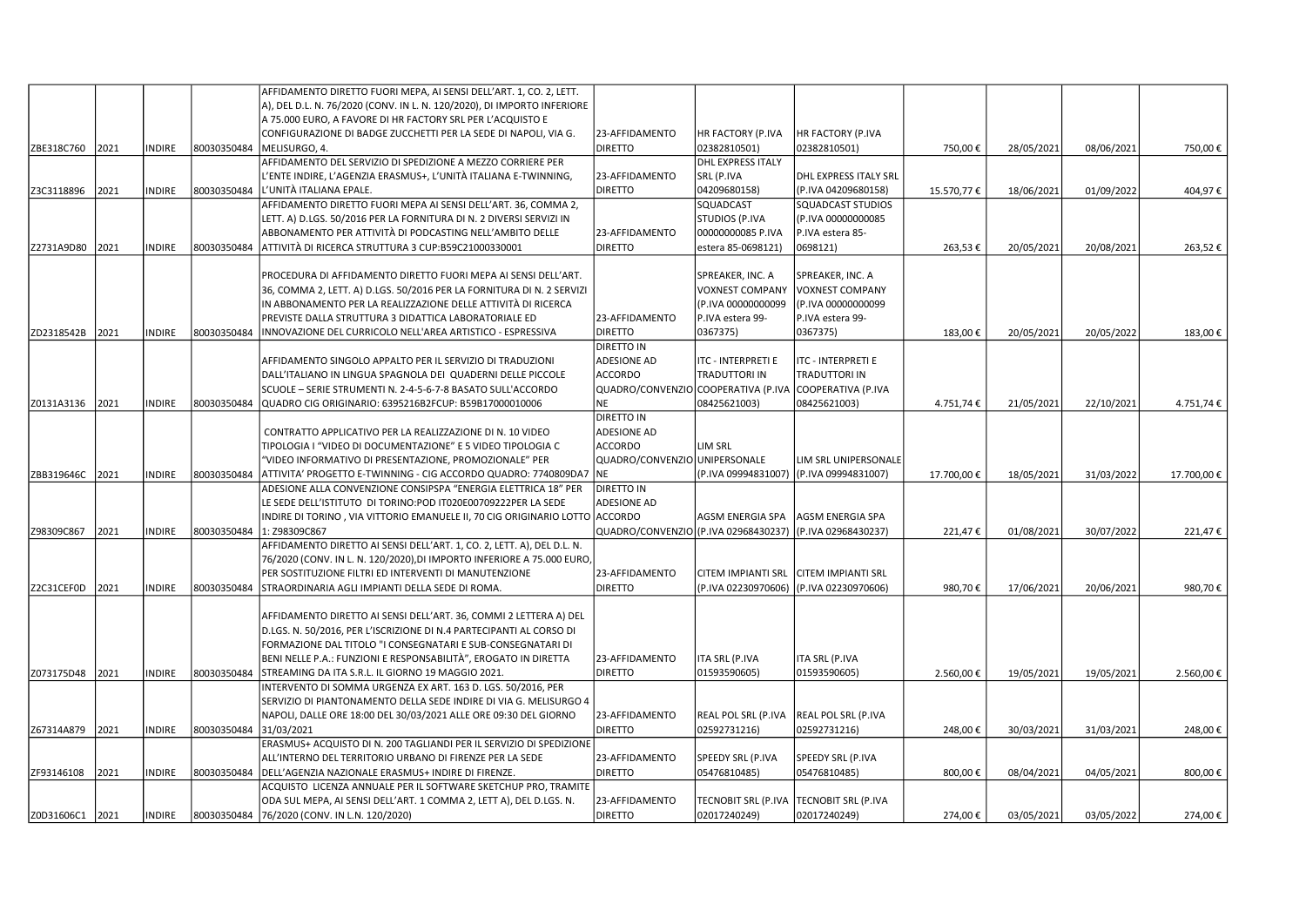| | | | | | | | | | | | |
|---|---|---|---|---|---|---|---|---|---|---|---|
| ZBE318C760 | 2021 | INDIRE | 80030350484 | AFFIDAMENTO DIRETTO FUORI MEPA, AI SENSI DELL'ART. 1, CO. 2, LETT. A), DEL D.L. N. 76/2020 (CONV. IN L. N. 120/2020), DI IMPORTO INFERIORE A 75.000 EURO, A FAVORE DI HR FACTORY SRL PER L'ACQUISTO E CONFIGURAZIONE DI BADGE ZUCCHETTI PER LA SEDE DI NAPOLI, VIA G. MELISURGO, 4. | 23-AFFIDAMENTO DIRETTO | HR FACTORY (P.IVA 02382810501) | HR FACTORY (P.IVA 02382810501) | 750,00 € | 28/05/2021 | 08/06/2021 | 750,00 € |
| Z3C3118896 | 2021 | INDIRE | 80030350484 | AFFIDAMENTO DEL SERVIZIO DI SPEDIZIONE A MEZZO CORRIERE PER L'ENTE INDIRE, L'AGENZIA ERASMUS+, L'UNITÀ ITALIANA E-TWINNING, L'UNITÀ ITALIANA EPALE. | 23-AFFIDAMENTO DIRETTO | DHL EXPRESS ITALY SRL (P.IVA 04209680158) | DHL EXPRESS ITALY SRL (P.IVA 04209680158) | 15.570,77 € | 18/06/2021 | 01/09/2022 | 404,97 € |
| Z2731A9D80 | 2021 | INDIRE | 80030350484 | AFFIDAMENTO DIRETTO FUORI MEPA AI SENSI DELL'ART. 36, COMMA 2, LETT. A) D.LGS. 50/2016 PER LA FORNITURA DI N. 2 DIVERSI SERVIZI IN ABBONAMENTO PER ATTIVITÀ DI PODCASTING NELL'AMBITO DELLE ATTIVITÀ DI RICERCA STRUTTURA 3 CUP:B59C21000330001 | 23-AFFIDAMENTO DIRETTO | SQUADCAST STUDIOS (P.IVA 00000000085 P.IVA estera 85-0698121) | SQUADCAST STUDIOS (P.IVA 00000000085 P.IVA estera 85-0698121) | 263,53 € | 20/05/2021 | 20/08/2021 | 263,52 € |
| ZD2318542B | 2021 | INDIRE | 80030350484 | PROCEDURA DI AFFIDAMENTO DIRETTO FUORI MEPA AI SENSI DELL'ART. 36, COMMA 2, LETT. A) D.LGS. 50/2016 PER LA FORNITURA DI N. 2 SERVIZI IN ABBONAMENTO PER LA REALIZZAZIONE DELLE ATTIVITÀ DI RICERCA PREVISTE DALLA STRUTTURA 3 DIDATTICA LABORATORIALE ED INNOVAZIONE DEL CURRICOLO NELL'AREA ARTISTICO - ESPRESSIVA | 23-AFFIDAMENTO DIRETTO | SPREAKER, INC. A VOXNEST COMPANY (P.IVA 00000000099 P.IVA estera 99-0367375) | SPREAKER, INC. A VOXNEST COMPANY (P.IVA 00000000099 P.IVA estera 99-0367375) | 183,00 € | 20/05/2021 | 20/05/2022 | 183,00 € |
| Z0131A3136 | 2021 | INDIRE | 80030350484 | AFFIDAMENTO SINGOLO APPALTO PER IL SERVIZIO DI TRADUZIONI DALL'ITALIANO IN LINGUA SPAGNOLA DEI QUADERNI DELLE PICCOLE SCUOLE – SERIE STRUMENTI N. 2-4-5-6-7-8 BASATO SULL'ACCORDO QUADRO CIG ORIGINARIO: 6395216B2FCUP: B59B17000010006 | DIRETTO IN ADESIONE AD ACCORDO QUADRO/CONVENZIONE | ITC - INTERPRETI E TRADUTTORI IN COOPERATIVA (P.IVA 08425621003) | ITC - INTERPRETI E TRADUTTORI IN COOPERATIVA (P.IVA 08425621003) | 4.751,74 € | 21/05/2021 | 22/10/2021 | 4.751,74 € |
| ZBB319646C | 2021 | INDIRE | 80030350484 | CONTRATTO APPLICATIVO PER LA REALIZZAZIONE DI N. 10 VIDEO TIPOLOGIA I "VIDEO DI DOCUMENTAZIONE" E 5 VIDEO TIPOLOGIA C "VIDEO INFORMATIVO DI PRESENTAZIONE, PROMOZIONALE" PER ATTIVITA' PROGETTO E-TWINNING - CIG ACCORDO QUADRO: 7740809DA7 | DIRETTO IN ADESIONE AD ACCORDO QUADRO/CONVENZIONE | LIM SRL UNIPERSONALE (P.IVA 09994831007) | LIM SRL UNIPERSONALE (P.IVA 09994831007) | 17.700,00 € | 18/05/2021 | 31/03/2022 | 17.700,00 € |
| Z98309C867 | 2021 | INDIRE | 80030350484 | ADESIONE ALLA CONVENZIONE CONSIPSPA "ENERGIA ELETTRICA 18" PER LE SEDE DELL'ISTITUTO DI TORINO:POD IT020E00709222PER LA SEDE INDIRE DI TORINO , VIA VITTORIO EMANUELE II, 70 CIG ORIGINARIO LOTTO 1: Z98309C867 | DIRETTO IN ADESIONE AD ACCORDO QUADRO/CONVENZIO | AGSM ENERGIA SPA (P.IVA 02968430237) | AGSM ENERGIA SPA (P.IVA 02968430237) | 221,47 € | 01/08/2021 | 30/07/2022 | 221,47 € |
| Z2C31CEF0D | 2021 | INDIRE | 80030350484 | AFFIDAMENTO DIRETTO AI SENSI DELL'ART. 1, CO. 2, LETT. A), DEL D.L. N. 76/2020 (CONV. IN L. N. 120/2020),DI IMPORTO INFERIORE A 75.000 EURO, PER SOSTITUZIONE FILTRI ED INTERVENTI DI MANUTENZIONE STRAORDINARIA AGLI IMPIANTI DELLA SEDE DI ROMA. | 23-AFFIDAMENTO DIRETTO | CITEM IMPIANTI SRL (P.IVA 02230970606) | CITEM IMPIANTI SRL (P.IVA 02230970606) | 980,70 € | 17/06/2021 | 20/06/2021 | 980,70 € |
| Z073175D48 | 2021 | INDIRE | 80030350484 | AFFIDAMENTO DIRETTO AI SENSI DELL'ART. 36, COMMI 2 LETTERA A) DEL D.LGS. N. 50/2016, PER L'ISCRIZIONE DI N.4 PARTECIPANTI AL CORSO DI FORMAZIONE DAL TITOLO "I CONSEGNATARI E SUB-CONSEGNATARI DI BENI NELLE P.A.: FUNZIONI E RESPONSABILITÀ", EROGATO IN DIRETTA STREAMING DA ITA S.R.L. IL GIORNO 19 MAGGIO 2021. | 23-AFFIDAMENTO DIRETTO | ITA SRL (P.IVA 01593590605) | ITA SRL (P.IVA 01593590605) | 2.560,00 € | 19/05/2021 | 19/05/2021 | 2.560,00 € |
| Z67314A879 | 2021 | INDIRE | 80030350484 | INTERVENTO DI SOMMA URGENZA EX ART. 163 D. LGS. 50/2016, PER SERVIZIO DI PIANTONAMENTO DELLA SEDE INDIRE DI VIA G. MELISURGO 4 NAPOLI, DALLE ORE 18:00 DEL 30/03/2021 ALLE ORE 09:30 DEL GIORNO 31/03/2021 | 23-AFFIDAMENTO DIRETTO | REAL POL SRL (P.IVA 02592731216) | REAL POL SRL (P.IVA 02592731216) | 248,00 € | 30/03/2021 | 31/03/2021 | 248,00 € |
| ZF93146108 | 2021 | INDIRE | 80030350484 | ERASMUS+ ACQUISTO DI N. 200 TAGLIANDI PER IL SERVIZIO DI SPEDIZIONE ALL'INTERNO DEL TERRITORIO URBANO DI FIRENZE PER LA SEDE DELL'AGENZIA NAZIONALE ERASMUS+ INDIRE DI FIRENZE. | 23-AFFIDAMENTO DIRETTO | SPEEDY SRL (P.IVA 05476810485) | SPEEDY SRL (P.IVA 05476810485) | 800,00 € | 08/04/2021 | 04/05/2021 | 800,00 € |
| Z0D31606C1 | 2021 | INDIRE | 80030350484 | ACQUISTO LICENZA ANNUALE PER IL SOFTWARE SKETCHUP PRO, TRAMITE ODA SUL MEPA, AI SENSI DELL'ART. 1 COMMA 2, LETT A), DEL D.LGS. N. 76/2020 (CONV. IN L.N. 120/2020) | 23-AFFIDAMENTO DIRETTO | TECNOBIT SRL (P.IVA 02017240249) | TECNOBIT SRL (P.IVA 02017240249) | 274,00 € | 03/05/2021 | 03/05/2022 | 274,00 € |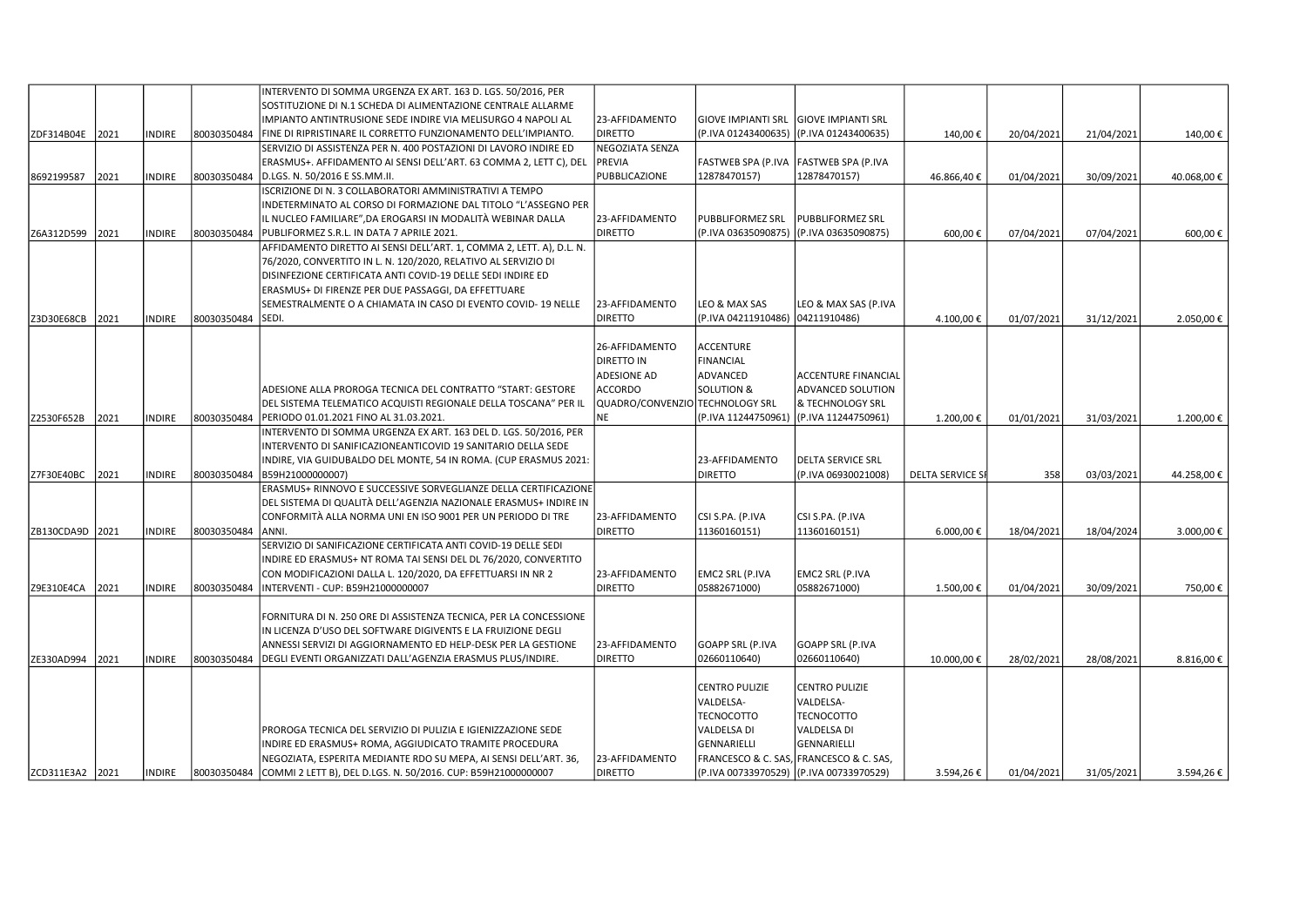| | | | | | | | | | | | |
|---|---|---|---|---|---|---|---|---|---|---|---|
| ZDF314B04E | 2021 | INDIRE | 80030350484 | INTERVENTO DI SOMMA URGENZA EX ART. 163 D. LGS. 50/2016, PER SOSTITUZIONE DI N.1 SCHEDA DI ALIMENTAZIONE CENTRALE ALLARME IMPIANTO ANTINTRUSIONE SEDE INDIRE VIA MELISURGO 4 NAPOLI AL FINE DI RIPRISTINARE IL CORRETTO FUNZIONAMENTO DELL'IMPIANTO. | 23-AFFIDAMENTO DIRETTO | GIOVE IMPIANTI SRL (P.IVA 01243400635) | GIOVE IMPIANTI SRL (P.IVA 01243400635) | 140,00 € | 20/04/2021 | 21/04/2021 | 140,00 € |
| 8692199587 | 2021 | INDIRE | 80030350484 | SERVIZIO DI ASSISTENZA PER N. 400 POSTAZIONI DI LAVORO INDIRE ED ERASMUS+. AFFIDAMENTO AI SENSI DELL'ART. 63 COMMA 2, LETT C), DEL D.LGS. N. 50/2016 E SS.MM.II. | NEGOZIATA SENZA PREVIA PUBBLICAZIONE | FASTWEB SPA (P.IVA 12878470157) | FASTWEB SPA (P.IVA 12878470157) | 46.866,40 € | 01/04/2021 | 30/09/2021 | 40.068,00 € |
| Z6A312D599 | 2021 | INDIRE | 80030350484 | ISCRIZIONE DI N. 3 COLLABORATORI AMMINISTRATIVI A TEMPO INDETERMINATO AL CORSO DI FORMAZIONE DAL TITOLO "L'ASSEGNO PER IL NUCLEO FAMILIARE",DA EROGARSI IN MODALITÀ WEBINAR DALLA PUBLIFORMEZ S.R.L. IN DATA 7 APRILE 2021. | 23-AFFIDAMENTO DIRETTO | PUBBLIFORMEZ SRL (P.IVA 03635090875) | PUBBLIFORMEZ SRL (P.IVA 03635090875) | 600,00 € | 07/04/2021 | 07/04/2021 | 600,00 € |
| Z3D30E68CB | 2021 | INDIRE | 80030350484 | AFFIDAMENTO DIRETTO AI SENSI DELL'ART. 1, COMMA 2, LETT. A), D.L. N. 76/2020, CONVERTITO IN L. N. 120/2020, RELATIVO AL SERVIZIO DI DISINFEZIONE CERTIFICATA ANTI COVID-19 DELLE SEDI INDIRE ED ERASMUS+ DI FIRENZE PER DUE PASSAGGI, DA EFFETTUARE SEMESTRALMENTE O A CHIAMATA IN CASO DI EVENTO COVID- 19 NELLE SEDI. | 23-AFFIDAMENTO DIRETTO | LEO & MAX SAS (P.IVA 04211910486) | LEO & MAX SAS (P.IVA 04211910486) | 4.100,00 € | 01/07/2021 | 31/12/2021 | 2.050,00 € |
| Z2530F652B | 2021 | INDIRE | 80030350484 | ADESIONE ALLA PROROGA TECNICA DEL CONTRATTO "START: GESTORE DEL SISTEMA TELEMATICO ACQUISTI REGIONALE DELLA TOSCANA" PER IL PERIODO 01.01.2021 FINO AL 31.03.2021. | 26-AFFIDAMENTO DIRETTO IN ADESIONE AD ACCORDO QUADRO/CONVENZIONE | ACCENTURE FINANCIAL ADVANCED SOLUTION & TECHNOLOGY SRL (P.IVA 11244750961) | ACCENTURE FINANCIAL ADVANCED SOLUTION & TECHNOLOGY SRL (P.IVA 11244750961) | 1.200,00 € | 01/01/2021 | 31/03/2021 | 1.200,00 € |
| Z7F30E40BC | 2021 | INDIRE | 80030350484 | INTERVENTO DI SOMMA URGENZA EX ART. 163 DEL D. LGS. 50/2016, PER INTERVENTO DI SANIFICAZIONEANTICOVID 19 SANITARIO DELLA SEDE INDIRE, VIA GUIDUBALDO DEL MONTE, 54 IN ROMA. (CUP ERASMUS 2021: B59H21000000007) | | 23-AFFIDAMENTO DIRETTO | DELTA SERVICE SRL (P.IVA 06930021008) | DELTA SERVICE SI | 358 | 03/03/2021 | 44.258,00 € |
| ZB130CDA9D | 2021 | INDIRE | 80030350484 | ERASMUS+ RINNOVO E SUCCESSIVE SORVEGLIANZE DELLA CERTIFICAZIONE DEL SISTEMA DI QUALITÀ DELL'AGENZIA NAZIONALE ERASMUS+ INDIRE IN CONFORMITÀ ALLA NORMA UNI EN ISO 9001 PER UN PERIODO DI TRE ANNI. | 23-AFFIDAMENTO DIRETTO | CSI S.PA. (P.IVA 11360160151) | CSI S.PA. (P.IVA 11360160151) | 6.000,00 € | 18/04/2021 | 18/04/2024 | 3.000,00 € |
| Z9E310E4CA | 2021 | INDIRE | 80030350484 | SERVIZIO DI SANIFICAZIONE CERTIFICATA ANTI COVID-19 DELLE SEDI INDIRE ED ERASMUS+ NT ROMA TAI SENSI DEL DL 76/2020, CONVERTITO CON MODIFICAZIONI DALLA L. 120/2020, DA EFFETTUARSI IN NR 2 INTERVENTI - CUP: B59H21000000007 | 23-AFFIDAMENTO DIRETTO | EMC2 SRL (P.IVA 05882671000) | EMC2 SRL (P.IVA 05882671000) | 1.500,00 € | 01/04/2021 | 30/09/2021 | 750,00 € |
| ZE330AD994 | 2021 | INDIRE | 80030350484 | FORNITURA DI N. 250 ORE DI ASSISTENZA TECNICA, PER LA CONCESSIONE IN LICENZA D'USO DEL SOFTWARE DIGIVENTS E LA FRUIZIONE DEGLI ANNESSI SERVIZI DI AGGIORNAMENTO ED HELP-DESK PER LA GESTIONE DEGLI EVENTI ORGANIZZATI DALL'AGENZIA ERASMUS PLUS/INDIRE. | 23-AFFIDAMENTO DIRETTO | GOAPP SRL (P.IVA 02660110640) | GOAPP SRL (P.IVA 02660110640) | 10.000,00 € | 28/02/2021 | 28/08/2021 | 8.816,00 € |
| ZCD311E3A2 | 2021 | INDIRE | 80030350484 | PROROGA TECNICA DEL SERVIZIO DI PULIZIA E IGIENIZZAZIONE SEDE INDIRE ED ERASMUS+ ROMA, AGGIUDICATO TRAMITE PROCEDURA NEGOZIATA, ESPERITA MEDIANTE RDO SU MEPA, AI SENSI DELL'ART. 36, COMMI 2 LETT B), DEL D.LGS. N. 50/2016. CUP: B59H21000000007 | 23-AFFIDAMENTO DIRETTO | CENTRO PULIZIE VALDELSA-TECNOCOTTO VALDELSA DI GENNARIELLI FRANCESCO & C. SAS, (P.IVA 00733970529) | CENTRO PULIZIE VALDELSA-TECNOCOTTO VALDELSA DI GENNARIELLI FRANCESCO & C. SAS, (P.IVA 00733970529) | 3.594,26 € | 01/04/2021 | 31/05/2021 | 3.594,26 € |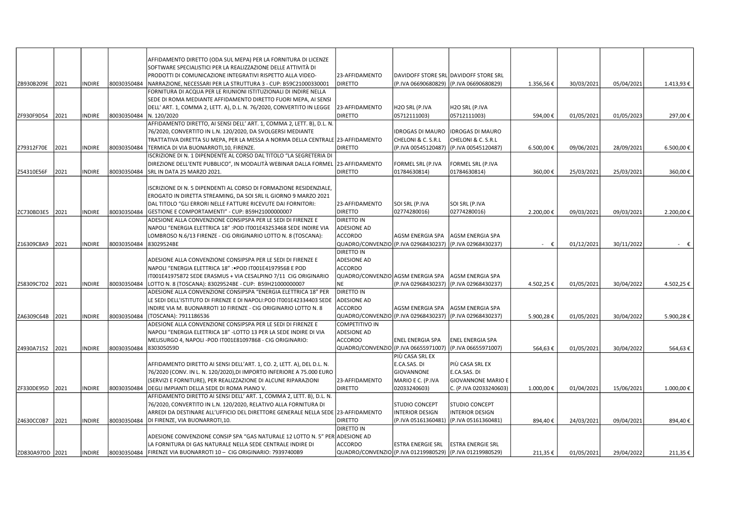| | | | | | | | | | | | |
|---|---|---|---|---|---|---|---|---|---|---|---|
| ZB930B209E | 2021 | INDIRE | 80030350484 | AFFIDAMENTO DIRETTO (ODA SUL MEPA) PER LA FORNITURA DI LICENZE SOFTWARE SPECIALISTICI PER LA REALIZZAZIONE DELLE ATTIVITÀ DI PRODOTTI DI COMUNICAZIONE INTEGRATIVI RISPETTO ALLA VIDEO-NARRAZIONE, NECESSARI PER LA STRUTTURA 3 - CUP: B59C21000330001 | 23-AFFIDAMENTO DIRETTO | DAVIDOFF STORE SRL (P.IVA 06690680829) | DAVIDOFF STORE SRL (P.IVA 06690680829) | 1.356,56 € | 30/03/2021 | 05/04/2021 | 1.413,93 € |
| ZF930F9D54 | 2021 | INDIRE | 80030350484 | FORNITURA DI ACQUA PER LE RIUNIONI ISTITUZIONALI DI INDIRE NELLA SEDE DI ROMA MEDIANTE AFFIDAMENTO DIRETTO FUORI MEPA, AI SENSI DELL' ART. 1, COMMA 2, LETT. A), D.L. N. 76/2020, CONVERTITO IN LEGGE N. 120/2020 | 23-AFFIDAMENTO DIRETTO | H2O SRL (P.IVA 05712111003) | H2O SRL (P.IVA 05712111003) | 594,00 € | 01/05/2021 | 01/05/2023 | 297,00 € |
| Z79312F70E | 2021 | INDIRE | 80030350484 | AFFIDAMENTO DIRETTO, AI SENSI DELL' ART. 1, COMMA 2, LETT. B), D.L. N. 76/2020, CONVERTITO IN L.N. 120/2020, DA SVOLGERSI MEDIANTE TRATTATIVA DIRETTA SU MEPA, PER LA MESSA A NORMA DELLA CENTRALE TERMICA DI VIA BUONARROTI,10, FIRENZE. | 23-AFFIDAMENTO DIRETTO | IDROGAS DI MAURO CHELONI & C. S.R.L (P.IVA 00545120487) | IDROGAS DI MAURO CHELONI & C. S.R.L (P.IVA 00545120487) | 6.500,00 € | 09/06/2021 | 28/09/2021 | 6.500,00 € |
| Z54310E56F | 2021 | INDIRE | 80030350484 | ISCRIZIONE DI N. 1 DIPENDENTE AL CORSO DAL TITOLO "LA SEGRETERIA DI DIREZIONE DELL'ENTE PUBBLICO", IN MODALITÀ WEBINAR DALLA FORMEL SRL IN DATA 25 MARZO 2021. | 23-AFFIDAMENTO DIRETTO | FORMEL SRL (P.IVA 01784630814) | FORMEL SRL (P.IVA 01784630814) | 360,00 € | 25/03/2021 | 25/03/2021 | 360,00 € |
| ZC730BD3E5 | 2021 | INDIRE | 80030350484 | ISCRIZIONE DI N. 5 DIPENDENTI AL CORSO DI FORMAZIONE RESIDENZIALE, EROGATO IN DIRETTA STREAMING, DA SOI SRL IL GIORNO 9 MARZO 2021 DAL TITOLO "GLI ERRORI NELLE FATTURE RICEVUTE DAI FORNITORI: GESTIONE E COMPORTAMENTI" - CUP: B59H21000000007 | 23-AFFIDAMENTO DIRETTO | SOI SRL (P.IVA 02774280016) | SOI SRL (P.IVA 02774280016) | 2.200,00 € | 09/03/2021 | 09/03/2021 | 2.200,00 € |
| Z16309C8A9 | 2021 | INDIRE | 80030350484 | ADESIONE ALLA CONVENZIONE CONSIPSPA PER LE SEDI DI FIRENZE E NAPOLI "ENERGIA ELETTRICA 18" :POD IT001E43253468 SEDE INDIRE VIA LOMBROSO N.6/13 FIRENZE - CIG ORIGINARIO LOTTO N. 8 (TOSCANA): 83029524BE | DIRETTO IN ADESIONE AD ACCORDO QUADRO/CONVENZIO | AGSM ENERGIA SPA (P.IVA 02968430237) | AGSM ENERGIA SPA (P.IVA 02968430237) | - € | 01/12/2021 | 30/11/2022 | - € |
| Z58309C7D2 | 2021 | INDIRE | 80030350484 | ADESIONE ALLA CONVENZIONE CONSIPSPA PER LE SEDI DI FIRENZE E NAPOLI "ENERGIA ELETTRICA 18" :•POD IT001E41979568 E POD IT001E41975872 SEDE ERASMUS + VIA CESALPINO 7/11 CIG ORIGINARIO LOTTO N. 8 (TOSCANA): 83029524BE - CUP: B59H21000000007 | DIRETTO IN ADESIONE AD ACCORDO QUADRO/CONVENZIONE | AGSM ENERGIA SPA (P.IVA 02968430237) | AGSM ENERGIA SPA (P.IVA 02968430237) | 4.502,25 € | 01/05/2021 | 30/04/2022 | 4.502,25 € |
| ZA6309C64B | 2021 | INDIRE | 80030350484 | ADESIONE ALLA CONVENZIONE CONSIPSPA "ENERGIA ELETTRICA 18" PER LE SEDI DELL'ISTITUTO DI FIRENZE E DI NAPOLI:POD IT001E42334403 SEDE INDIRE VIA M. BUONARROTI 10 FIRENZE - CIG ORIGINARIO LOTTO N. 8 (TOSCANA): 7911186536 | DIRETTO IN ADESIONE AD ACCORDO QUADRO/CONVENZIO | AGSM ENERGIA SPA (P.IVA 02968430237) | AGSM ENERGIA SPA (P.IVA 02968430237) | 5.900,28 € | 01/05/2021 | 30/04/2022 | 5.900,28 € |
| Z4930A7152 | 2021 | INDIRE | 80030350484 | ADESIONE ALLA CONVENZIONE CONSIPSPA PER LE SEDI DI FIRENZE E NAPOLI "ENERGIA ELETTRICA 18" -LOTTO 13 PER LA SEDE INDIRE DI VIA MELISURGO 4, NAPOLI -POD IT001E81097868 - CIG ORIGINARIO: 830305059D | COMPETITIVO IN ADESIONE AD ACCORDO QUADRO/CONVENZIO | ENEL ENERGIA SPA (P.IVA 06655971007) | ENEL ENERGIA SPA (P.IVA 06655971007) | 564,63 € | 01/05/2021 | 30/04/2022 | 564,63 € |
| ZF330DE95D | 2021 | INDIRE | 80030350484 | AFFIDAMENTO DIRETTO AI SENSI DELL'ART. 1, CO. 2, LETT. A), DEL D.L. N. 76/2020 (CONV. IN L. N. 120/2020),DI IMPORTO INFERIORE A 75.000 EURO (SERVIZI E FORNITURE), PER REALIZZAZIONE DI ALCUNE RIPARAZIONI DEGLI IMPIANTI DELLA SEDE DI ROMA PIANO V. | 23-AFFIDAMENTO DIRETTO | PIÙ CASA SRL EX E.CA.SAS. DI GIOVANNONE MARIO E C. (P.IVA 02033240603) | PIÙ CASA SRL EX E.CA.SAS. DI GIOVANNONE MARIO E C. (P.IVA 02033240603) | 1.000,00 € | 01/04/2021 | 15/06/2021 | 1.000,00 € |
| Z4630CC0B7 | 2021 | INDIRE | 80030350484 | AFFIDAMENTO DIRETTO AI SENSI DELL' ART. 1, COMMA 2, LETT. B), D.L. N. 76/2020, CONVERTITO IN L.N. 120/2020, RELATIVO ALLA FORNITURA DI ARREDI DA DESTINARE ALL'UFFICIO DEL DIRETTORE GENERALE NELLA SEDE DI FIRENZE, VIA BUONARROTI,10. | 23-AFFIDAMENTO DIRETTO | STUDIO CONCEPT INTERIOR DESIGN (P.IVA 05161360481) | STUDIO CONCEPT INTERIOR DESIGN (P.IVA 05161360481) | 894,40 € | 24/03/2021 | 09/04/2021 | 894,40 € |
| ZD830A97DD | 2021 | INDIRE | 80030350484 | ADESIONE CONVENZIONE CONSIP SPA "GAS NATURALE 12 LOTTO N. 5" PER LA FORNITURA DI GAS NATURALE NELLA SEDE CENTRALE INDIRE DI FIRENZE VIA BUONARROTI 10 – CIG ORIGINARIO: 79397400B9 | DIRETTO IN ADESIONE AD ACCORDO QUADRO/CONVENZIO | ESTRA ENERGIE SRL (P.IVA 01219980529) | ESTRA ENERGIE SRL (P.IVA 01219980529) | 211,35 € | 01/05/2021 | 29/04/2022 | 211,35 € |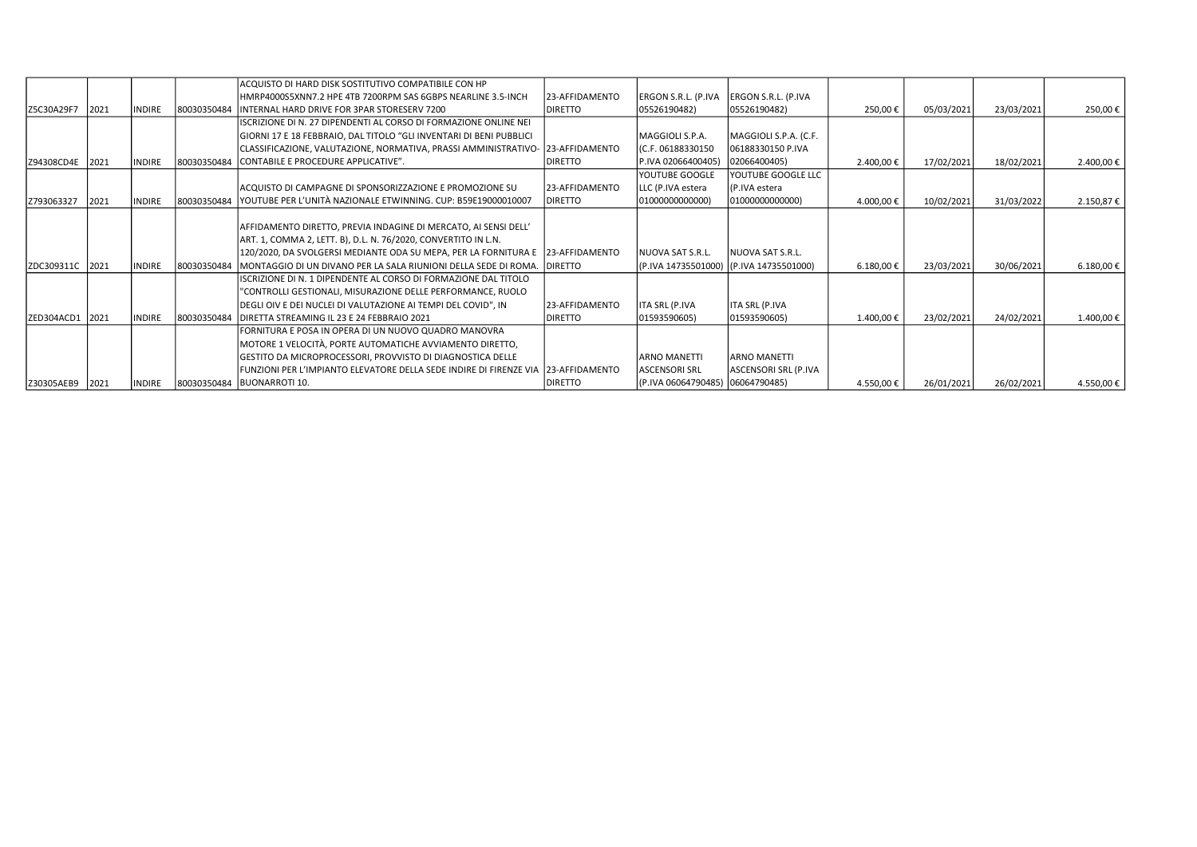| | | | | | | | | | | | |
|---|---|---|---|---|---|---|---|---|---|---|---|
| Z5C30A29F7 | 2021 | INDIRE | 80030350484 | ACQUISTO DI HARD DISK SOSTITUTIVO COMPATIBILE CON HP HMRP4000S5XNN7.2 HPE 4TB 7200RPM SAS 6GBPS NEARLINE 3.5-INCH INTERNAL HARD DRIVE FOR 3PAR STORESERV 7200 | 23-AFFIDAMENTO DIRETTO | ERGON S.R.L. (P.IVA 05526190482) | ERGON S.R.L. (P.IVA 05526190482) | 250,00 € | 05/03/2021 | 23/03/2021 | 250,00 € |
| Z94308CD4E | 2021 | INDIRE | 80030350484 | ISCRIZIONE DI N. 27 DIPENDENTI AL CORSO DI FORMAZIONE ONLINE NEI GIORNI 17 E 18 FEBBRAIO, DAL TITOLO "GLI INVENTARI DI BENI PUBBLICI CLASSIFICAZIONE, VALUTAZIONE, NORMATIVA, PRASSI AMMINISTRATIVO-CONTABILE E PROCEDURE APPLICATIVE". | 23-AFFIDAMENTO DIRETTO | MAGGIOLI S.P.A. (C.F. 06188330150 P.IVA 02066400405) | MAGGIOLI S.P.A. (C.F. 06188330150 P.IVA 02066400405) | 2.400,00 € | 17/02/2021 | 18/02/2021 | 2.400,00 € |
| Z793063327 | 2021 | INDIRE | 80030350484 | ACQUISTO DI CAMPAGNE DI SPONSORIZZAZIONE E PROMOZIONE SU YOUTUBE PER L'UNITÀ NAZIONALE ETWINNING. CUP: B59E19000010007 | 23-AFFIDAMENTO DIRETTO | YOUTUBE GOOGLE LLC (P.IVA estera 01000000000000) | YOUTUBE GOOGLE LLC (P.IVA estera 01000000000000) | 4.000,00 € | 10/02/2021 | 31/03/2022 | 2.150,87 € |
| ZDC309311C | 2021 | INDIRE | 80030350484 | AFFIDAMENTO DIRETTO, PREVIA INDAGINE DI MERCATO, AI SENSI DELL' ART. 1, COMMA 2, LETT. B), D.L. N. 76/2020, CONVERTITO IN L.N. 120/2020, DA SVOLGERSI MEDIANTE ODA SU MEPA, PER LA FORNITURA E MONTAGGIO DI UN DIVANO PER LA SALA RIUNIONI DELLA SEDE DI ROMA. | 23-AFFIDAMENTO DIRETTO | NUOVA SAT S.R.L. (P.IVA 14735501000) | NUOVA SAT S.R.L. (P.IVA 14735501000) | 6.180,00 € | 23/03/2021 | 30/06/2021 | 6.180,00 € |
| ZED304ACD1 | 2021 | INDIRE | 80030350484 | ISCRIZIONE DI N. 1 DIPENDENTE AL CORSO DI FORMAZIONE DAL TITOLO "CONTROLLI GESTIONALI, MISURAZIONE DELLE PERFORMANCE, RUOLO DEGLI OIV E DEI NUCLEI DI VALUTAZIONE AI TEMPI DEL COVID", IN DIRETTA STREAMING IL 23 E 24 FEBBRAIO 2021 | 23-AFFIDAMENTO DIRETTO | ITA SRL (P.IVA 01593590605) | ITA SRL (P.IVA 01593590605) | 1.400,00 € | 23/02/2021 | 24/02/2021 | 1.400,00 € |
| Z30305AEB9 | 2021 | INDIRE | 80030350484 | FORNITURA E POSA IN OPERA DI UN NUOVO QUADRO MANOVRA MOTORE 1 VELOCITÀ, PORTE AUTOMATICHE AVVIAMENTO DIRETTO, GESTITO DA MICROPROCESSORI, PROVVISTO DI DIAGNOSTICA DELLE FUNZIONI PER L'IMPIANTO ELEVATORE DELLA SEDE INDIRE DI FIRENZE VIA BUONARROTI 10. | 23-AFFIDAMENTO DIRETTO | ARNO MANETTI ASCENSORI SRL (P.IVA 06064790485) | ARNO MANETTI ASCENSORI SRL (P.IVA 06064790485) | 4.550,00 € | 26/01/2021 | 26/02/2021 | 4.550,00 € |